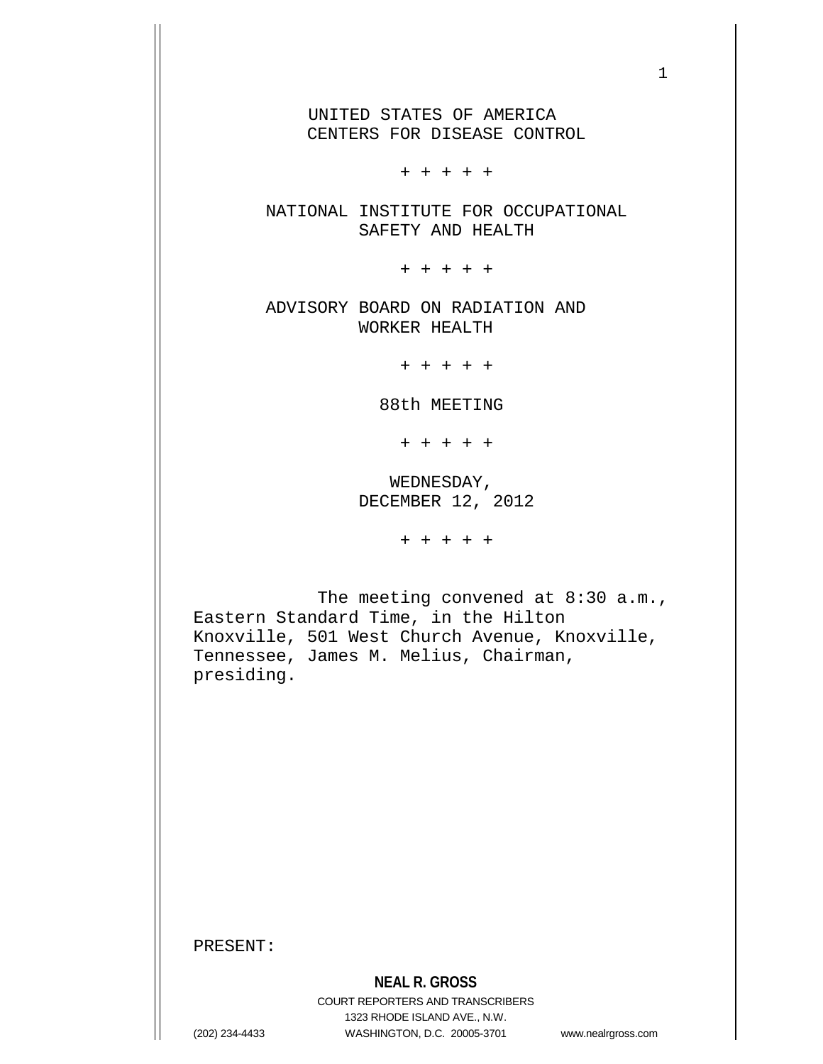UNITED STATES OF AMERICA
CENTERS FOR DISEASE CONTROL

+ + + + +

NATIONAL INSTITUTE FOR OCCUPATIONAL
SAFETY AND HEALTH

+ + + + +

ADVISORY BOARD ON RADIATION AND
WORKER HEALTH

+ + + + +

88th MEETING

+ + + + +

WEDNESDAY,
DECEMBER 12, 2012

+ + + + +

The meeting convened at 8:30 a.m., Eastern Standard Time, in the Hilton Knoxville, 501 West Church Avenue, Knoxville, Tennessee, James M. Melius, Chairman, presiding.

PRESENT: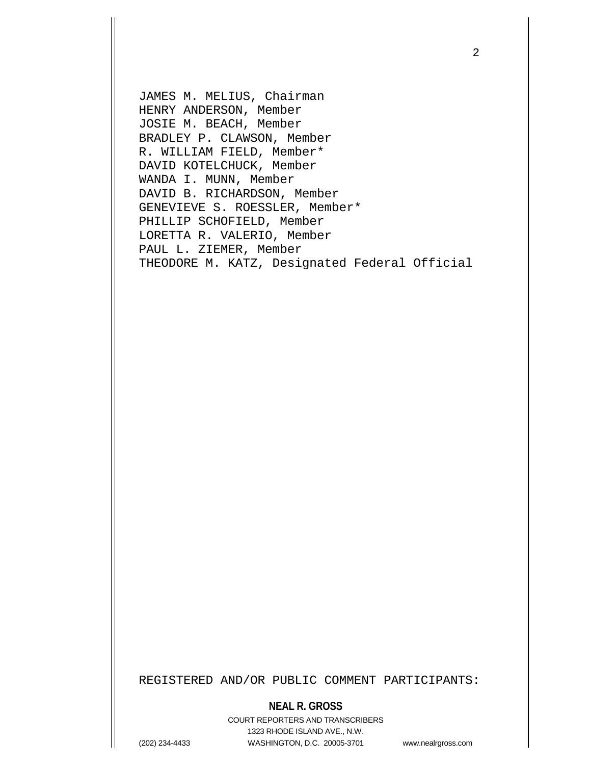JAMES M. MELIUS, Chairman
HENRY ANDERSON, Member
JOSIE M. BEACH, Member
BRADLEY P. CLAWSON, Member
R. WILLIAM FIELD, Member*
DAVID KOTELCHUCK, Member
WANDA I. MUNN, Member
DAVID B. RICHARDSON, Member
GENEVIEVE S. ROESSLER, Member*
PHILLIP SCHOFIELD, Member
LORETTA R. VALERIO, Member
PAUL L. ZIEMER, Member
THEODORE M. KATZ, Designated Federal Official

REGISTERED AND/OR PUBLIC COMMENT PARTICIPANTS: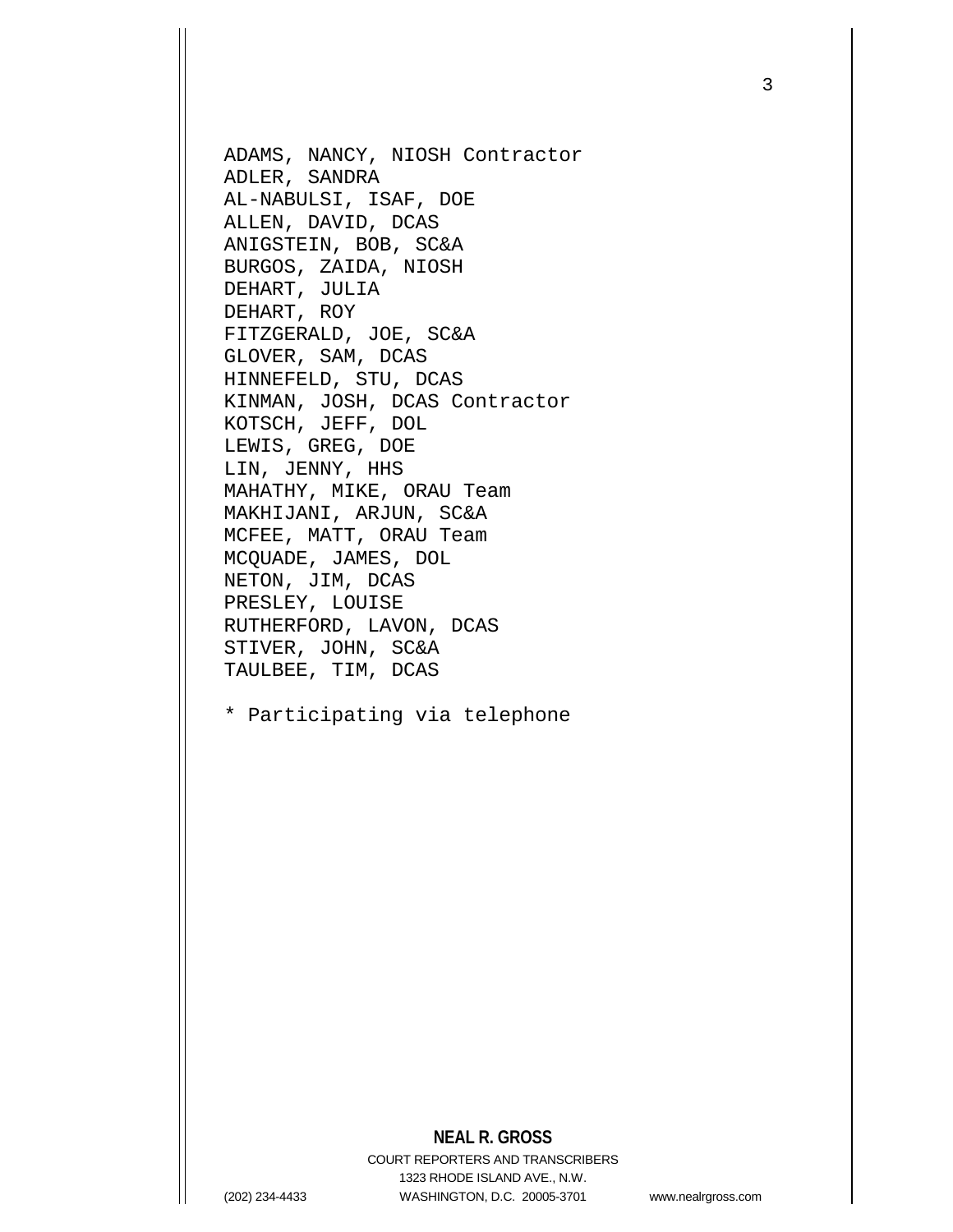ADAMS, NANCY, NIOSH Contractor
ADLER, SANDRA
AL-NABULSI, ISAF, DOE
ALLEN, DAVID, DCAS
ANIGSTEIN, BOB, SC&A
BURGOS, ZAIDA, NIOSH
DEHART, JULIA
DEHART, ROY
FITZGERALD, JOE, SC&A
GLOVER, SAM, DCAS
HINNEFELD, STU, DCAS
KINMAN, JOSH, DCAS Contractor
KOTSCH, JEFF, DOL
LEWIS, GREG, DOE
LIN, JENNY, HHS
MAHATHY, MIKE, ORAU Team
MAKHIJANI, ARJUN, SC&A
MCFEE, MATT, ORAU Team
MCQUADE, JAMES, DOL
NETON, JIM, DCAS
PRESLEY, LOUISE
RUTHERFORD, LAVON, DCAS
STIVER, JOHN, SC&A
TAULBEE, TIM, DCAS

* Participating via telephone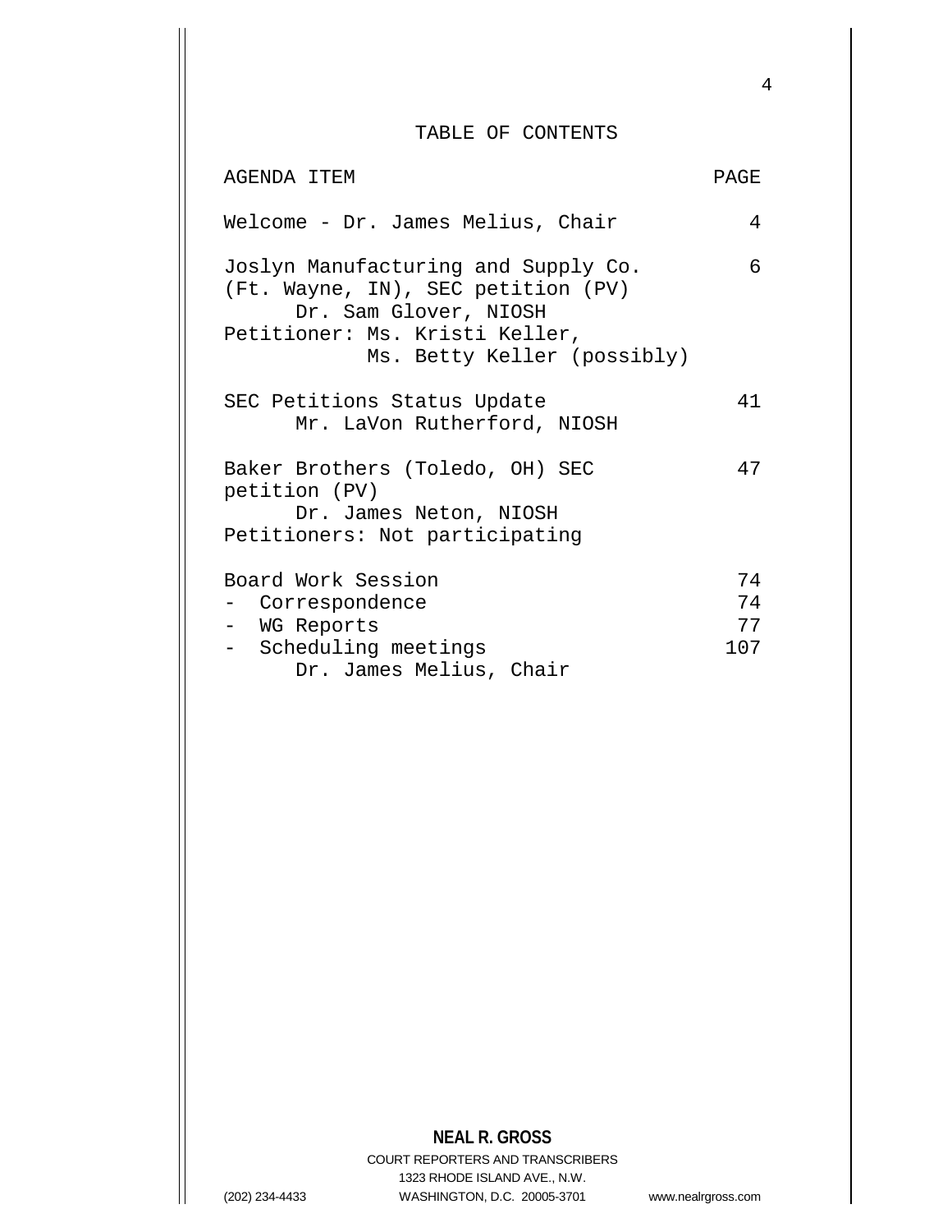# TABLE OF CONTENTS

| AGENDA ITEM | PAGE |
|---|---|
| Welcome - Dr. James Melius, Chair | 4 |
| Joslyn Manufacturing and Supply Co. (Ft. Wayne, IN), SEC petition (PV)<br>Dr. Sam Glover, NIOSH<br>Petitioner: Ms. Kristi Keller, Ms. Betty Keller (possibly) | 6 |
| SEC Petitions Status Update<br>Mr. LaVon Rutherford, NIOSH | 41 |
| Baker Brothers (Toledo, OH) SEC petition (PV)<br>Dr. James Neton, NIOSH<br>Petitioners: Not participating | 47 |
| Board Work Session | 74 |
| - Correspondence | 74 |
| - WG Reports | 77 |
| - Scheduling meetings<br>Dr. James Melius, Chair | 107 |

NEAL R. GROSS
COURT REPORTERS AND TRANSCRIBERS
1323 RHODE ISLAND AVE., N.W.
(202) 234-4433 WASHINGTON, D.C. 20005-3701 www.nealrgross.com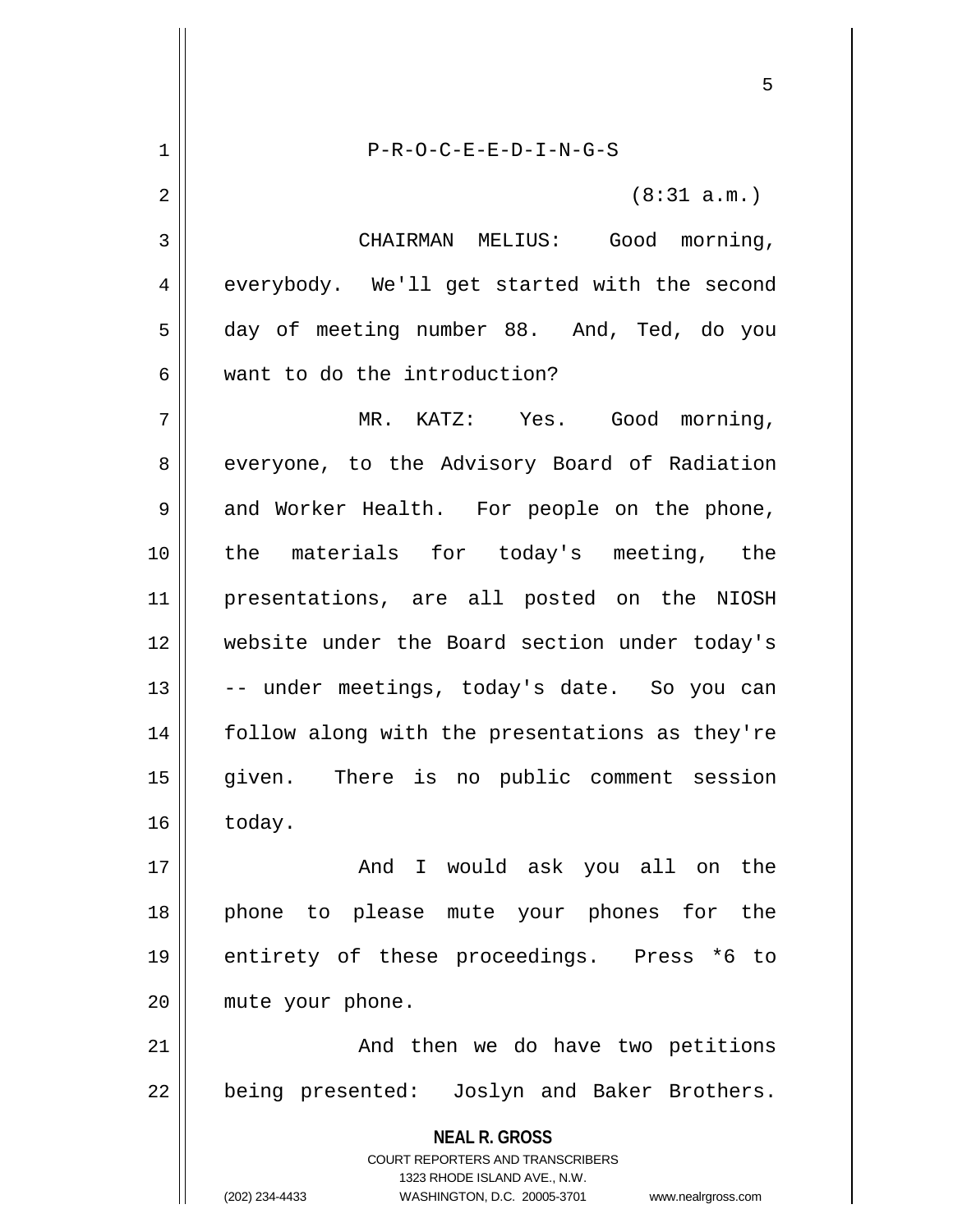P-R-O-C-E-E-D-I-N-G-S

(8:31 a.m.)

CHAIRMAN MELIUS: Good morning, everybody. We'll get started with the second day of meeting number 88. And, Ted, do you want to do the introduction?

MR. KATZ: Yes. Good morning, everyone, to the Advisory Board of Radiation and Worker Health. For people on the phone, the materials for today's meeting, the presentations, are all posted on the NIOSH website under the Board section under today's -- under meetings, today's date. So you can follow along with the presentations as they're given. There is no public comment session today.

And I would ask you all on the phone to please mute your phones for the entirety of these proceedings. Press *6 to mute your phone.

And then we do have two petitions being presented: Joslyn and Baker Brothers.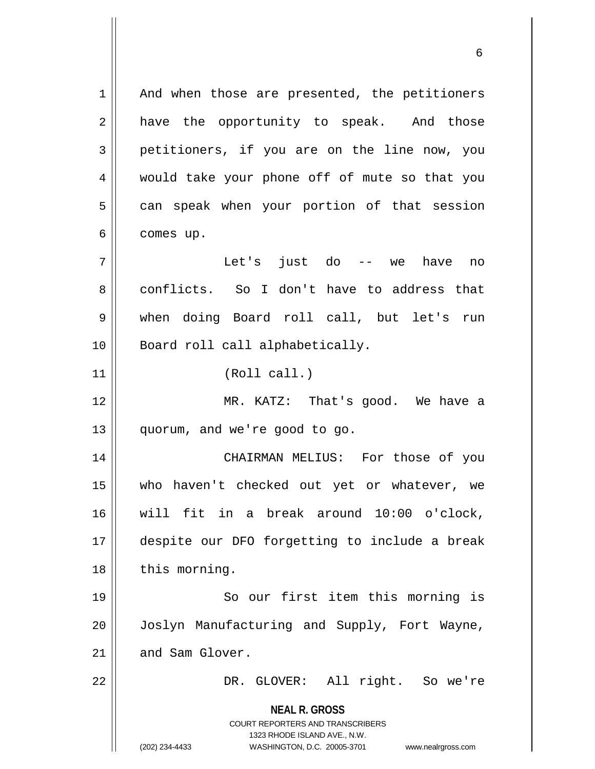And when those are presented, the petitioners have the opportunity to speak. And those petitioners, if you are on the line now, you would take your phone off of mute so that you can speak when your portion of that session comes up.

Let's just do -- we have no conflicts. So I don't have to address that when doing Board roll call, but let's run Board roll call alphabetically.

(Roll call.)

MR. KATZ: That's good. We have a quorum, and we're good to go.

CHAIRMAN MELIUS: For those of you who haven't checked out yet or whatever, we will fit in a break around 10:00 o'clock, despite our DFO forgetting to include a break this morning.

So our first item this morning is Joslyn Manufacturing and Supply, Fort Wayne, and Sam Glover.

DR. GLOVER: All right. So we're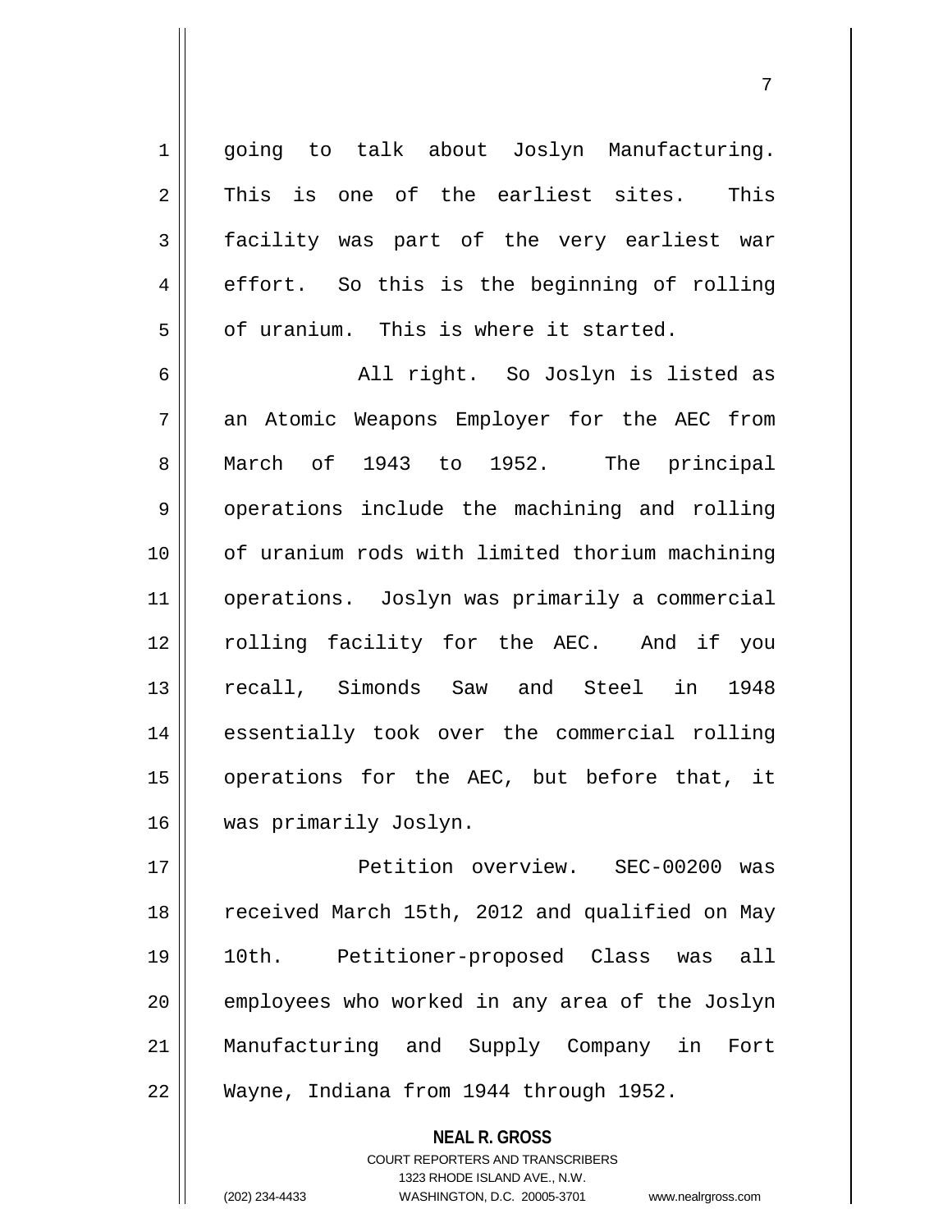going to talk about Joslyn Manufacturing. This is one of the earliest sites. This facility was part of the very earliest war effort. So this is the beginning of rolling of uranium. This is where it started.

All right. So Joslyn is listed as an Atomic Weapons Employer for the AEC from March of 1943 to 1952. The principal operations include the machining and rolling of uranium rods with limited thorium machining operations. Joslyn was primarily a commercial rolling facility for the AEC. And if you recall, Simonds Saw and Steel in 1948 essentially took over the commercial rolling operations for the AEC, but before that, it was primarily Joslyn.

Petition overview. SEC-00200 was received March 15th, 2012 and qualified on May 10th. Petitioner-proposed Class was all employees who worked in any area of the Joslyn Manufacturing and Supply Company in Fort Wayne, Indiana from 1944 through 1952.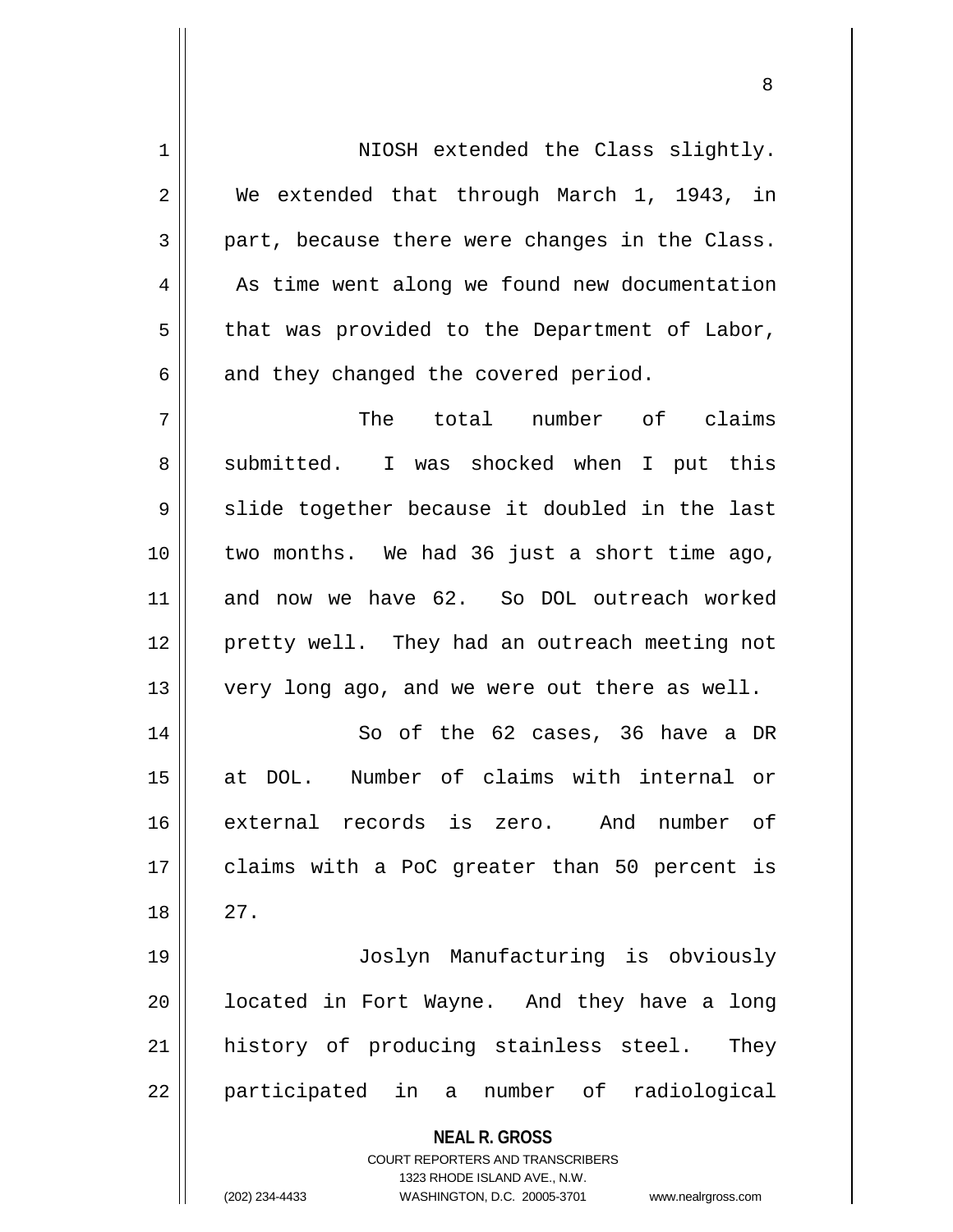NIOSH extended the Class slightly. We extended that through March 1, 1943, in part, because there were changes in the Class. As time went along we found new documentation that was provided to the Department of Labor, and they changed the covered period.

The total number of claims submitted. I was shocked when I put this slide together because it doubled in the last two months. We had 36 just a short time ago, and now we have 62. So DOL outreach worked pretty well. They had an outreach meeting not very long ago, and we were out there as well.

So of the 62 cases, 36 have a DR at DOL. Number of claims with internal or external records is zero. And number of claims with a PoC greater than 50 percent is 27.

Joslyn Manufacturing is obviously located in Fort Wayne. And they have a long history of producing stainless steel. They participated in a number of radiological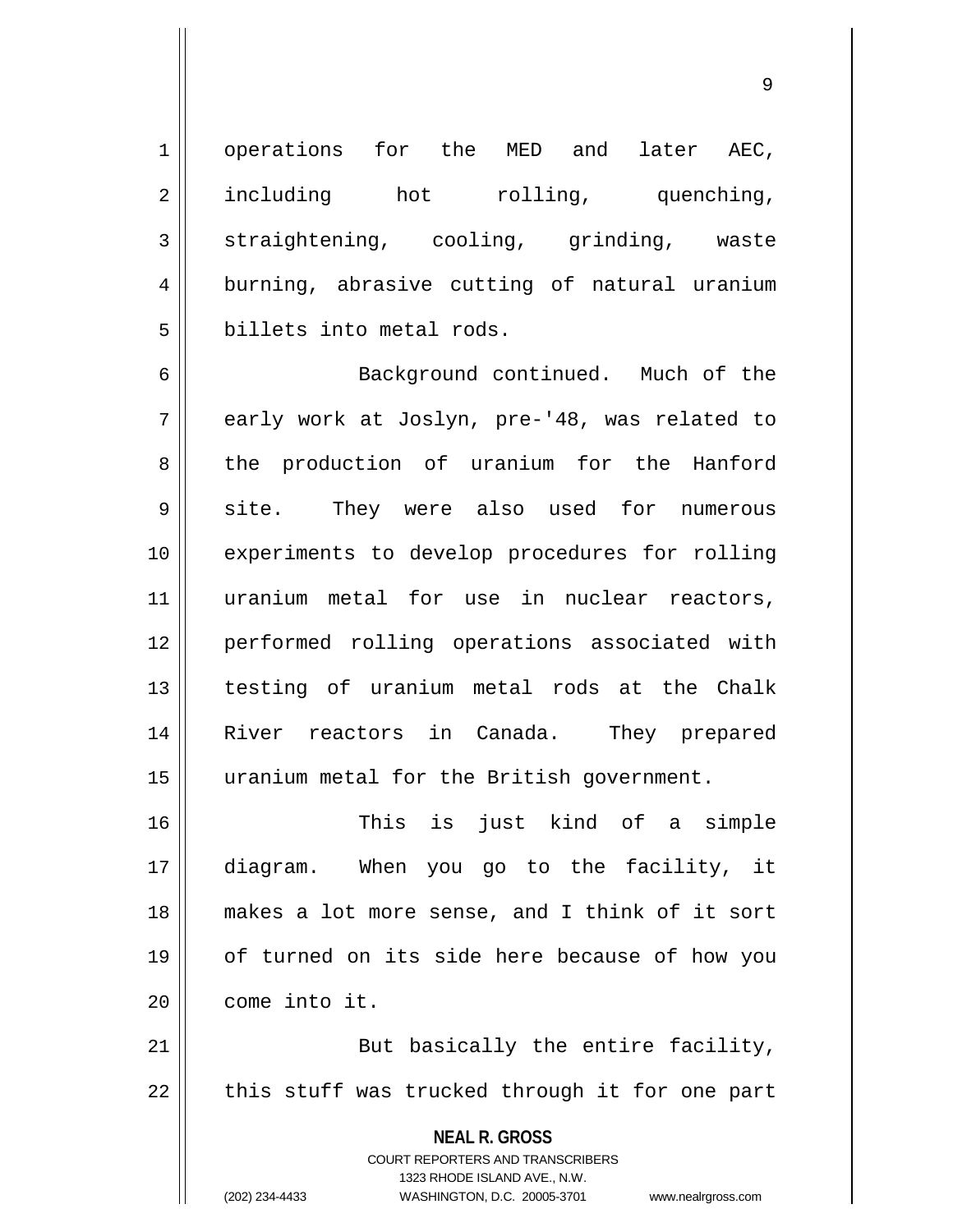operations for the MED and later AEC, including hot rolling, quenching, straightening, cooling, grinding, waste burning, abrasive cutting of natural uranium billets into metal rods.

Background continued. Much of the early work at Joslyn, pre-'48, was related to the production of uranium for the Hanford site. They were also used for numerous experiments to develop procedures for rolling uranium metal for use in nuclear reactors, performed rolling operations associated with testing of uranium metal rods at the Chalk River reactors in Canada. They prepared uranium metal for the British government.

This is just kind of a simple diagram. When you go to the facility, it makes a lot more sense, and I think of it sort of turned on its side here because of how you come into it.

But basically the entire facility, this stuff was trucked through it for one part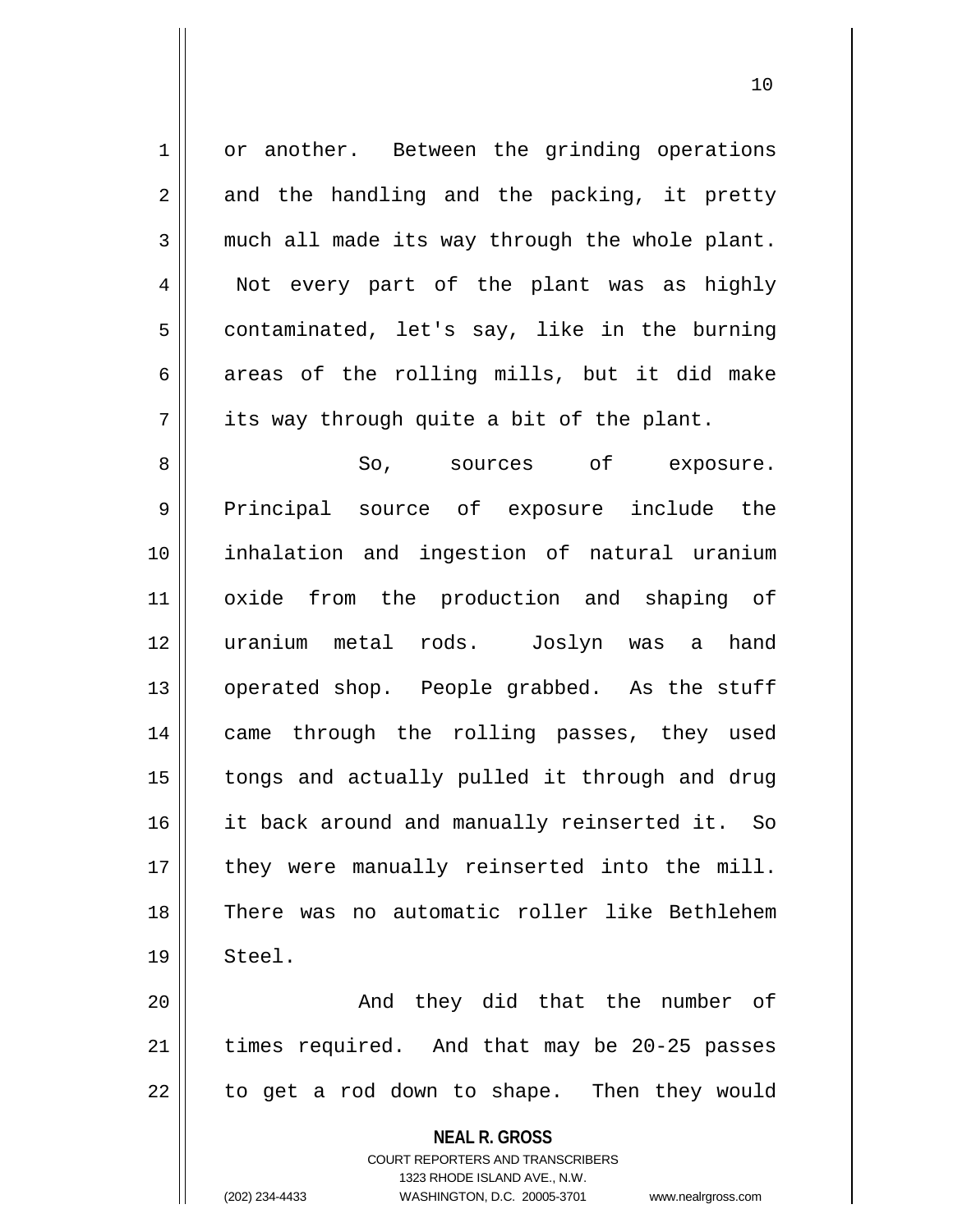or another. Between the grinding operations and the handling and the packing, it pretty much all made its way through the whole plant. Not every part of the plant was as highly contaminated, let's say, like in the burning areas of the rolling mills, but it did make its way through quite a bit of the plant.

So, sources of exposure. Principal source of exposure include the inhalation and ingestion of natural uranium oxide from the production and shaping of uranium metal rods. Joslyn was a hand operated shop. People grabbed. As the stuff came through the rolling passes, they used tongs and actually pulled it through and drug it back around and manually reinserted it. So they were manually reinserted into the mill. There was no automatic roller like Bethlehem Steel.

And they did that the number of times required. And that may be 20-25 passes to get a rod down to shape. Then they would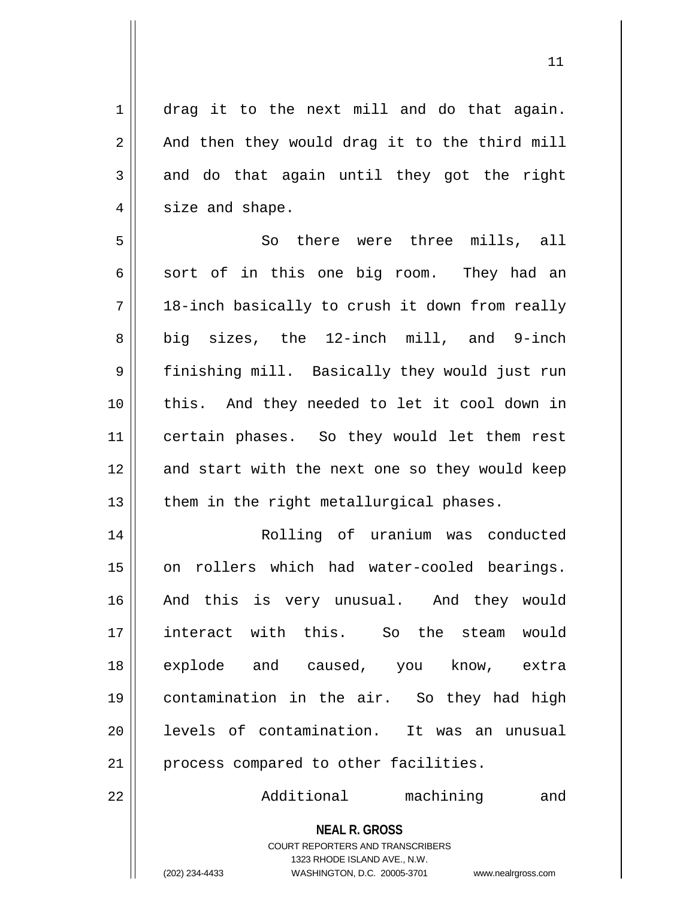drag it to the next mill and do that again. And then they would drag it to the third mill and do that again until they got the right size and shape.

So there were three mills, all sort of in this one big room. They had an 18-inch basically to crush it down from really big sizes, the 12-inch mill, and 9-inch finishing mill. Basically they would just run this. And they needed to let it cool down in certain phases. So they would let them rest and start with the next one so they would keep them in the right metallurgical phases.

Rolling of uranium was conducted on rollers which had water-cooled bearings. And this is very unusual. And they would interact with this. So the steam would explode and caused, you know, extra contamination in the air. So they had high levels of contamination. It was an unusual process compared to other facilities.

Additional machining and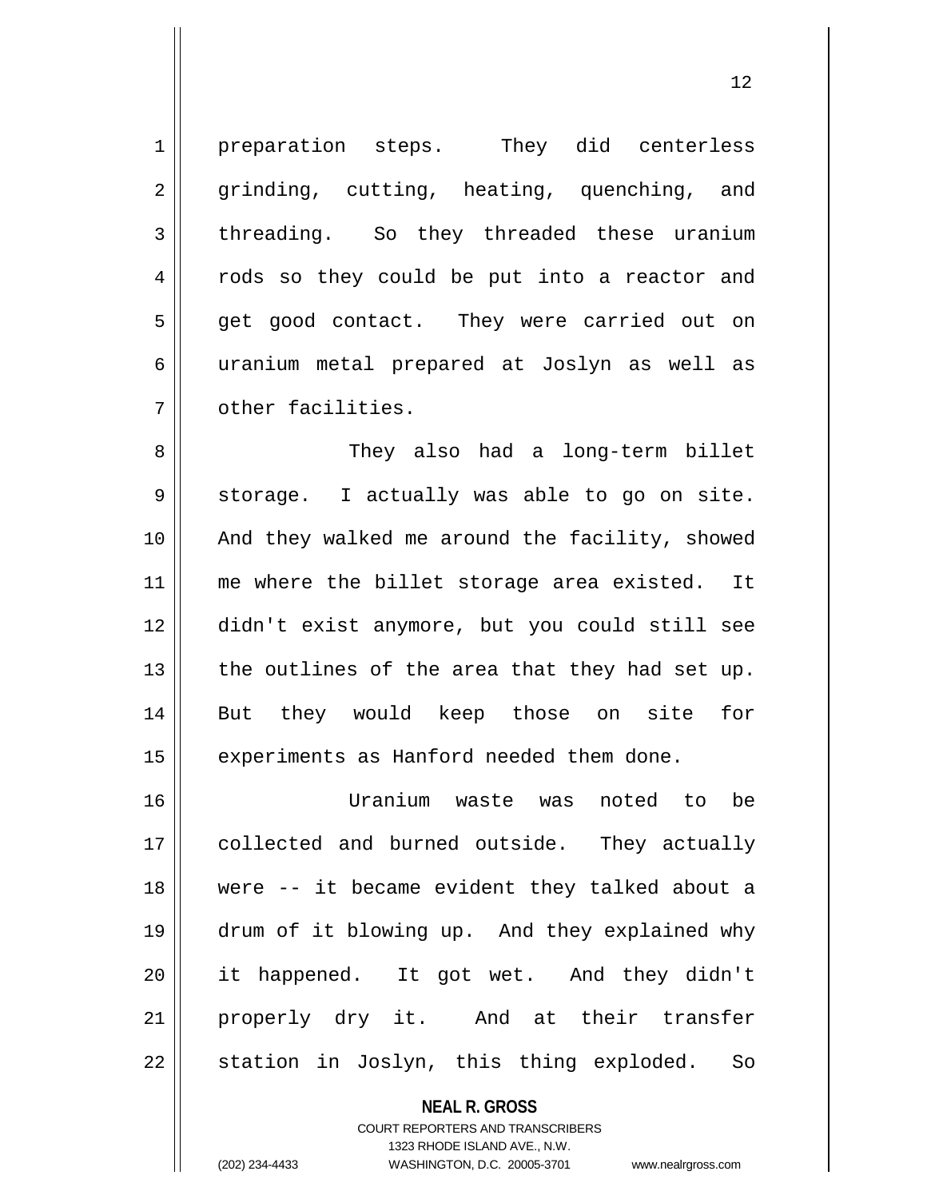preparation steps. They did centerless grinding, cutting, heating, quenching, and threading. So they threaded these uranium rods so they could be put into a reactor and get good contact. They were carried out on uranium metal prepared at Joslyn as well as other facilities.

They also had a long-term billet storage. I actually was able to go on site. And they walked me around the facility, showed me where the billet storage area existed. It didn't exist anymore, but you could still see the outlines of the area that they had set up. But they would keep those on site for experiments as Hanford needed them done.

Uranium waste was noted to be collected and burned outside. They actually were -- it became evident they talked about a drum of it blowing up. And they explained why it happened. It got wet. And they didn't properly dry it. And at their transfer station in Joslyn, this thing exploded. So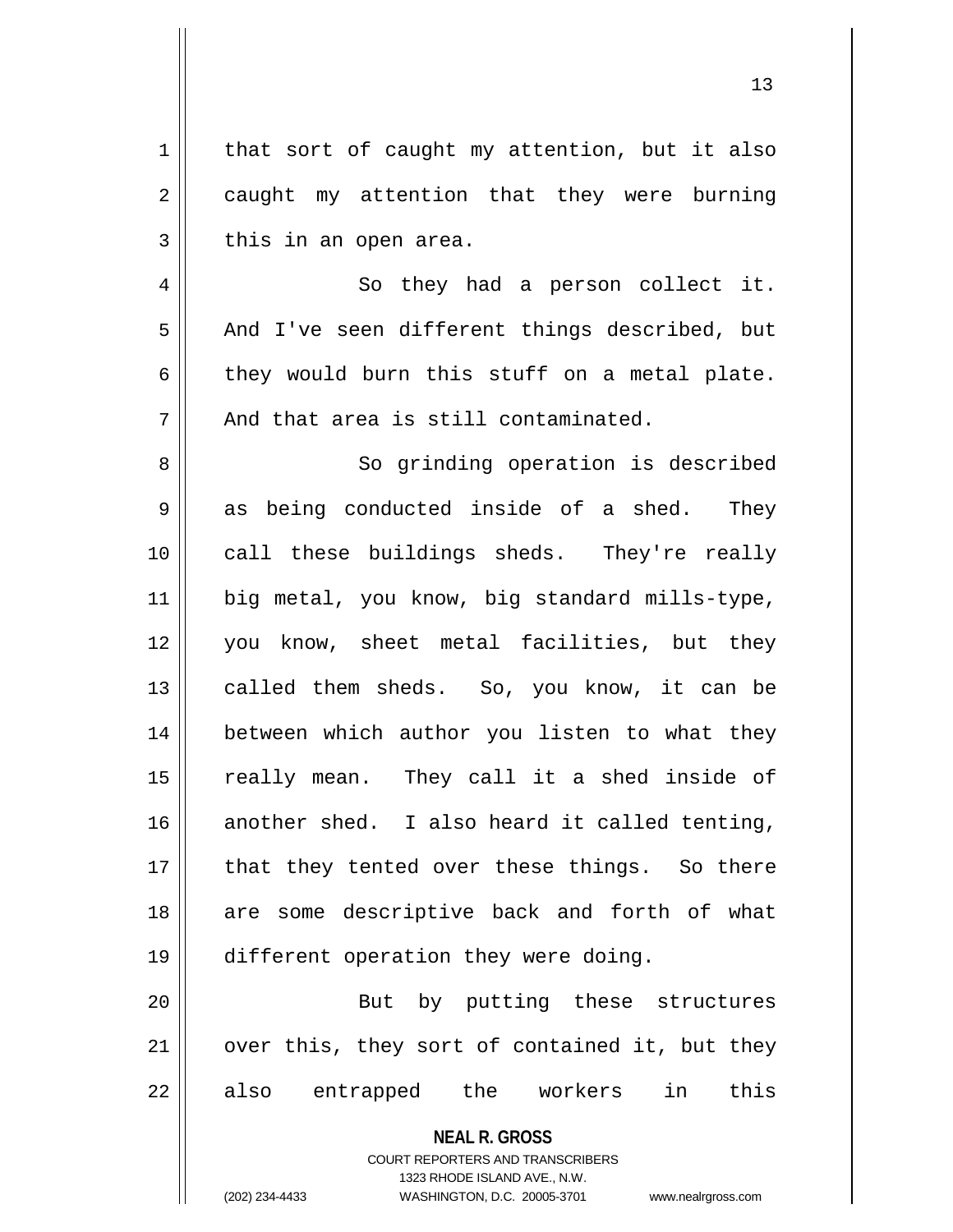that sort of caught my attention, but it also caught my attention that they were burning this in an open area.

So they had a person collect it. And I've seen different things described, but they would burn this stuff on a metal plate. And that area is still contaminated.

So grinding operation is described as being conducted inside of a shed. They call these buildings sheds. They're really big metal, you know, big standard mills-type, you know, sheet metal facilities, but they called them sheds. So, you know, it can be between which author you listen to what they really mean. They call it a shed inside of another shed. I also heard it called tenting, that they tented over these things. So there are some descriptive back and forth of what different operation they were doing.

But by putting these structures over this, they sort of contained it, but they also entrapped the workers in this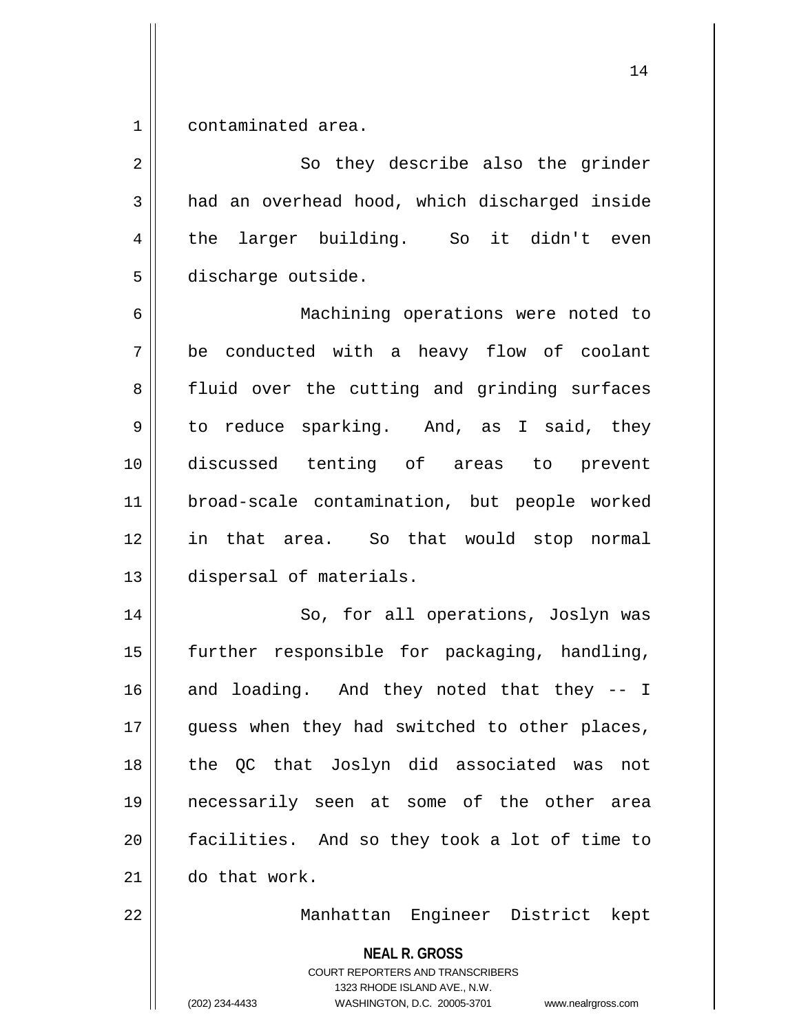contaminated area.

So they describe also the grinder had an overhead hood, which discharged inside the larger building. So it didn't even discharge outside.

Machining operations were noted to be conducted with a heavy flow of coolant fluid over the cutting and grinding surfaces to reduce sparking. And, as I said, they discussed tenting of areas to prevent broad-scale contamination, but people worked in that area. So that would stop normal dispersal of materials.

So, for all operations, Joslyn was further responsible for packaging, handling, and loading. And they noted that they -- I guess when they had switched to other places, the QC that Joslyn did associated was not necessarily seen at some of the other area facilities. And so they took a lot of time to do that work.

Manhattan Engineer District kept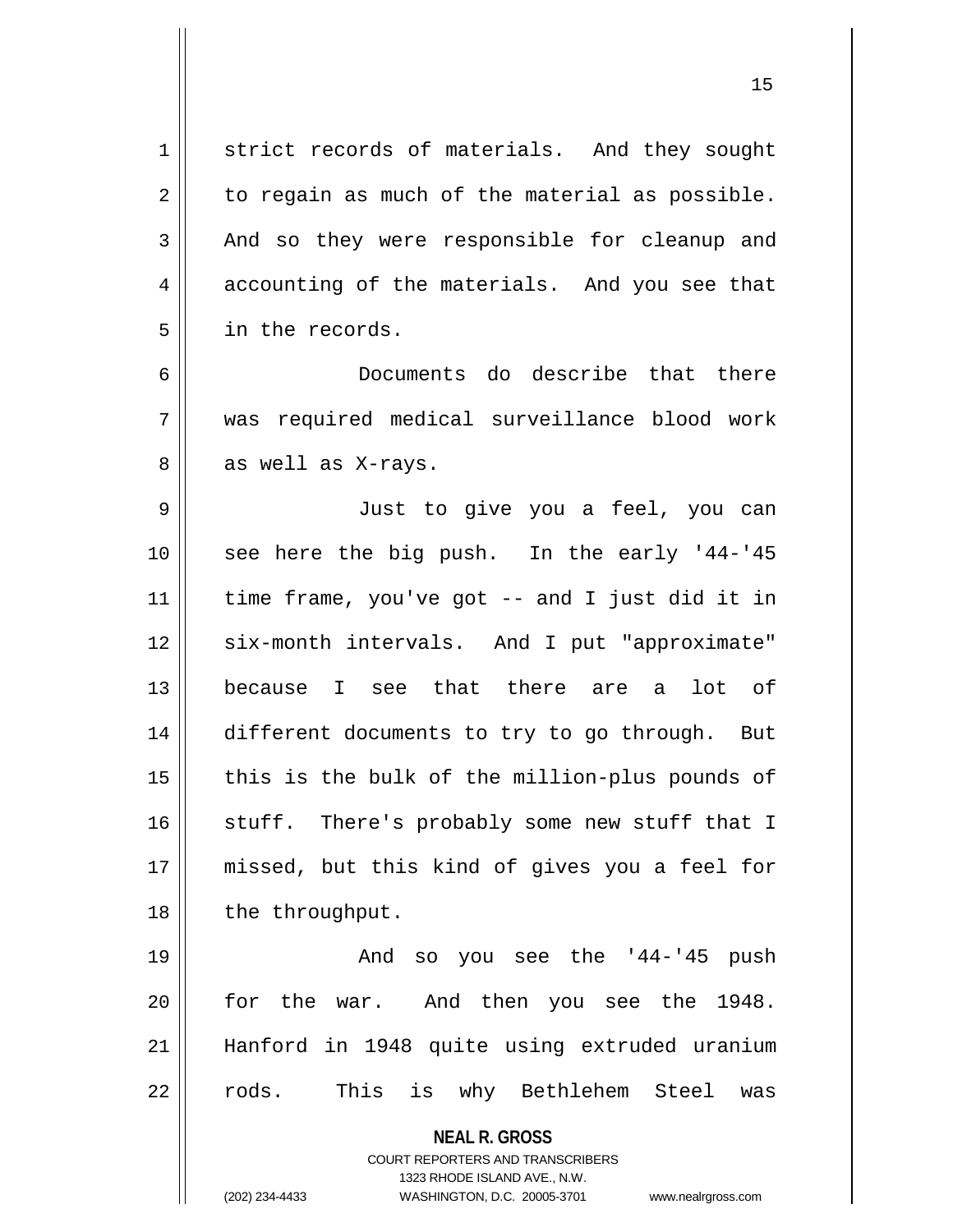strict records of materials. And they sought to regain as much of the material as possible. And so they were responsible for cleanup and accounting of the materials. And you see that in the records.

Documents do describe that there was required medical surveillance blood work as well as X-rays.

Just to give you a feel, you can see here the big push. In the early '44-'45 time frame, you've got -- and I just did it in six-month intervals. And I put "approximate" because I see that there are a lot of different documents to try to go through. But this is the bulk of the million-plus pounds of stuff. There's probably some new stuff that I missed, but this kind of gives you a feel for the throughput.

And so you see the '44-'45 push for the war. And then you see the 1948. Hanford in 1948 quite using extruded uranium rods. This is why Bethlehem Steel was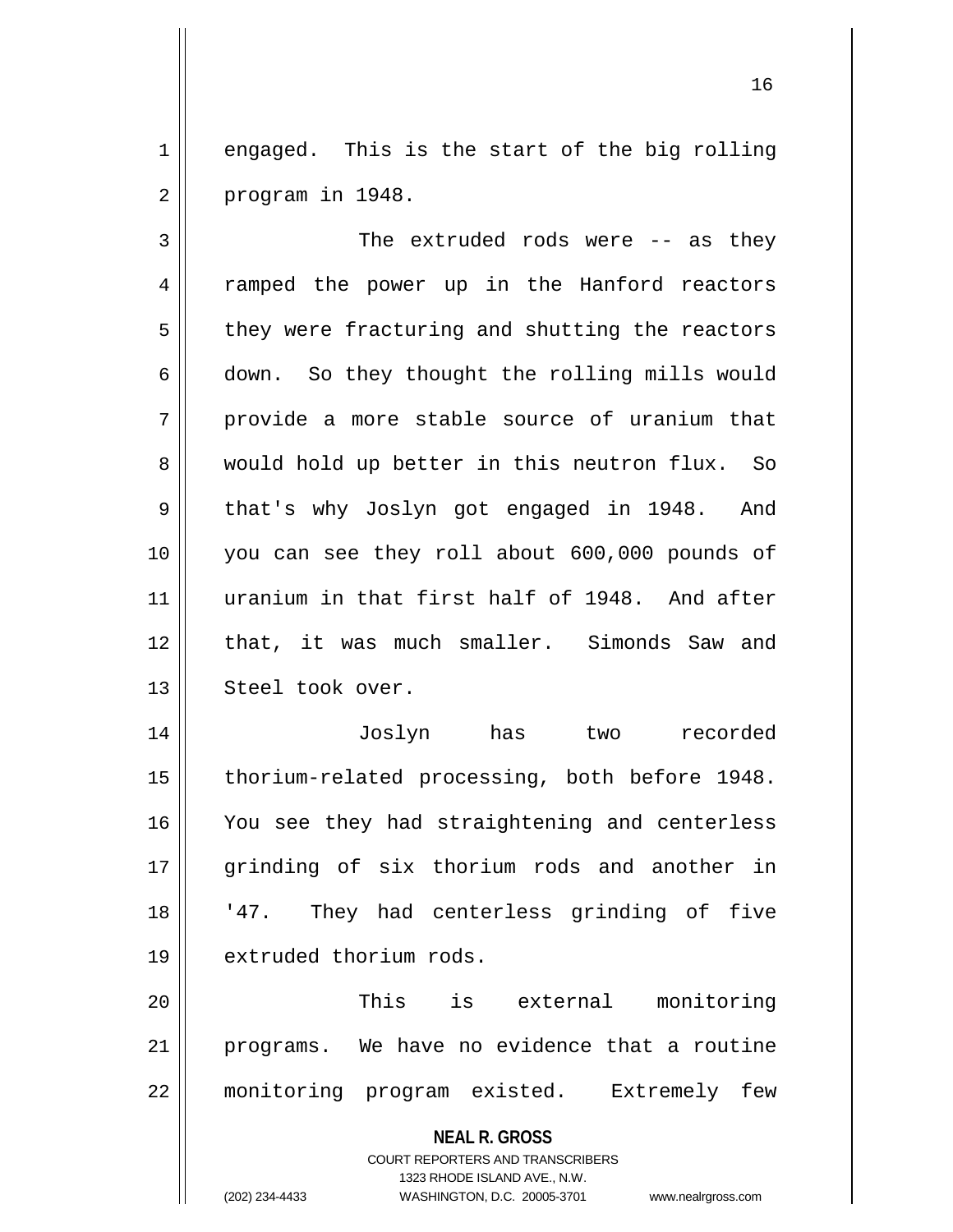engaged. This is the start of the big rolling program in 1948.

The extruded rods were -- as they ramped the power up in the Hanford reactors they were fracturing and shutting the reactors down. So they thought the rolling mills would provide a more stable source of uranium that would hold up better in this neutron flux. So that's why Joslyn got engaged in 1948. And you can see they roll about 600,000 pounds of uranium in that first half of 1948. And after that, it was much smaller. Simonds Saw and Steel took over.

Joslyn has two recorded thorium-related processing, both before 1948. You see they had straightening and centerless grinding of six thorium rods and another in '47. They had centerless grinding of five extruded thorium rods.

This is external monitoring programs. We have no evidence that a routine monitoring program existed. Extremely few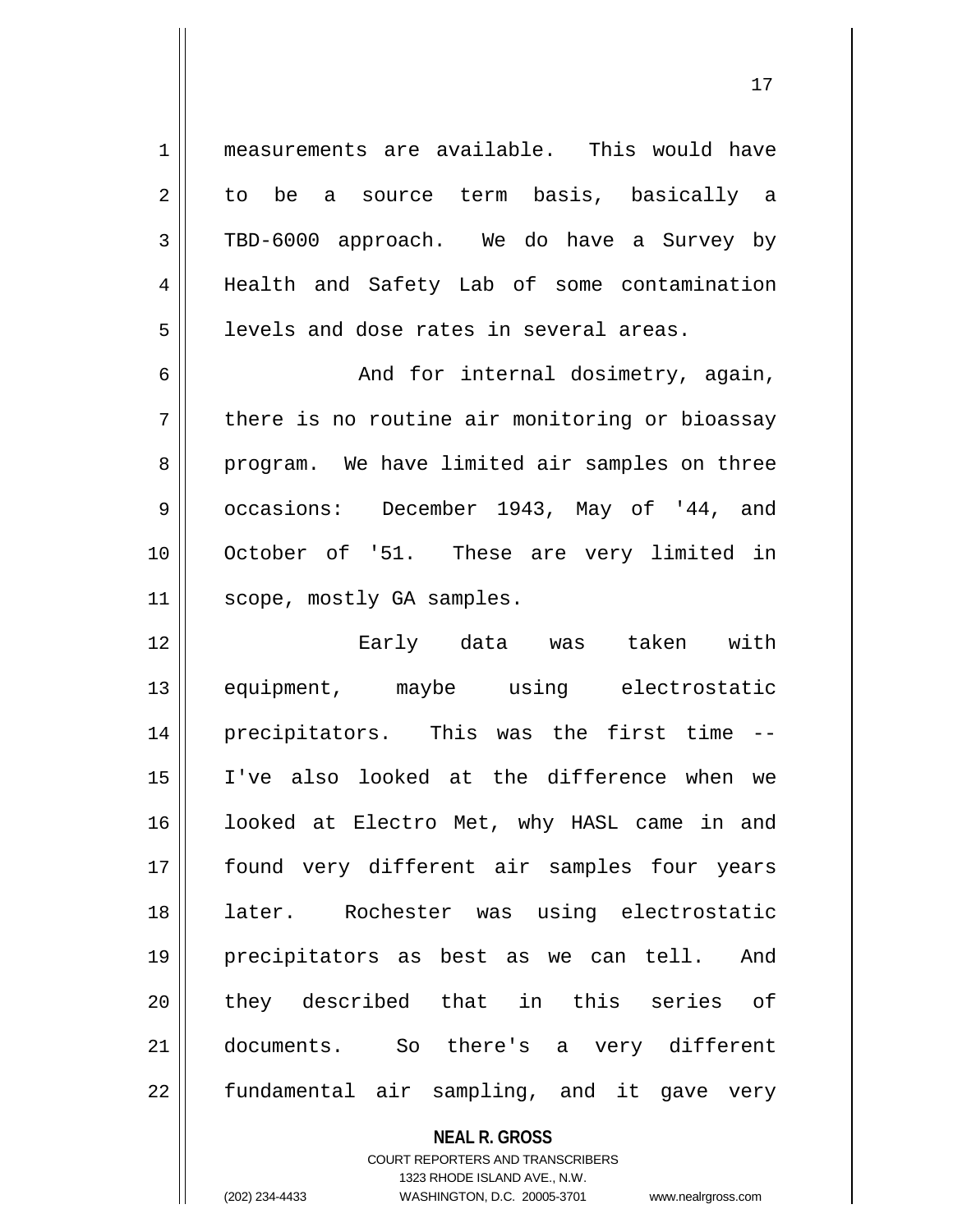measurements are available. This would have to be a source term basis, basically a TBD-6000 approach. We do have a Survey by Health and Safety Lab of some contamination levels and dose rates in several areas.

And for internal dosimetry, again, there is no routine air monitoring or bioassay program. We have limited air samples on three occasions: December 1943, May of '44, and October of '51. These are very limited in scope, mostly GA samples.

Early data was taken with equipment, maybe using electrostatic precipitators. This was the first time -- I've also looked at the difference when we looked at Electro Met, why HASL came in and found very different air samples four years later. Rochester was using electrostatic precipitators as best as we can tell. And they described that in this series of documents. So there's a very different fundamental air sampling, and it gave very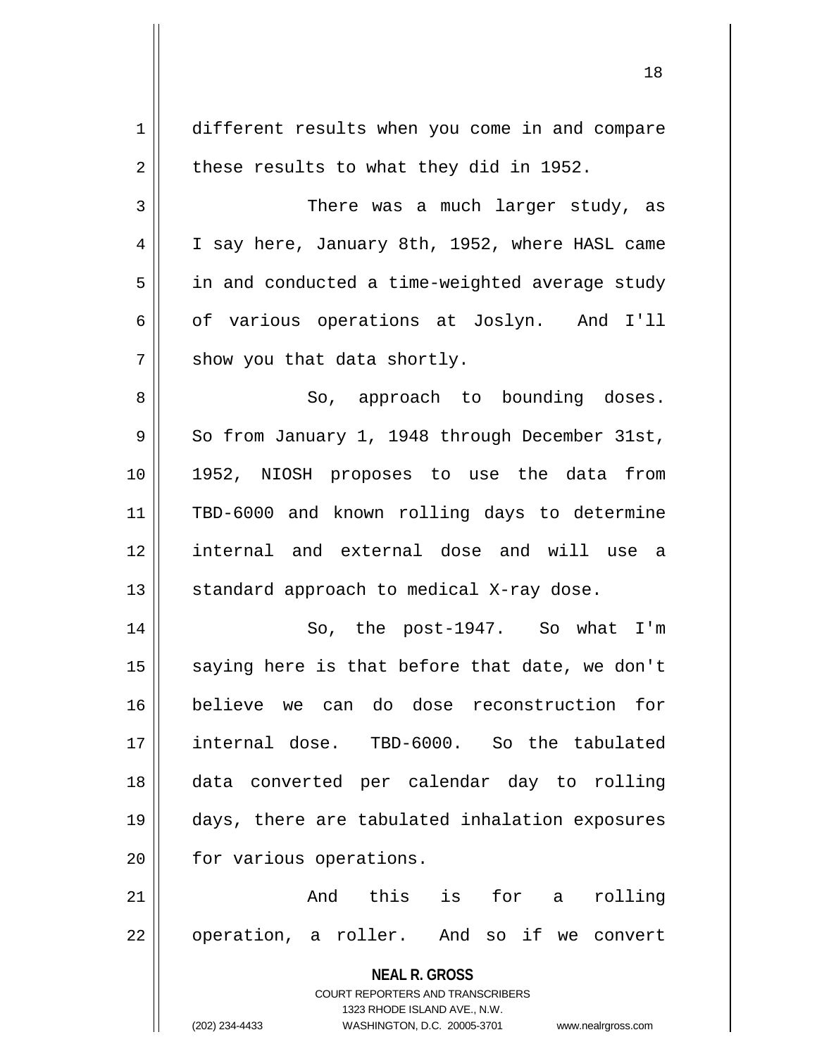different results when you come in and compare these results to what they did in 1952.

There was a much larger study, as I say here, January 8th, 1952, where HASL came in and conducted a time-weighted average study of various operations at Joslyn. And I'll show you that data shortly.

So, approach to bounding doses. So from January 1, 1948 through December 31st, 1952, NIOSH proposes to use the data from TBD-6000 and known rolling days to determine internal and external dose and will use a standard approach to medical X-ray dose.

So, the post-1947. So what I'm saying here is that before that date, we don't believe we can do dose reconstruction for internal dose. TBD-6000. So the tabulated data converted per calendar day to rolling days, there are tabulated inhalation exposures for various operations.

And this is for a rolling operation, a roller. And so if we convert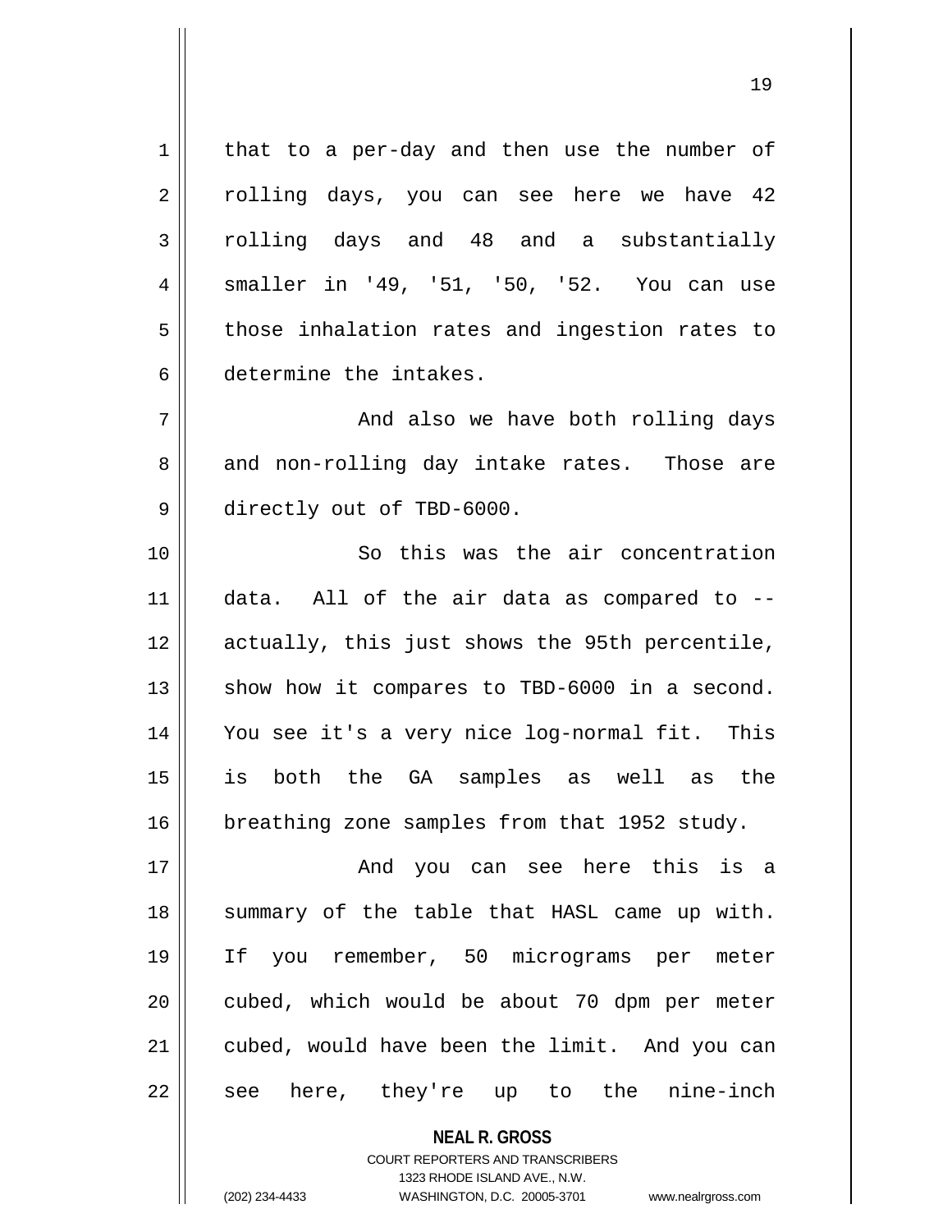that to a per-day and then use the number of rolling days, you can see here we have 42 rolling days and 48 and a substantially smaller in '49, '51, '50, '52. You can use those inhalation rates and ingestion rates to determine the intakes.

And also we have both rolling days and non-rolling day intake rates. Those are directly out of TBD-6000.

So this was the air concentration data. All of the air data as compared to -- actually, this just shows the 95th percentile, show how it compares to TBD-6000 in a second. You see it's a very nice log-normal fit. This is both the GA samples as well as the breathing zone samples from that 1952 study.

And you can see here this is a summary of the table that HASL came up with. If you remember, 50 micrograms per meter cubed, which would be about 70 dpm per meter cubed, would have been the limit. And you can see here, they're up to the nine-inch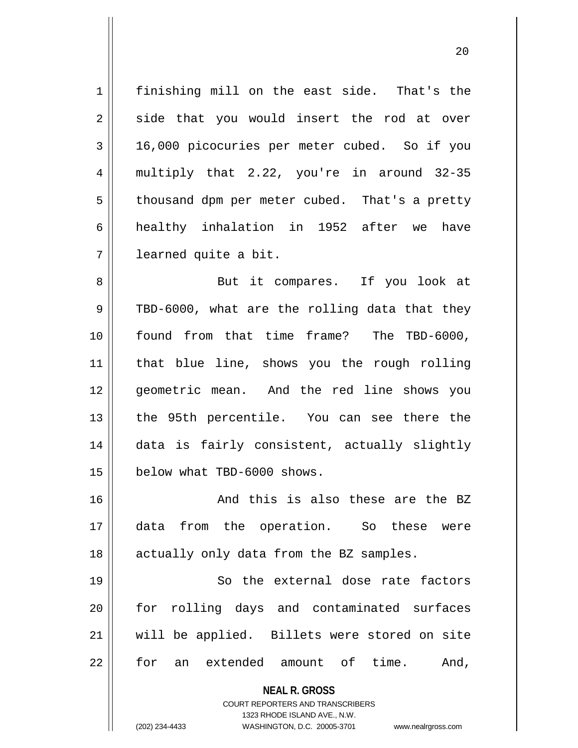finishing mill on the east side. That's the side that you would insert the rod at over 16,000 picocuries per meter cubed. So if you multiply that 2.22, you're in around 32-35 thousand dpm per meter cubed. That's a pretty healthy inhalation in 1952 after we have learned quite a bit.

But it compares. If you look at TBD-6000, what are the rolling data that they found from that time frame? The TBD-6000, that blue line, shows you the rough rolling geometric mean. And the red line shows you the 95th percentile. You can see there the data is fairly consistent, actually slightly below what TBD-6000 shows.

And this is also these are the BZ data from the operation. So these were actually only data from the BZ samples.

So the external dose rate factors for rolling days and contaminated surfaces will be applied. Billets were stored on site for an extended amount of time. And,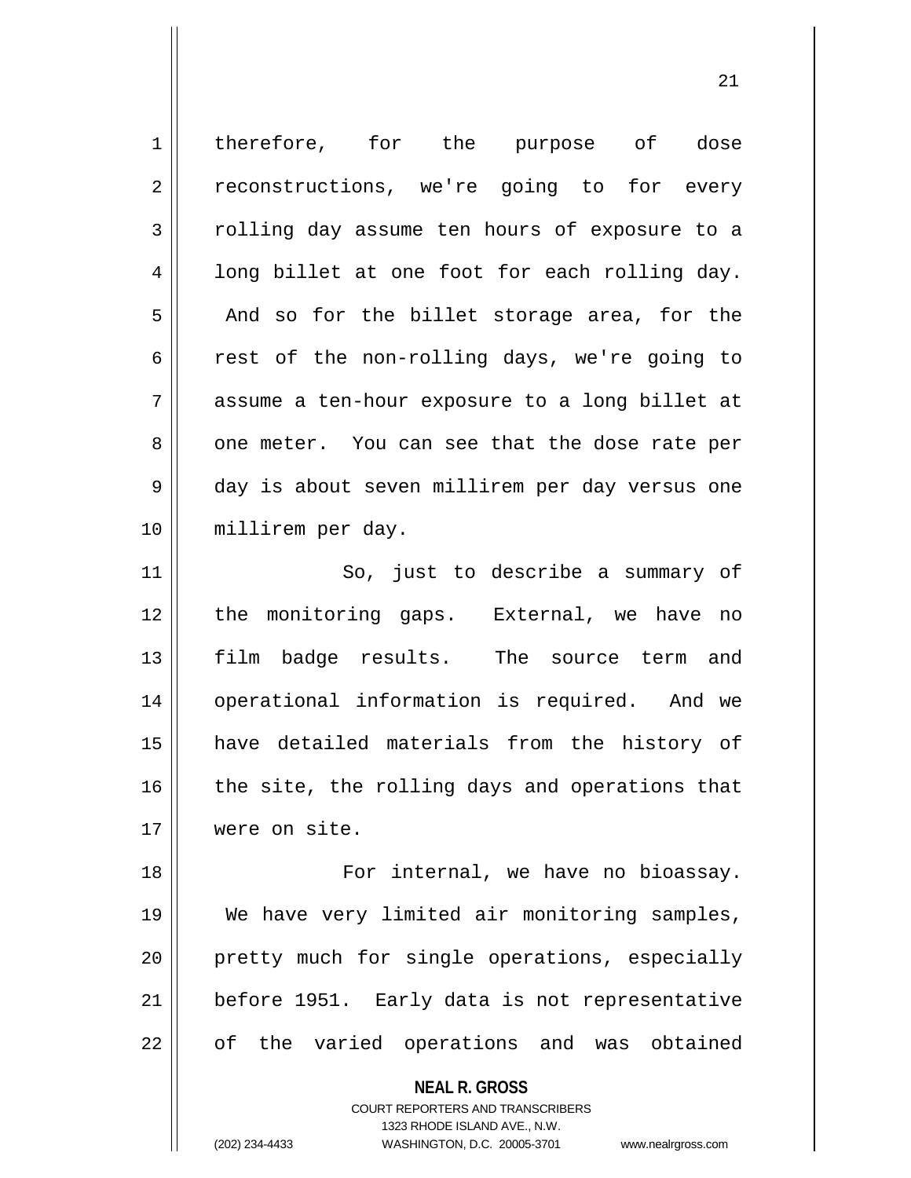therefore, for the purpose of dose reconstructions, we're going to for every rolling day assume ten hours of exposure to a long billet at one foot for each rolling day. And so for the billet storage area, for the rest of the non-rolling days, we're going to assume a ten-hour exposure to a long billet at one meter. You can see that the dose rate per day is about seven millirem per day versus one millirem per day.

So, just to describe a summary of the monitoring gaps. External, we have no film badge results. The source term and operational information is required. And we have detailed materials from the history of the site, the rolling days and operations that were on site.

For internal, we have no bioassay. We have very limited air monitoring samples, pretty much for single operations, especially before 1951. Early data is not representative of the varied operations and was obtained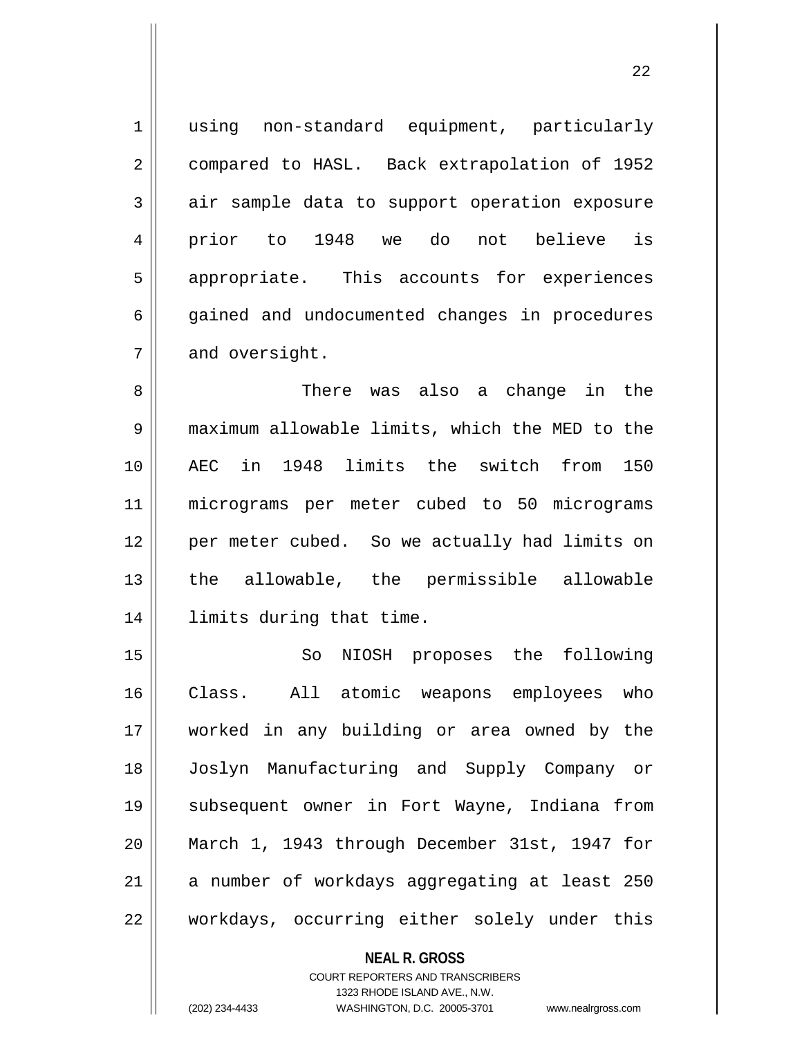using non-standard equipment, particularly compared to HASL. Back extrapolation of 1952 air sample data to support operation exposure prior to 1948 we do not believe is appropriate. This accounts for experiences gained and undocumented changes in procedures and oversight.

There was also a change in the maximum allowable limits, which the MED to the AEC in 1948 limits the switch from 150 micrograms per meter cubed to 50 micrograms per meter cubed. So we actually had limits on the allowable, the permissible allowable limits during that time.

So NIOSH proposes the following Class. All atomic weapons employees who worked in any building or area owned by the Joslyn Manufacturing and Supply Company or subsequent owner in Fort Wayne, Indiana from March 1, 1943 through December 31st, 1947 for a number of workdays aggregating at least 250 workdays, occurring either solely under this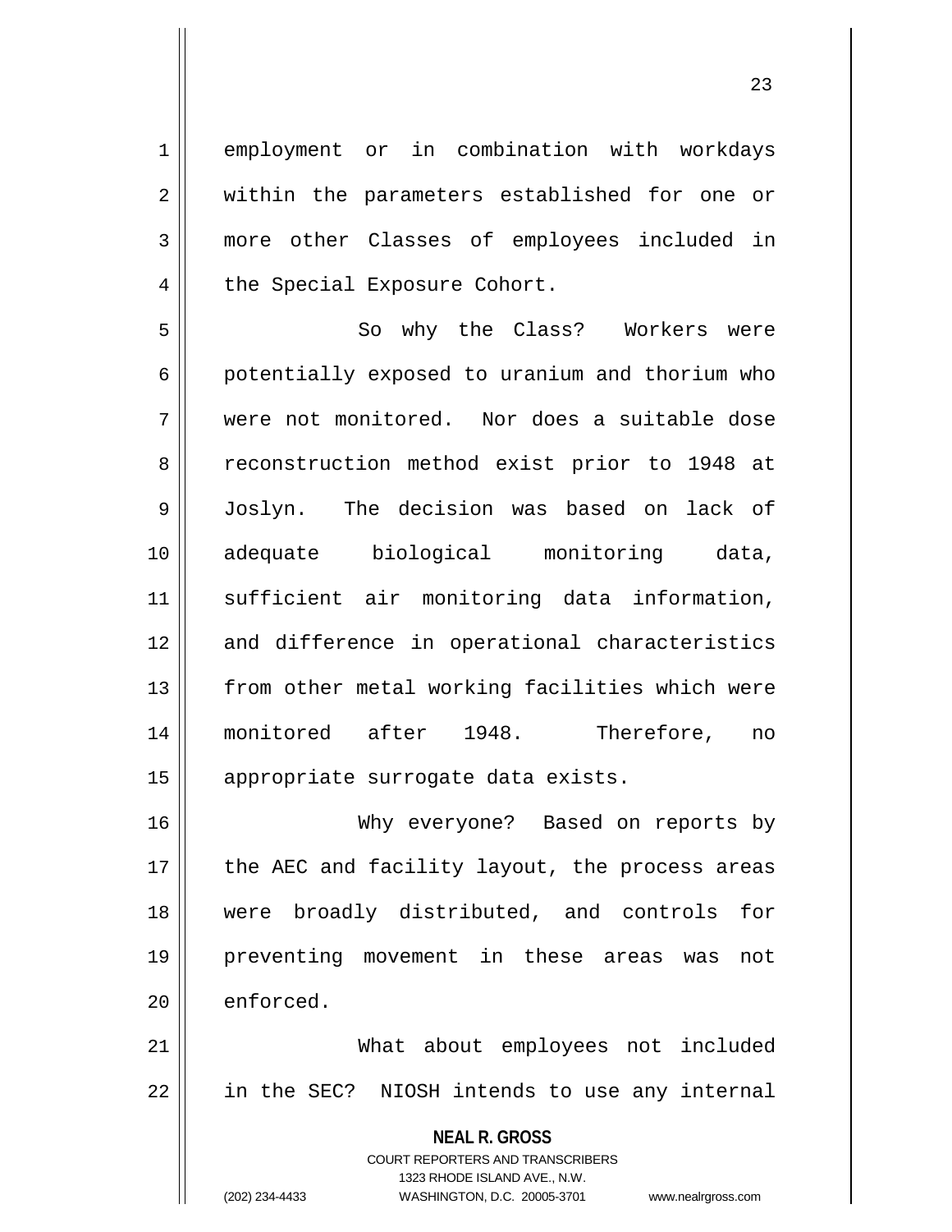employment or in combination with workdays within the parameters established for one or more other Classes of employees included in the Special Exposure Cohort.

So why the Class? Workers were potentially exposed to uranium and thorium who were not monitored. Nor does a suitable dose reconstruction method exist prior to 1948 at Joslyn. The decision was based on lack of adequate biological monitoring data, sufficient air monitoring data information, and difference in operational characteristics from other metal working facilities which were monitored after 1948. Therefore, no appropriate surrogate data exists.

Why everyone? Based on reports by the AEC and facility layout, the process areas were broadly distributed, and controls for preventing movement in these areas was not enforced.

What about employees not included in the SEC? NIOSH intends to use any internal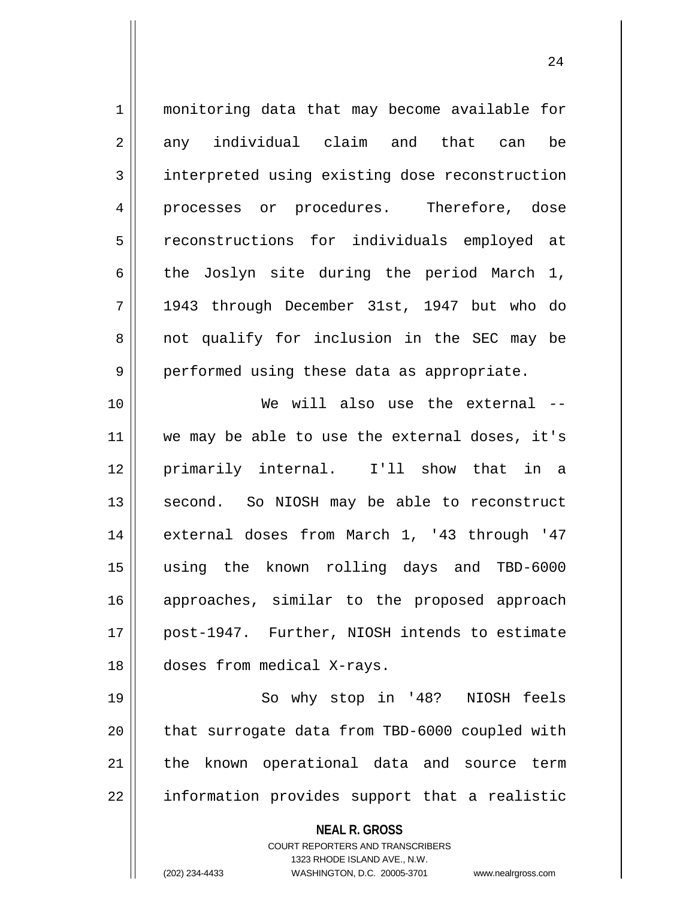monitoring data that may become available for any individual claim and that can be interpreted using existing dose reconstruction processes or procedures. Therefore, dose reconstructions for individuals employed at the Joslyn site during the period March 1, 1943 through December 31st, 1947 but who do not qualify for inclusion in the SEC may be performed using these data as appropriate.

We will also use the external -- we may be able to use the external doses, it's primarily internal. I'll show that in a second. So NIOSH may be able to reconstruct external doses from March 1, '43 through '47 using the known rolling days and TBD-6000 approaches, similar to the proposed approach post-1947. Further, NIOSH intends to estimate doses from medical X-rays.

So why stop in '48? NIOSH feels that surrogate data from TBD-6000 coupled with the known operational data and source term information provides support that a realistic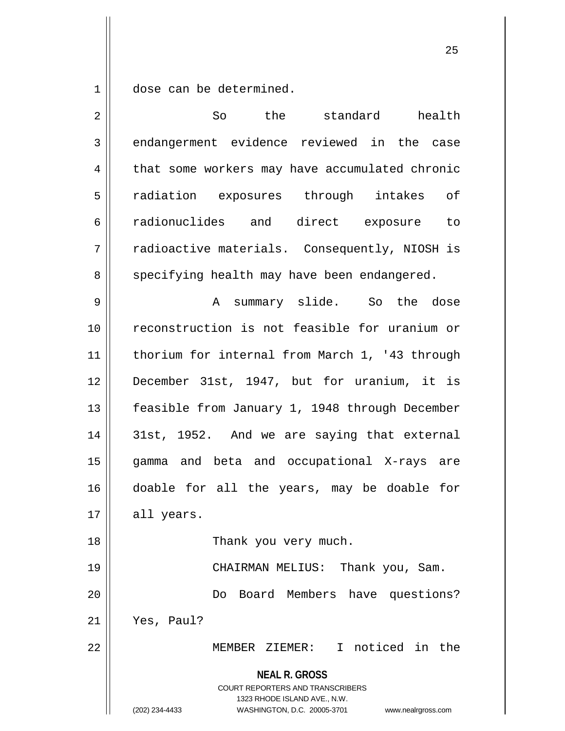dose can be determined.

So the standard health endangerment evidence reviewed in the case that some workers may have accumulated chronic radiation exposures through intakes of radionuclides and direct exposure to radioactive materials. Consequently, NIOSH is specifying health may have been endangered.

A summary slide. So the dose reconstruction is not feasible for uranium or thorium for internal from March 1, '43 through December 31st, 1947, but for uranium, it is feasible from January 1, 1948 through December 31st, 1952. And we are saying that external gamma and beta and occupational X-rays are doable for all the years, may be doable for all years.

Thank you very much.

CHAIRMAN MELIUS: Thank you, Sam.

Do Board Members have questions? Yes, Paul?

MEMBER ZIEMER: I noticed in the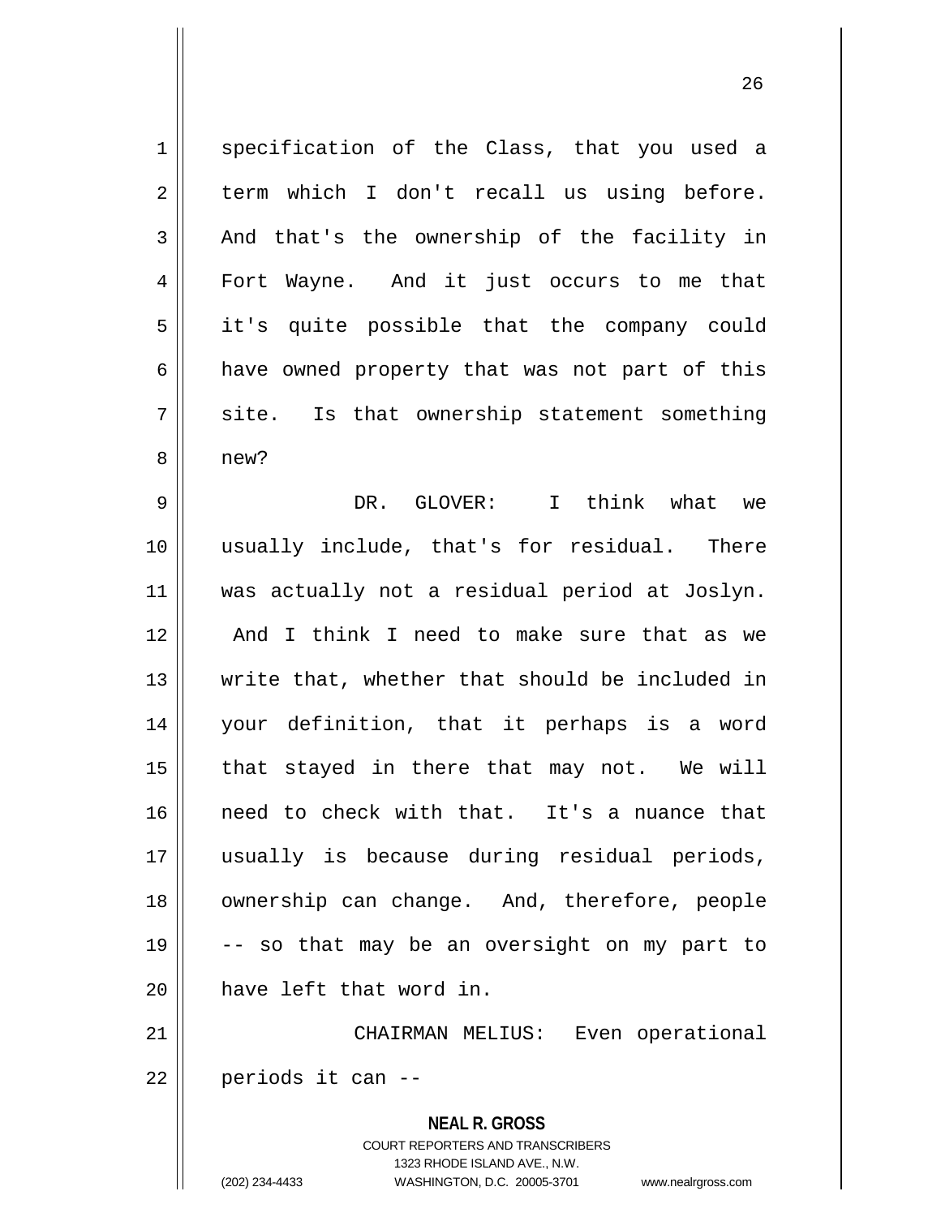specification of the Class, that you used a term which I don't recall us using before. And that's the ownership of the facility in Fort Wayne. And it just occurs to me that it's quite possible that the company could have owned property that was not part of this site. Is that ownership statement something new?

DR. GLOVER: I think what we usually include, that's for residual. There was actually not a residual period at Joslyn. And I think I need to make sure that as we write that, whether that should be included in your definition, that it perhaps is a word that stayed in there that may not. We will need to check with that. It's a nuance that usually is because during residual periods, ownership can change. And, therefore, people -- so that may be an oversight on my part to have left that word in.

CHAIRMAN MELIUS: Even operational periods it can --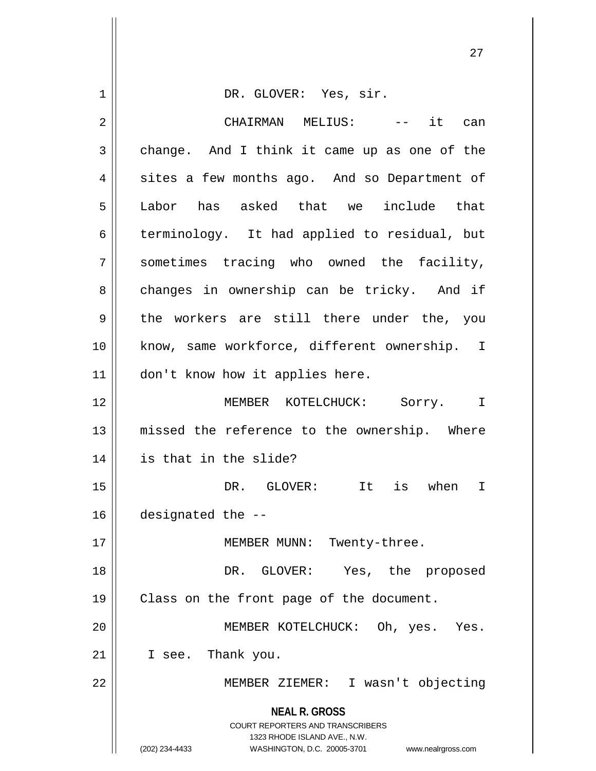DR. GLOVER: Yes, sir.

CHAIRMAN MELIUS: -- it can change. And I think it came up as one of the sites a few months ago. And so Department of Labor has asked that we include that terminology. It had applied to residual, but sometimes tracing who owned the facility, changes in ownership can be tricky. And if the workers are still there under the, you know, same workforce, different ownership. I don't know how it applies here.

MEMBER KOTELCHUCK: Sorry. I missed the reference to the ownership. Where is that in the slide?

DR. GLOVER: It is when I designated the --

MEMBER MUNN: Twenty-three.

DR. GLOVER: Yes, the proposed Class on the front page of the document.

MEMBER KOTELCHUCK: Oh, yes. Yes. I see. Thank you.

MEMBER ZIEMER: I wasn't objecting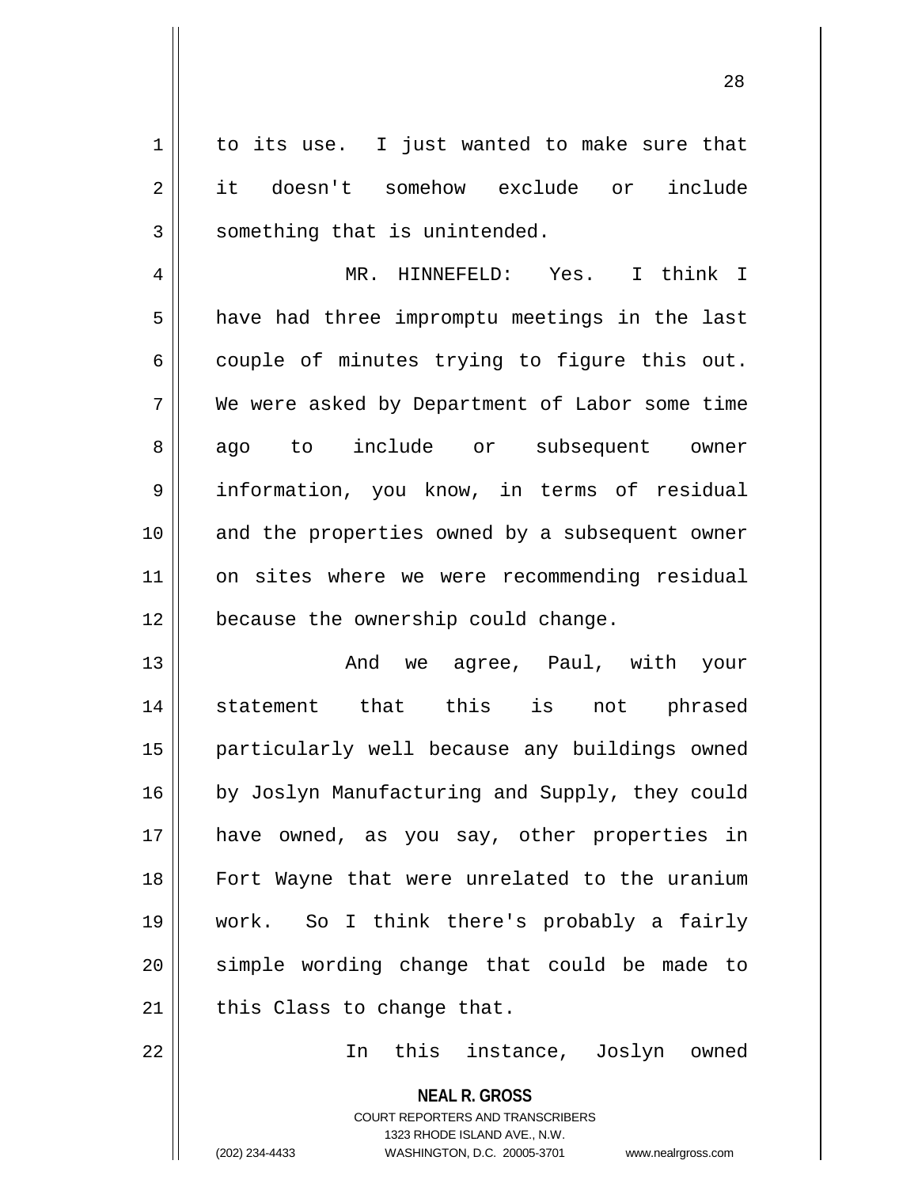to its use. I just wanted to make sure that it doesn't somehow exclude or include something that is unintended.

MR. HINNEFELD: Yes. I think I have had three impromptu meetings in the last couple of minutes trying to figure this out. We were asked by Department of Labor some time ago to include or subsequent owner information, you know, in terms of residual and the properties owned by a subsequent owner on sites where we were recommending residual because the ownership could change.

And we agree, Paul, with your statement that this is not phrased particularly well because any buildings owned by Joslyn Manufacturing and Supply, they could have owned, as you say, other properties in Fort Wayne that were unrelated to the uranium work. So I think there's probably a fairly simple wording change that could be made to this Class to change that.

In this instance, Joslyn owned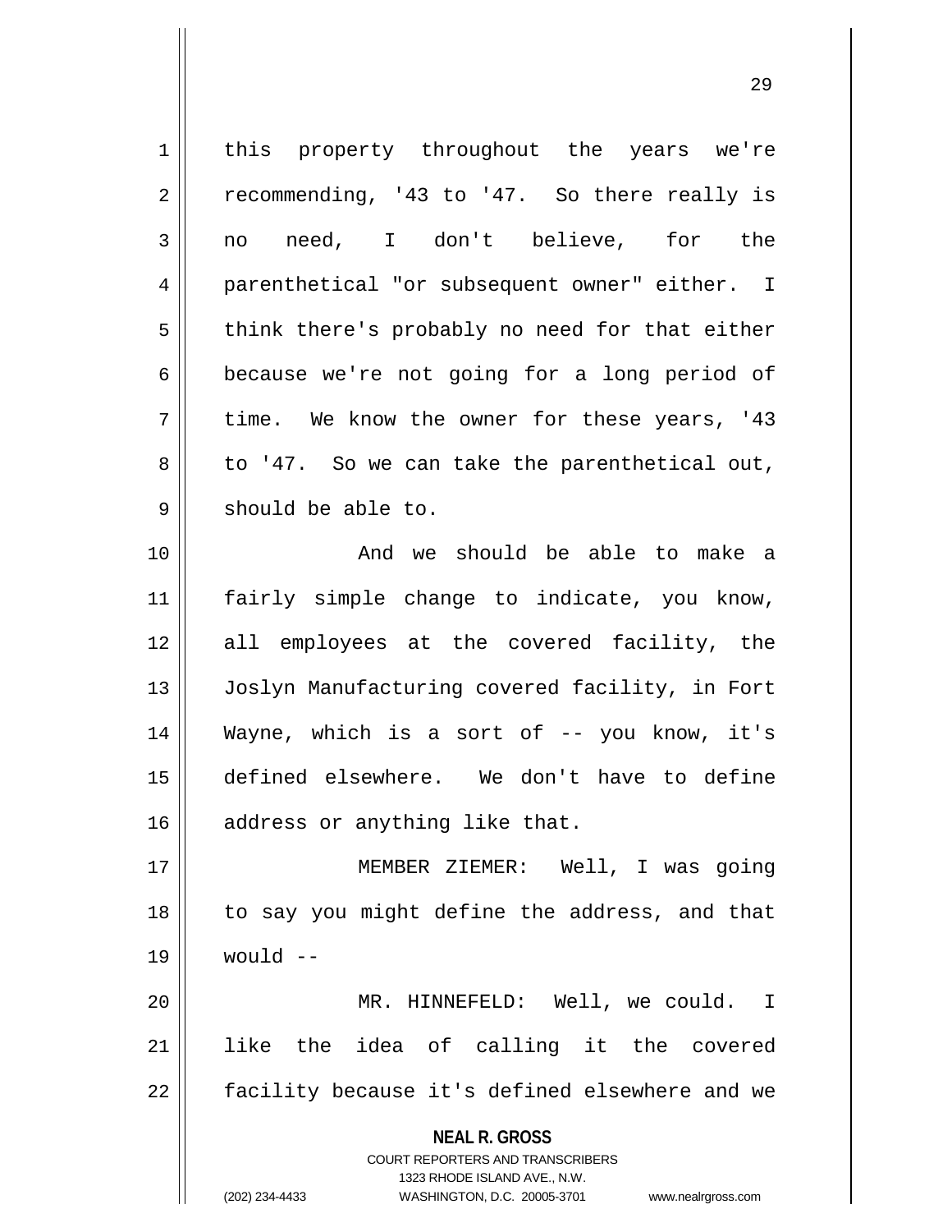this property throughout the years we're recommending, '43 to '47. So there really is no need, I don't believe, for the parenthetical "or subsequent owner" either. I think there's probably no need for that either because we're not going for a long period of time. We know the owner for these years, '43 to '47. So we can take the parenthetical out, should be able to.

And we should be able to make a fairly simple change to indicate, you know, all employees at the covered facility, the Joslyn Manufacturing covered facility, in Fort Wayne, which is a sort of -- you know, it's defined elsewhere. We don't have to define address or anything like that.

MEMBER ZIEMER: Well, I was going to say you might define the address, and that would --

MR. HINNEFELD: Well, we could. I like the idea of calling it the covered facility because it's defined elsewhere and we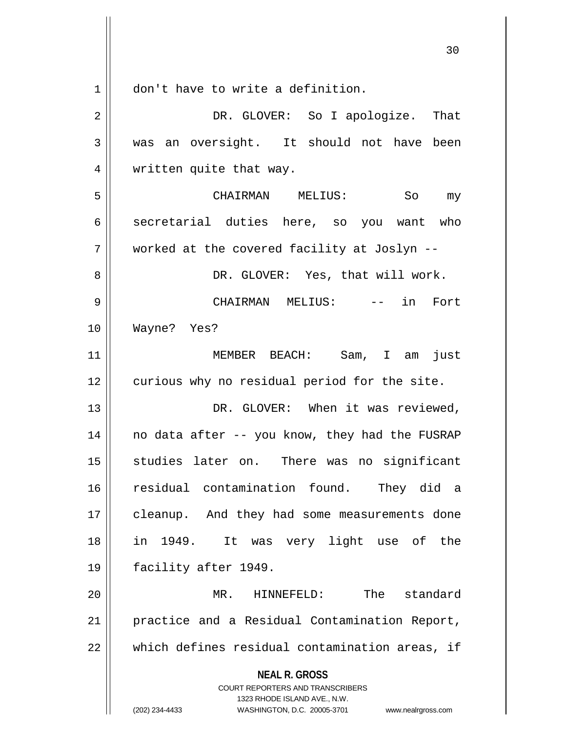don't have to write a definition.

DR. GLOVER: So I apologize. That was an oversight. It should not have been written quite that way.

CHAIRMAN MELIUS: So my secretarial duties here, so you want who worked at the covered facility at Joslyn --

DR. GLOVER: Yes, that will work.

CHAIRMAN MELIUS: -- in Fort Wayne? Yes?

MEMBER BEACH: Sam, I am just curious why no residual period for the site.

DR. GLOVER: When it was reviewed, no data after -- you know, they had the FUSRAP studies later on. There was no significant residual contamination found. They did a cleanup. And they had some measurements done in 1949. It was very light use of the facility after 1949.

MR. HINNEFELD: The standard practice and a Residual Contamination Report, which defines residual contamination areas, if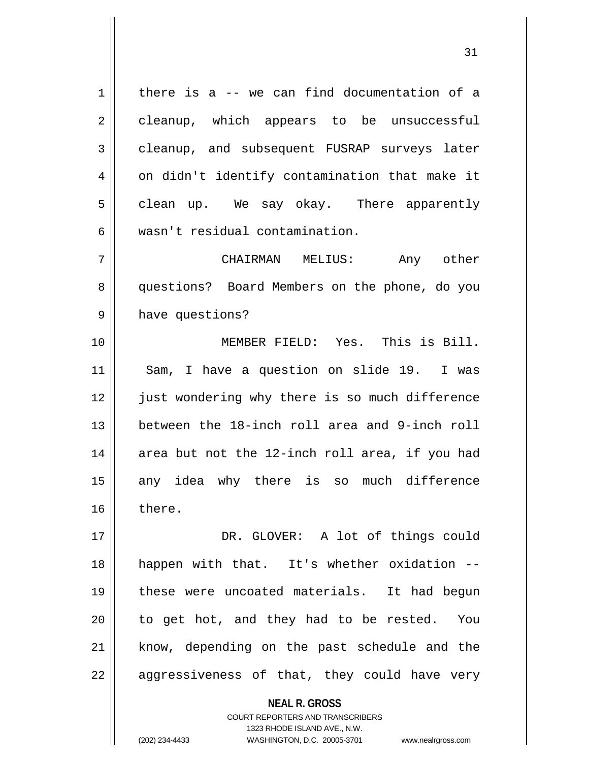there is a -- we can find documentation of a cleanup, which appears to be unsuccessful cleanup, and subsequent FUSRAP surveys later on didn't identify contamination that make it clean up. We say okay. There apparently wasn't residual contamination.

CHAIRMAN MELIUS: Any other questions? Board Members on the phone, do you have questions?

MEMBER FIELD: Yes. This is Bill. Sam, I have a question on slide 19. I was just wondering why there is so much difference between the 18-inch roll area and 9-inch roll area but not the 12-inch roll area, if you had any idea why there is so much difference there.

DR. GLOVER: A lot of things could happen with that. It's whether oxidation -- these were uncoated materials. It had begun to get hot, and they had to be rested. You know, depending on the past schedule and the aggressiveness of that, they could have very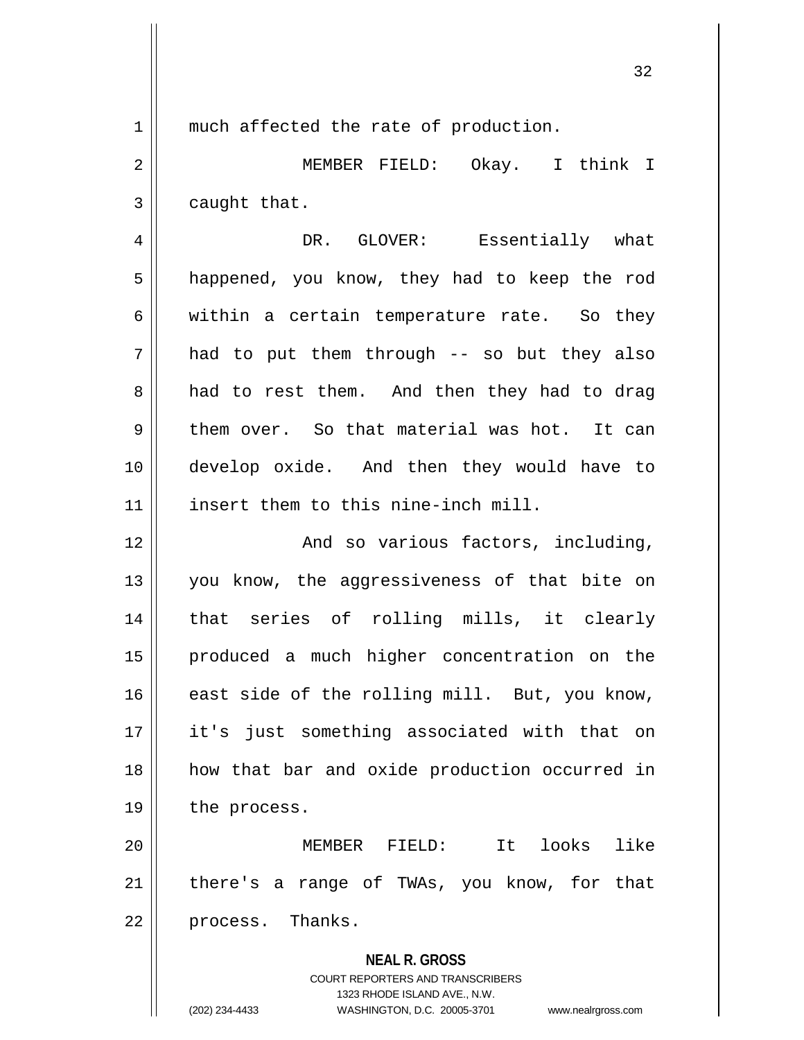much affected the rate of production.

MEMBER FIELD: Okay. I think I caught that.

DR. GLOVER: Essentially what happened, you know, they had to keep the rod within a certain temperature rate. So they had to put them through -- so but they also had to rest them. And then they had to drag them over. So that material was hot. It can develop oxide. And then they would have to insert them to this nine-inch mill.

And so various factors, including, you know, the aggressiveness of that bite on that series of rolling mills, it clearly produced a much higher concentration on the east side of the rolling mill. But, you know, it's just something associated with that on how that bar and oxide production occurred in the process.

MEMBER FIELD: It looks like there's a range of TWAs, you know, for that process. Thanks.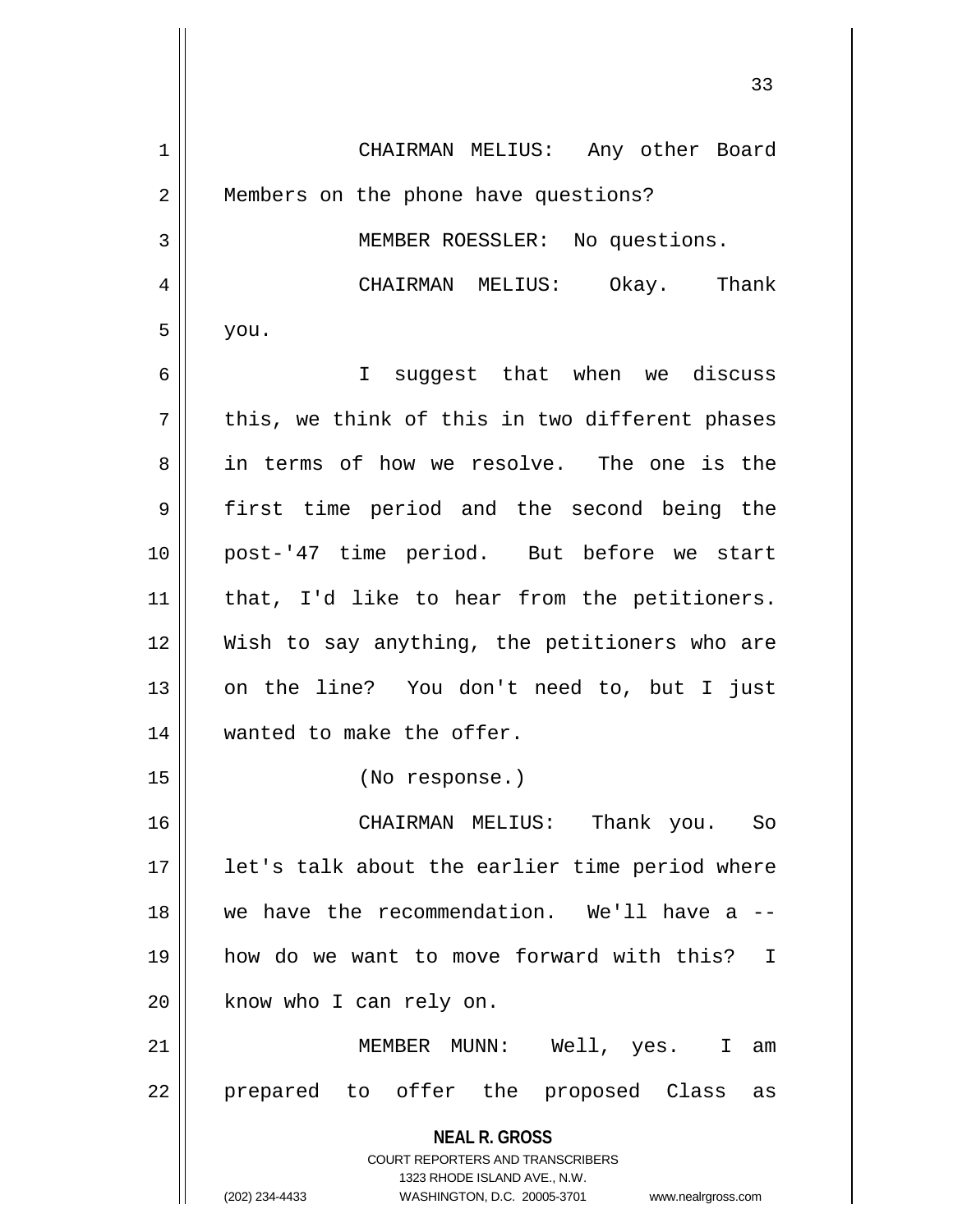CHAIRMAN MELIUS: Any other Board Members on the phone have questions?

MEMBER ROESSLER: No questions.

CHAIRMAN MELIUS: Okay. Thank you.

I suggest that when we discuss this, we think of this in two different phases in terms of how we resolve. The one is the first time period and the second being the post-'47 time period. But before we start that, I'd like to hear from the petitioners. Wish to say anything, the petitioners who are on the line? You don't need to, but I just wanted to make the offer.

(No response.)

CHAIRMAN MELIUS: Thank you. So let's talk about the earlier time period where we have the recommendation. We'll have a -- how do we want to move forward with this? I know who I can rely on.

MEMBER MUNN: Well, yes. I am prepared to offer the proposed Class as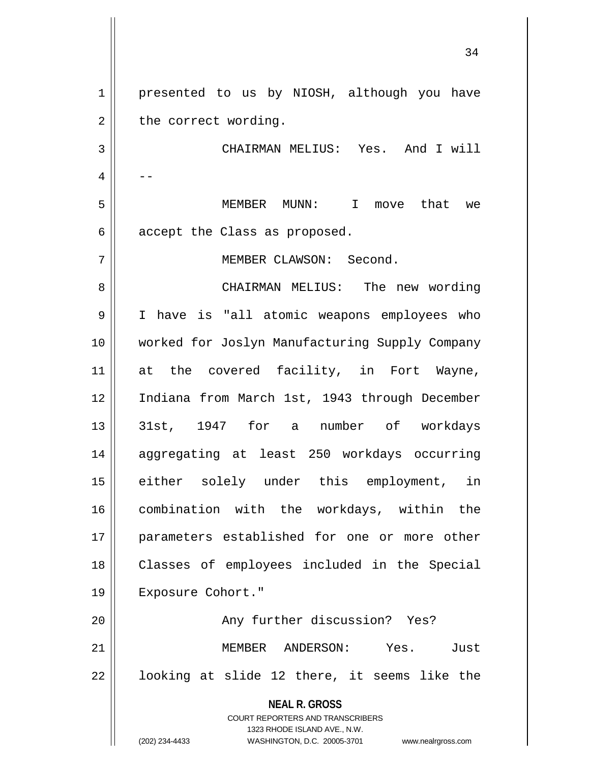presented to us by NIOSH, although you have the correct wording.

CHAIRMAN MELIUS: Yes. And I will --

MEMBER MUNN: I move that we accept the Class as proposed.

MEMBER CLAWSON: Second.

CHAIRMAN MELIUS: The new wording I have is "all atomic weapons employees who worked for Joslyn Manufacturing Supply Company at the covered facility, in Fort Wayne, Indiana from March 1st, 1943 through December 31st, 1947 for a number of workdays aggregating at least 250 workdays occurring either solely under this employment, in combination with the workdays, within the parameters established for one or more other Classes of employees included in the Special Exposure Cohort."

Any further discussion? Yes?

MEMBER ANDERSON: Yes. Just looking at slide 12 there, it seems like the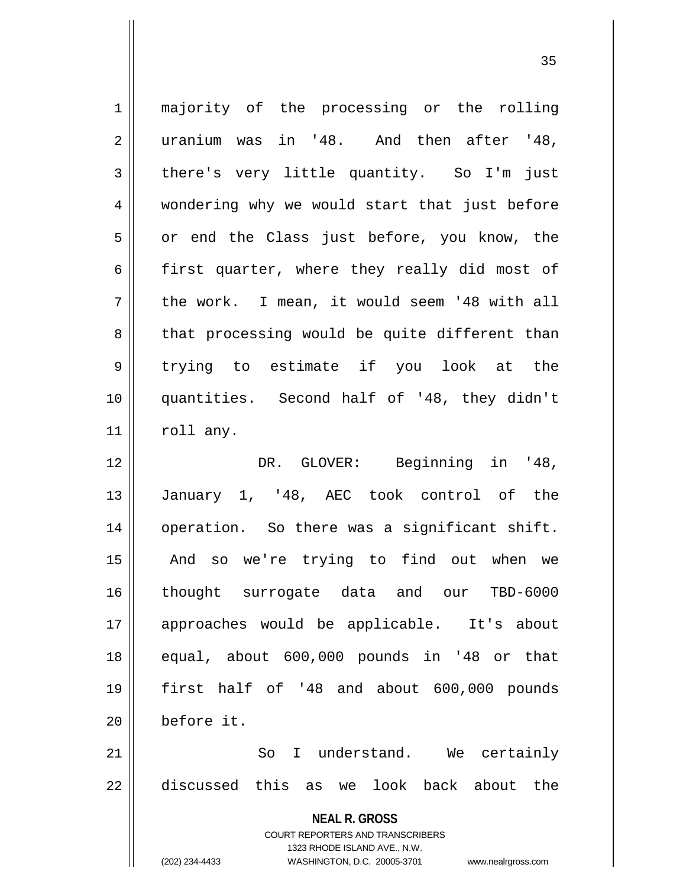majority of the processing or the rolling uranium was in '48. And then after '48, there's very little quantity. So I'm just wondering why we would start that just before or end the Class just before, you know, the first quarter, where they really did most of the work. I mean, it would seem '48 with all that processing would be quite different than trying to estimate if you look at the quantities. Second half of '48, they didn't roll any.

DR. GLOVER: Beginning in '48, January 1, '48, AEC took control of the operation. So there was a significant shift. And so we're trying to find out when we thought surrogate data and our TBD-6000 approaches would be applicable. It's about equal, about 600,000 pounds in '48 or that first half of '48 and about 600,000 pounds before it.

So I understand. We certainly discussed this as we look back about the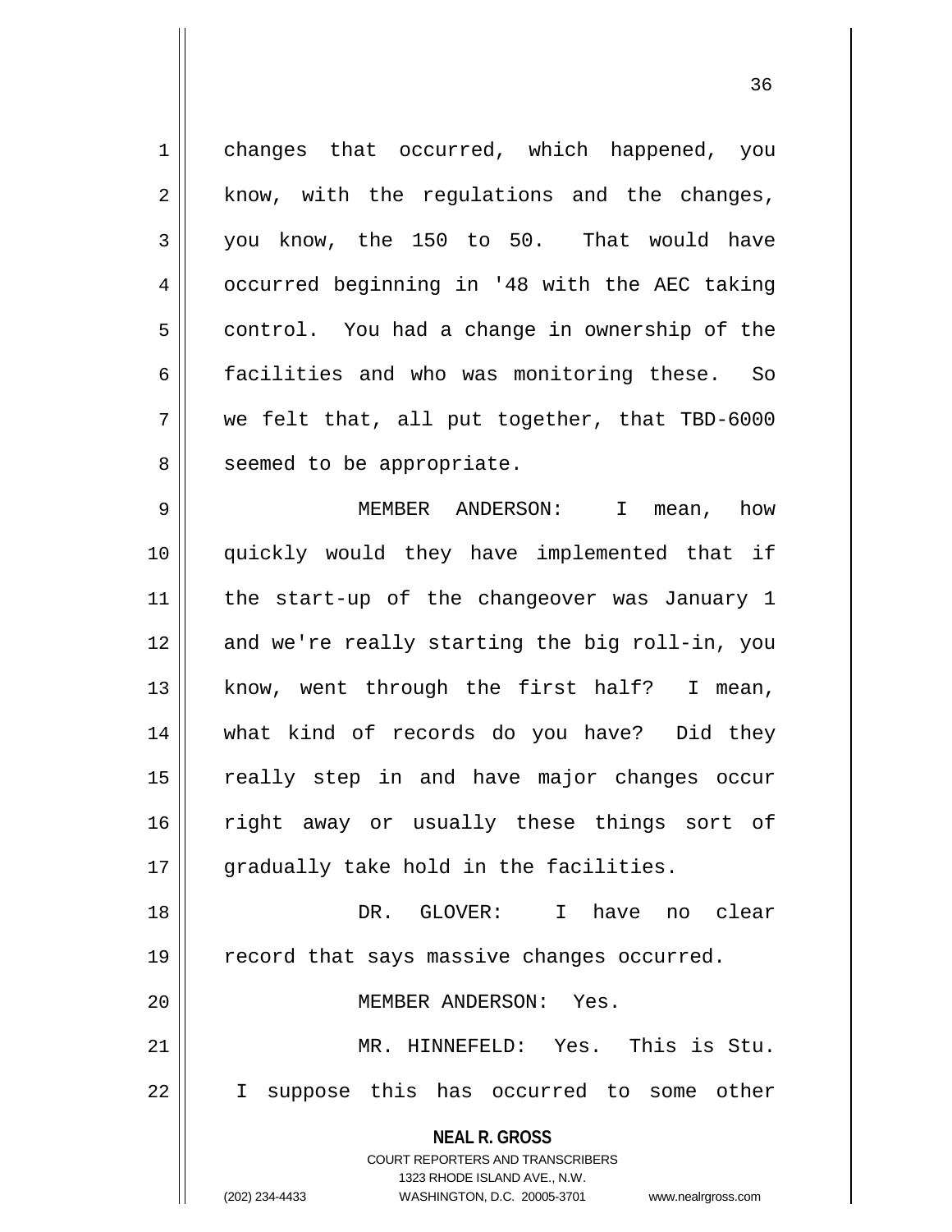changes that occurred, which happened, you know, with the regulations and the changes, you know, the 150 to 50. That would have occurred beginning in '48 with the AEC taking control. You had a change in ownership of the facilities and who was monitoring these. So we felt that, all put together, that TBD-6000 seemed to be appropriate.

MEMBER ANDERSON: I mean, how quickly would they have implemented that if the start-up of the changeover was January 1 and we're really starting the big roll-in, you know, went through the first half? I mean, what kind of records do you have? Did they really step in and have major changes occur right away or usually these things sort of gradually take hold in the facilities.

DR. GLOVER: I have no clear record that says massive changes occurred.

MEMBER ANDERSON: Yes.

MR. HINNEFELD: Yes. This is Stu. I suppose this has occurred to some other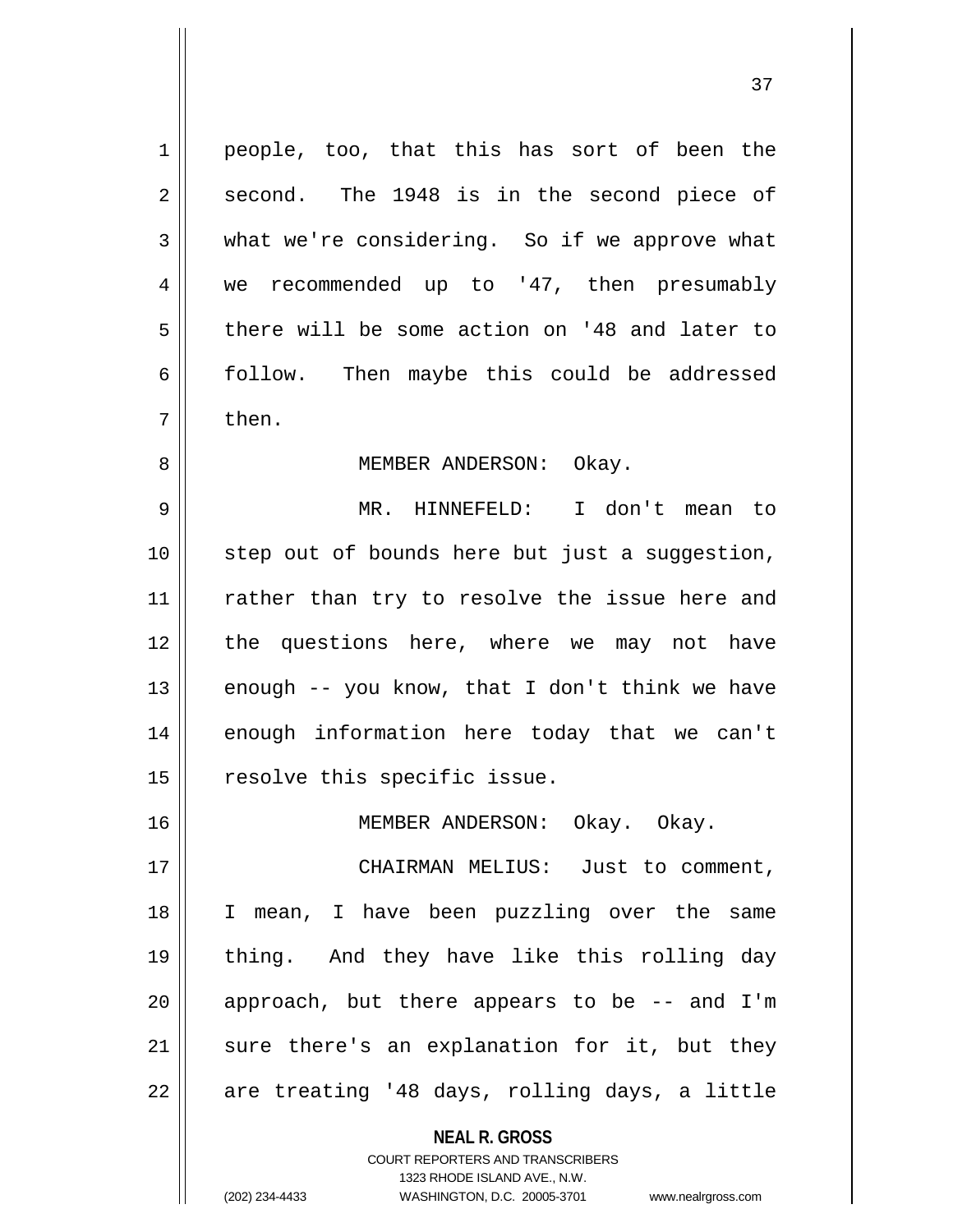people, too, that this has sort of been the second. The 1948 is in the second piece of what we're considering. So if we approve what we recommended up to '47, then presumably there will be some action on '48 and later to follow. Then maybe this could be addressed then.

MEMBER ANDERSON: Okay.

MR. HINNEFELD: I don't mean to step out of bounds here but just a suggestion, rather than try to resolve the issue here and the questions here, where we may not have enough -- you know, that I don't think we have enough information here today that we can't resolve this specific issue.

MEMBER ANDERSON: Okay. Okay.

CHAIRMAN MELIUS: Just to comment, I mean, I have been puzzling over the same thing. And they have like this rolling day approach, but there appears to be -- and I'm sure there's an explanation for it, but they are treating '48 days, rolling days, a little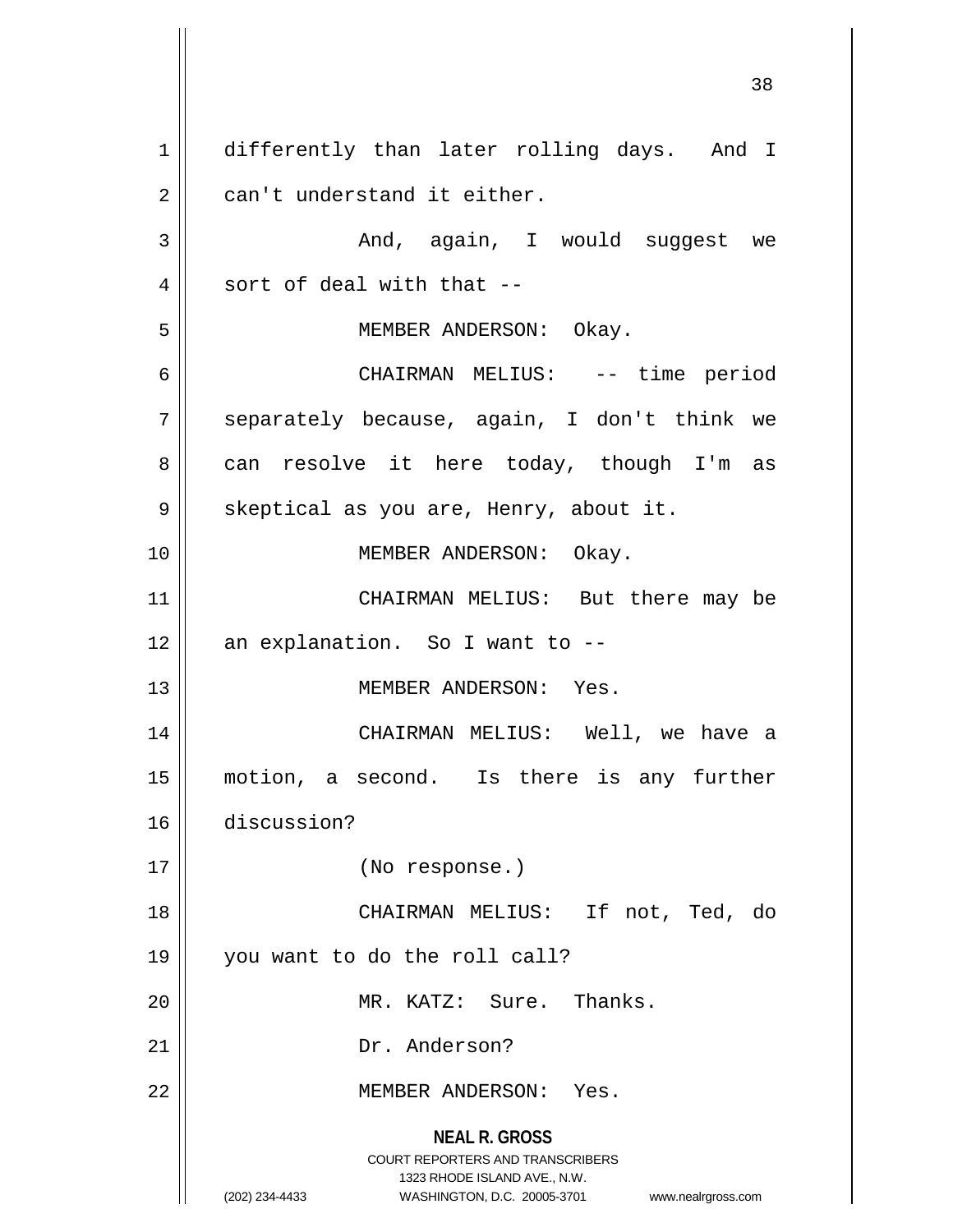differently than later rolling days. And I can't understand it either.

And, again, I would suggest we sort of deal with that --

MEMBER ANDERSON: Okay.

CHAIRMAN MELIUS: -- time period separately because, again, I don't think we can resolve it here today, though I'm as skeptical as you are, Henry, about it.

MEMBER ANDERSON: Okay.

CHAIRMAN MELIUS: But there may be an explanation. So I want to --

MEMBER ANDERSON: Yes.

CHAIRMAN MELIUS: Well, we have a motion, a second. Is there is any further discussion?

(No response.)

CHAIRMAN MELIUS: If not, Ted, do you want to do the roll call?

MR. KATZ: Sure. Thanks.

Dr. Anderson?

MEMBER ANDERSON: Yes.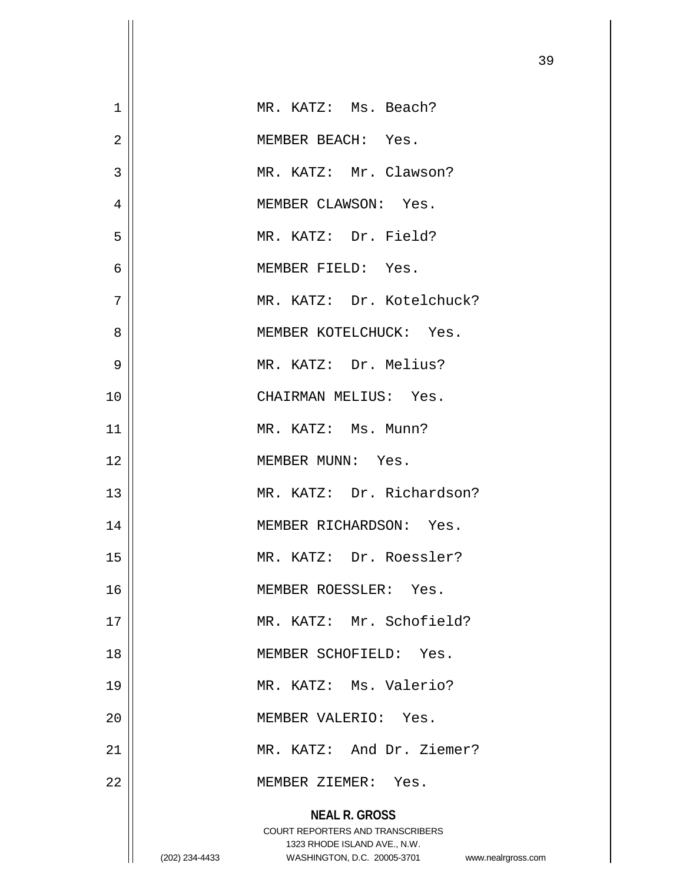MR. KATZ: Ms. Beach?

MEMBER BEACH: Yes.

MR. KATZ: Mr. Clawson?

MEMBER CLAWSON: Yes.

MR. KATZ: Dr. Field?

MEMBER FIELD: Yes.

MR. KATZ: Dr. Kotelchuck?

MEMBER KOTELCHUCK: Yes.

MR. KATZ: Dr. Melius?

CHAIRMAN MELIUS: Yes.

MR. KATZ: Ms. Munn?

MEMBER MUNN: Yes.

MR. KATZ: Dr. Richardson?

MEMBER RICHARDSON: Yes.

MR. KATZ: Dr. Roessler?

MEMBER ROESSLER: Yes.

MR. KATZ: Mr. Schofield?

MEMBER SCHOFIELD: Yes.

MR. KATZ: Ms. Valerio?

MEMBER VALERIO: Yes.

MR. KATZ: And Dr. Ziemer?

MEMBER ZIEMER: Yes.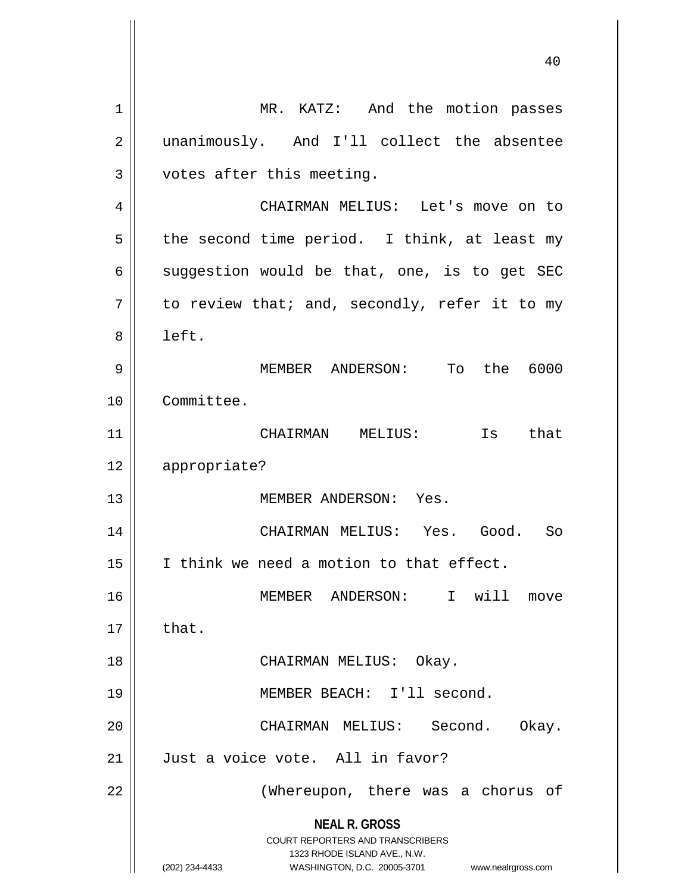MR. KATZ: And the motion passes unanimously. And I'll collect the absentee votes after this meeting.

CHAIRMAN MELIUS: Let's move on to the second time period. I think, at least my suggestion would be that, one, is to get SEC to review that; and, secondly, refer it to my left.

MEMBER ANDERSON: To the 6000 Committee.

CHAIRMAN MELIUS: Is that appropriate?

MEMBER ANDERSON: Yes.

CHAIRMAN MELIUS: Yes. Good. So I think we need a motion to that effect.

MEMBER ANDERSON: I will move that.

CHAIRMAN MELIUS: Okay.

MEMBER BEACH: I'll second.

CHAIRMAN MELIUS: Second. Okay. Just a voice vote. All in favor?

(Whereupon, there was a chorus of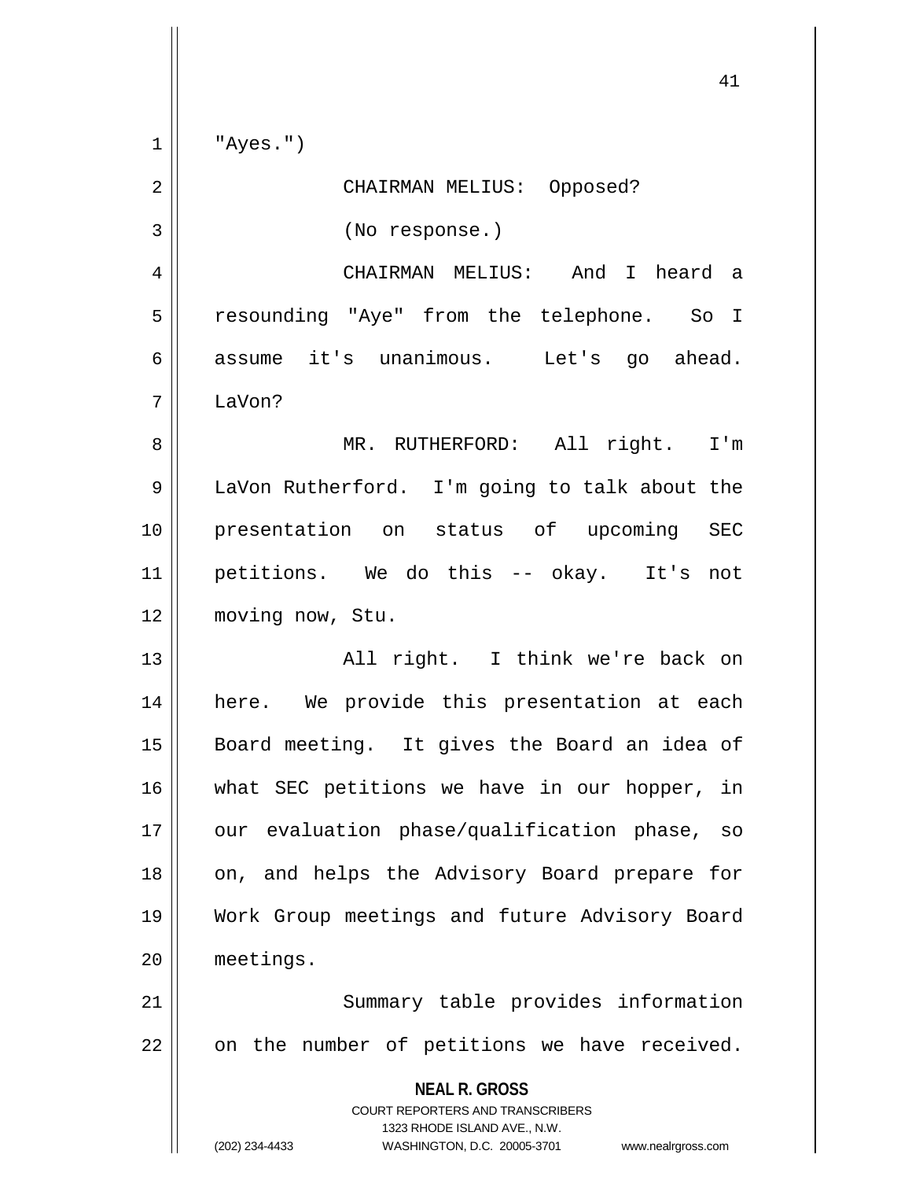"Ayes.")

CHAIRMAN MELIUS: Opposed?

(No response.)

CHAIRMAN MELIUS: And I heard a resounding "Aye" from the telephone. So I assume it's unanimous. Let's go ahead. LaVon?

MR. RUTHERFORD: All right. I'm LaVon Rutherford. I'm going to talk about the presentation on status of upcoming SEC petitions. We do this -- okay. It's not moving now, Stu.

All right. I think we're back on here. We provide this presentation at each Board meeting. It gives the Board an idea of what SEC petitions we have in our hopper, in our evaluation phase/qualification phase, so on, and helps the Advisory Board prepare for Work Group meetings and future Advisory Board meetings.

Summary table provides information on the number of petitions we have received.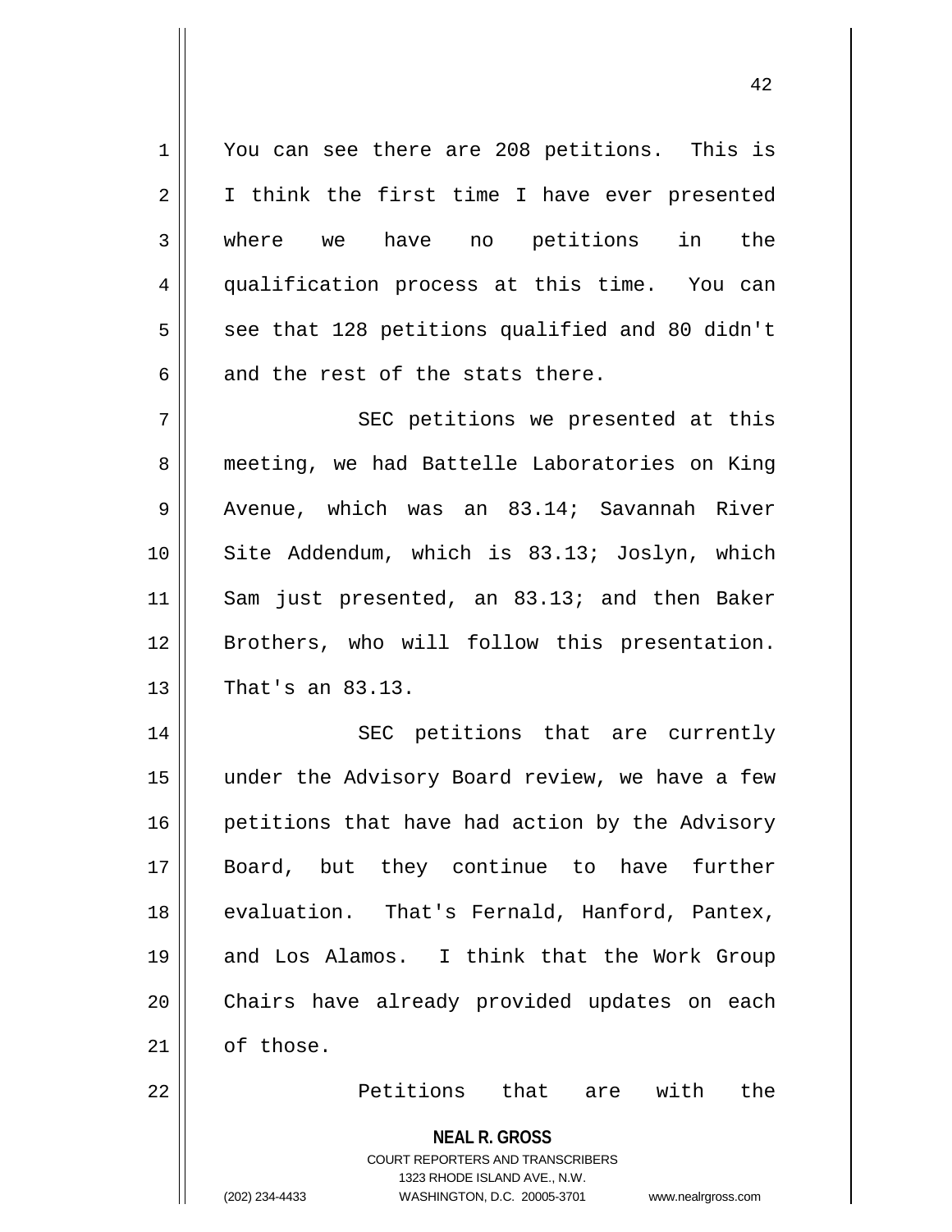You can see there are 208 petitions. This is I think the first time I have ever presented where we have no petitions in the qualification process at this time. You can see that 128 petitions qualified and 80 didn't and the rest of the stats there.

SEC petitions we presented at this meeting, we had Battelle Laboratories on King Avenue, which was an 83.14; Savannah River Site Addendum, which is 83.13; Joslyn, which Sam just presented, an 83.13; and then Baker Brothers, who will follow this presentation. That's an 83.13.

SEC petitions that are currently under the Advisory Board review, we have a few petitions that have had action by the Advisory Board, but they continue to have further evaluation. That's Fernald, Hanford, Pantex, and Los Alamos. I think that the Work Group Chairs have already provided updates on each of those.

Petitions that are with the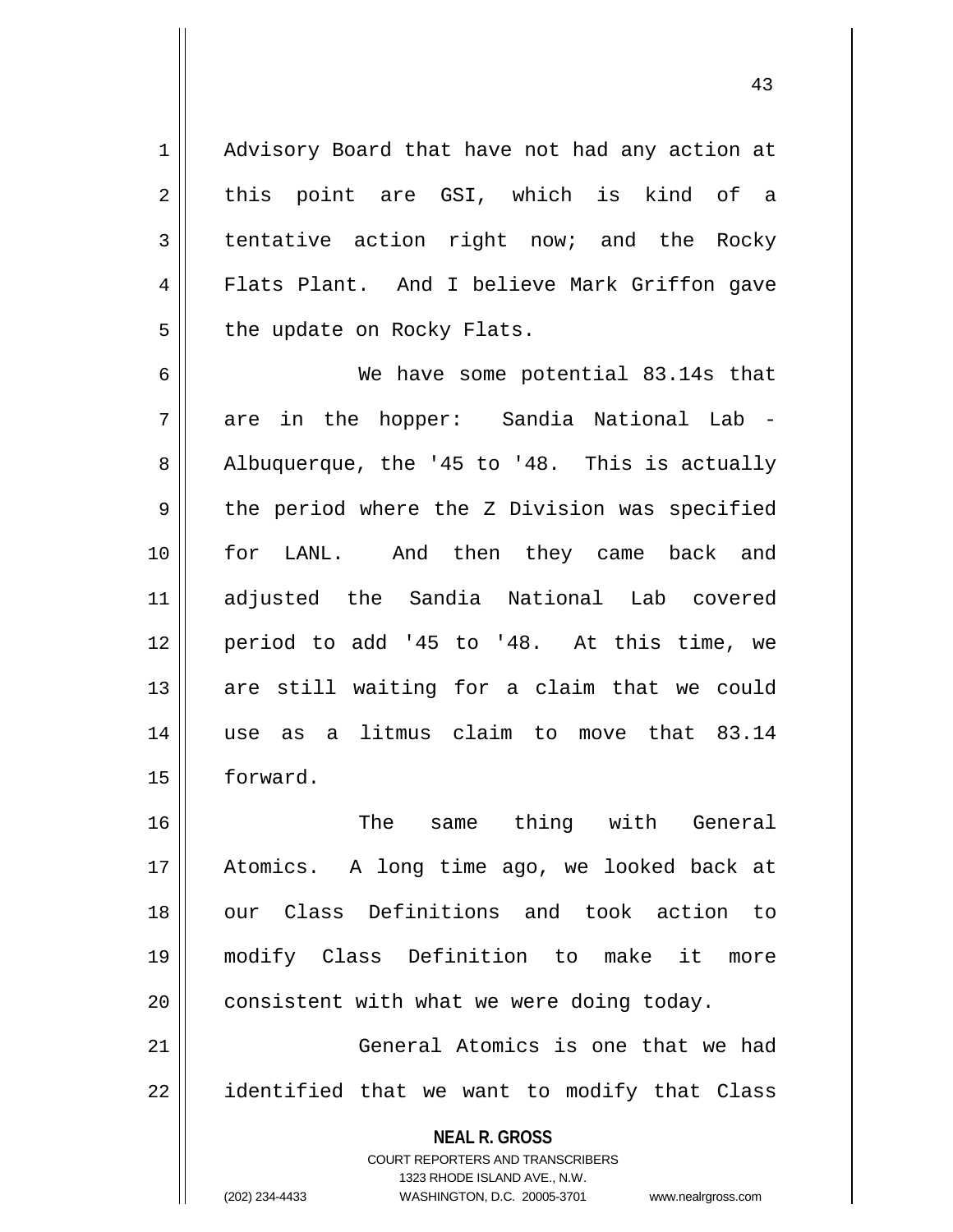Advisory Board that have not had any action at this point are GSI, which is kind of a tentative action right now; and the Rocky Flats Plant. And I believe Mark Griffon gave the update on Rocky Flats.

We have some potential 83.14s that are in the hopper: Sandia National Lab - Albuquerque, the '45 to '48. This is actually the period where the Z Division was specified for LANL. And then they came back and adjusted the Sandia National Lab covered period to add '45 to '48. At this time, we are still waiting for a claim that we could use as a litmus claim to move that 83.14 forward.

The same thing with General Atomics. A long time ago, we looked back at our Class Definitions and took action to modify Class Definition to make it more consistent with what we were doing today.

General Atomics is one that we had identified that we want to modify that Class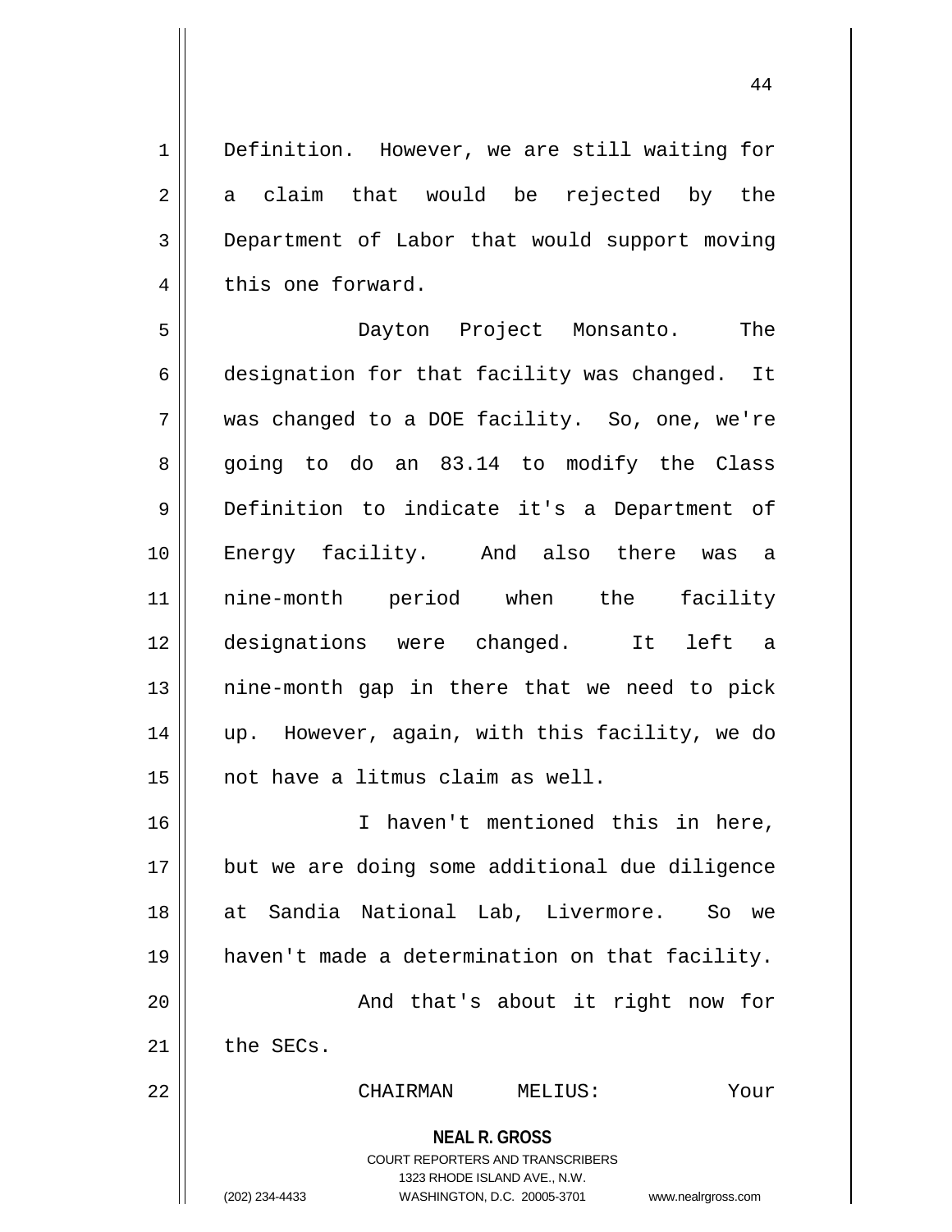Definition. However, we are still waiting for a claim that would be rejected by the Department of Labor that would support moving this one forward.

Dayton Project Monsanto. The designation for that facility was changed. It was changed to a DOE facility. So, one, we're going to do an 83.14 to modify the Class Definition to indicate it's a Department of Energy facility. And also there was a nine-month period when the facility designations were changed. It left a nine-month gap in there that we need to pick up. However, again, with this facility, we do not have a litmus claim as well.

I haven't mentioned this in here, but we are doing some additional due diligence at Sandia National Lab, Livermore. So we haven't made a determination on that facility.

And that's about it right now for the SECs.

CHAIRMAN MELIUS: Your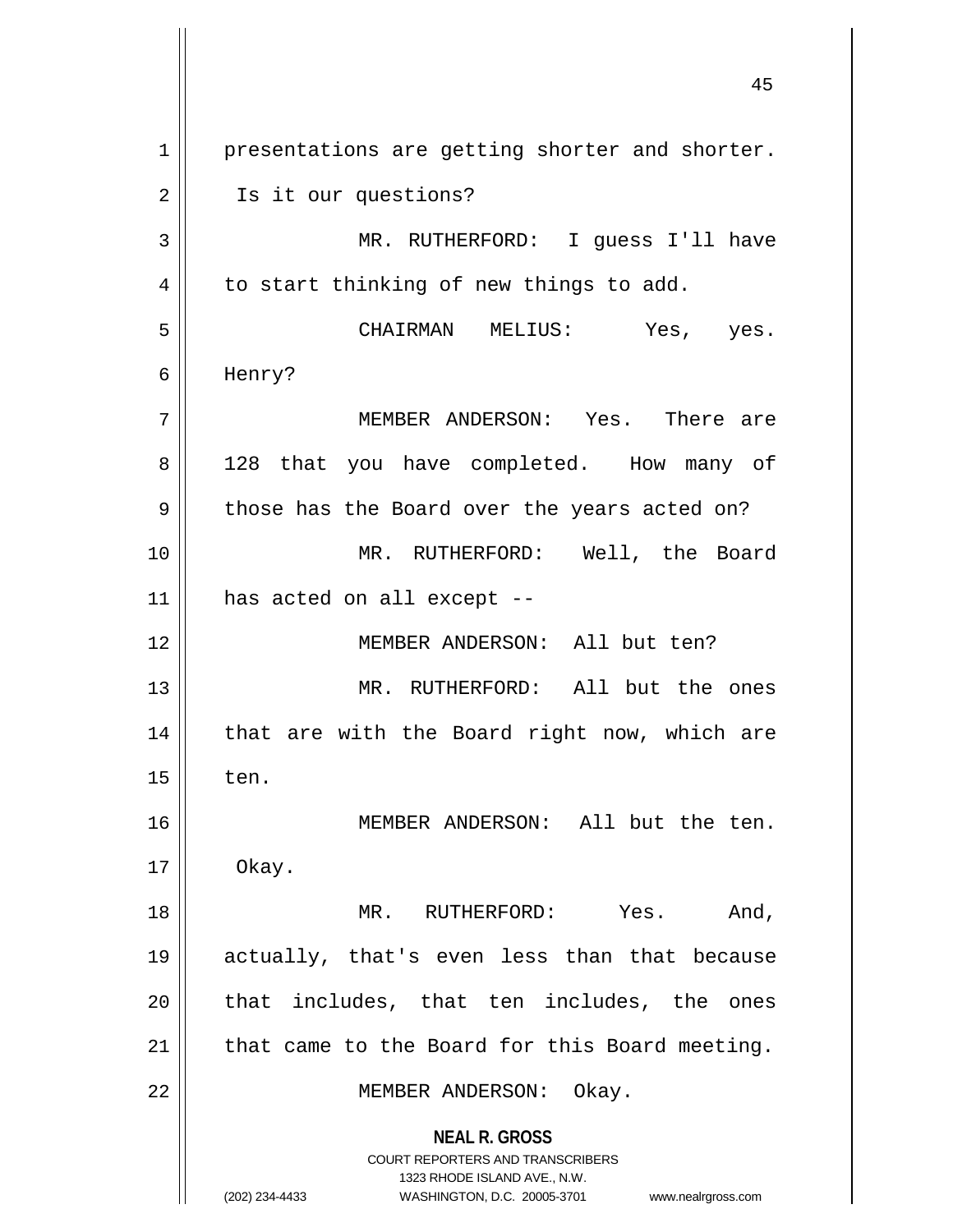presentations are getting shorter and shorter. Is it our questions?

MR. RUTHERFORD: I guess I'll have to start thinking of new things to add.

CHAIRMAN MELIUS: Yes, yes. Henry?

MEMBER ANDERSON: Yes. There are 128 that you have completed. How many of those has the Board over the years acted on?

MR. RUTHERFORD: Well, the Board has acted on all except --

MEMBER ANDERSON: All but ten?

MR. RUTHERFORD: All but the ones that are with the Board right now, which are ten.

MEMBER ANDERSON: All but the ten. Okay.

MR. RUTHERFORD: Yes. And, actually, that's even less than that because that includes, that ten includes, the ones that came to the Board for this Board meeting.

MEMBER ANDERSON: Okay.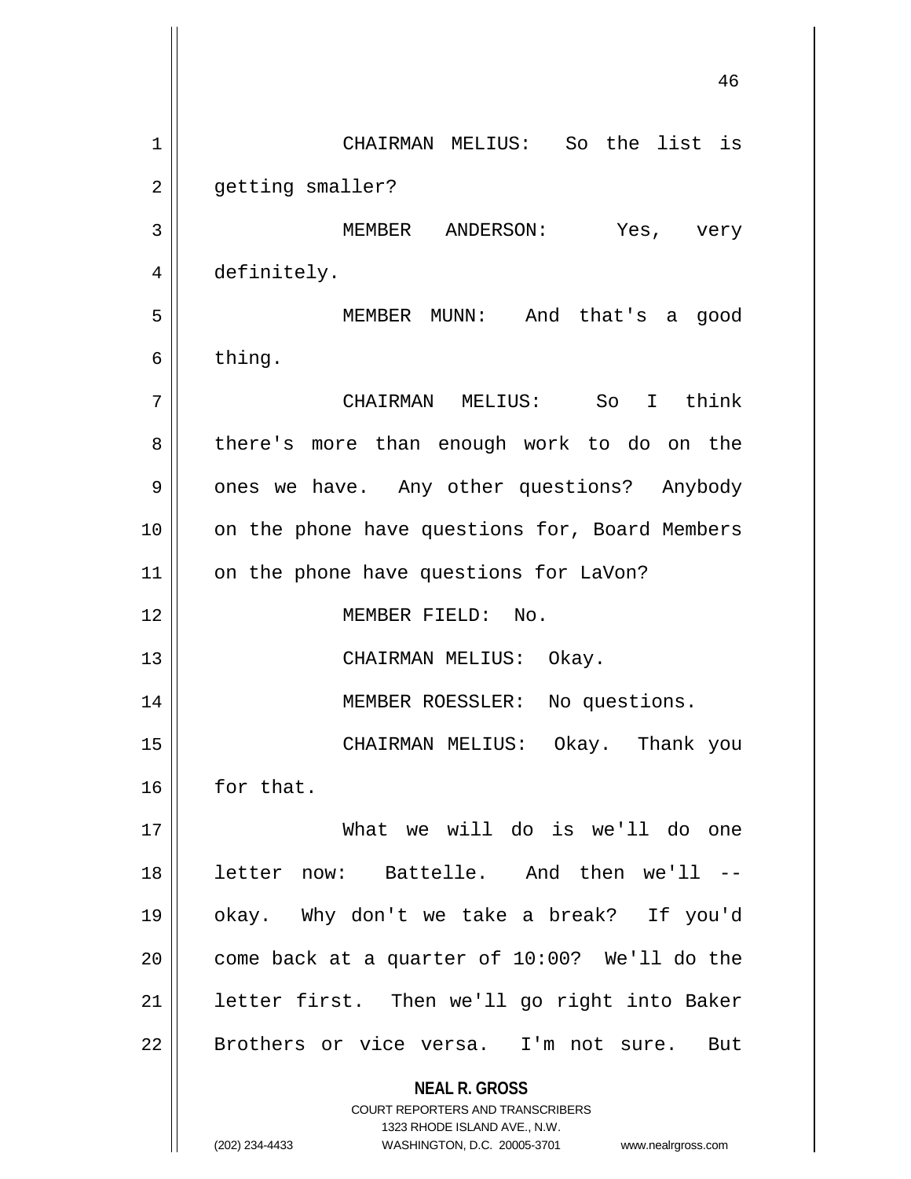CHAIRMAN MELIUS: So the list is getting smaller?

MEMBER ANDERSON: Yes, very definitely.

MEMBER MUNN: And that's a good thing.

CHAIRMAN MELIUS: So I think there's more than enough work to do on the ones we have. Any other questions? Anybody on the phone have questions for, Board Members on the phone have questions for LaVon?

MEMBER FIELD: No.

CHAIRMAN MELIUS: Okay.

MEMBER ROESSLER: No questions.

CHAIRMAN MELIUS: Okay. Thank you for that.

What we will do is we'll do one letter now: Battelle. And then we'll -- okay. Why don't we take a break? If you'd come back at a quarter of 10:00? We'll do the letter first. Then we'll go right into Baker Brothers or vice versa. I'm not sure. But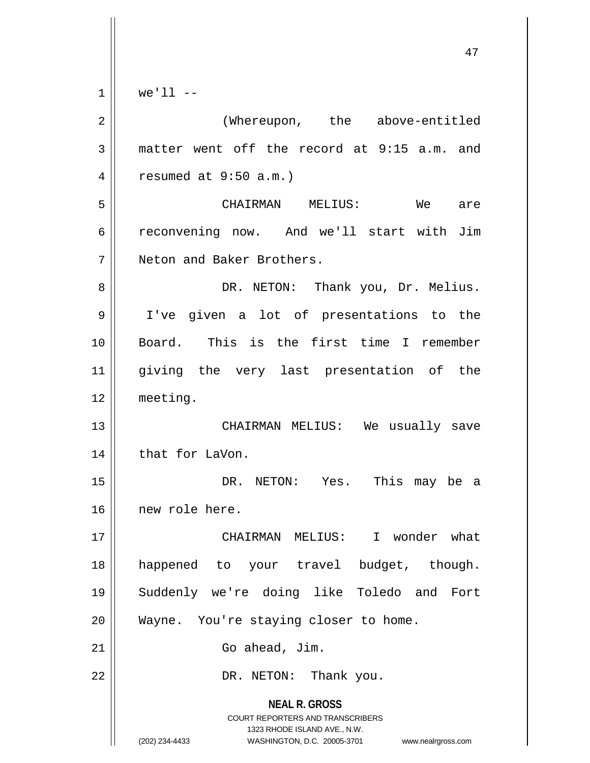we'll --

(Whereupon, the above-entitled matter went off the record at 9:15 a.m. and resumed at 9:50 a.m.)

CHAIRMAN MELIUS: We are reconvening now. And we'll start with Jim Neton and Baker Brothers.

DR. NETON: Thank you, Dr. Melius. I've given a lot of presentations to the Board. This is the first time I remember giving the very last presentation of the meeting.

CHAIRMAN MELIUS: We usually save that for LaVon.

DR. NETON: Yes. This may be a new role here.

CHAIRMAN MELIUS: I wonder what happened to your travel budget, though. Suddenly we're doing like Toledo and Fort Wayne. You're staying closer to home.

Go ahead, Jim.

DR. NETON: Thank you.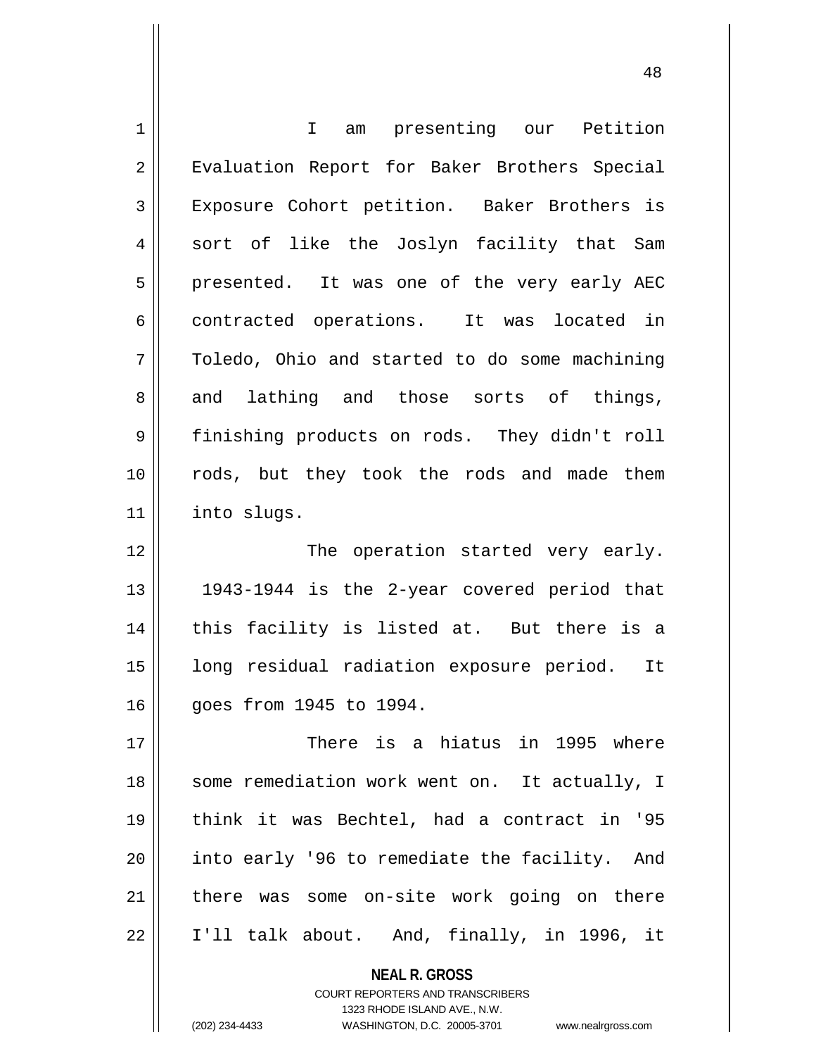I am presenting our Petition Evaluation Report for Baker Brothers Special Exposure Cohort petition. Baker Brothers is sort of like the Joslyn facility that Sam presented. It was one of the very early AEC contracted operations. It was located in Toledo, Ohio and started to do some machining and lathing and those sorts of things, finishing products on rods. They didn't roll rods, but they took the rods and made them into slugs.

The operation started very early. 1943-1944 is the 2-year covered period that this facility is listed at. But there is a long residual radiation exposure period. It goes from 1945 to 1994.

There is a hiatus in 1995 where some remediation work went on. It actually, I think it was Bechtel, had a contract in '95 into early '96 to remediate the facility. And there was some on-site work going on there I'll talk about. And, finally, in 1996, it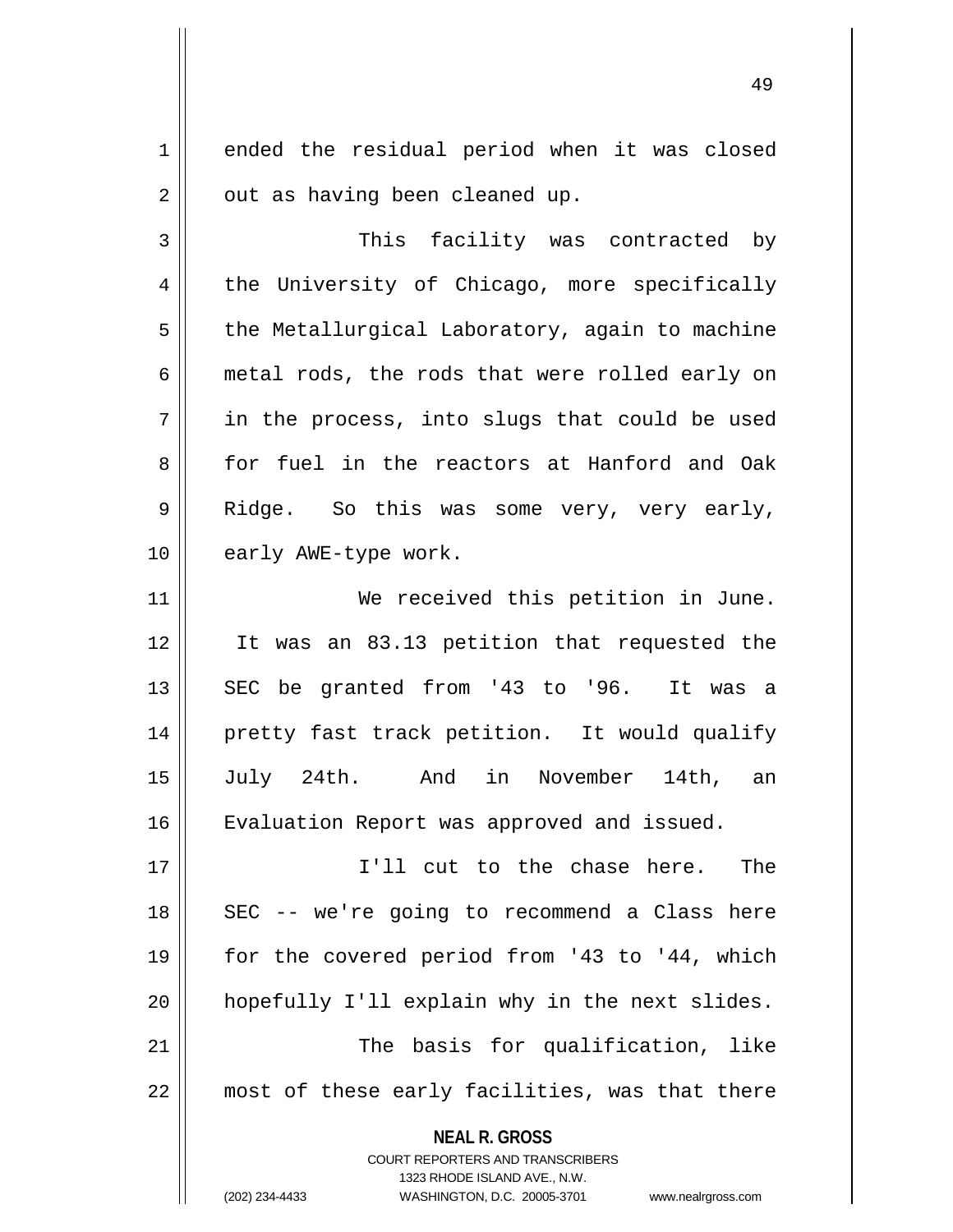ended the residual period when it was closed out as having been cleaned up.

This facility was contracted by the University of Chicago, more specifically the Metallurgical Laboratory, again to machine metal rods, the rods that were rolled early on in the process, into slugs that could be used for fuel in the reactors at Hanford and Oak Ridge. So this was some very, very early, early AWE-type work.

We received this petition in June. It was an 83.13 petition that requested the SEC be granted from '43 to '96. It was a pretty fast track petition. It would qualify July 24th. And in November 14th, an Evaluation Report was approved and issued.

I'll cut to the chase here. The SEC -- we're going to recommend a Class here for the covered period from '43 to '44, which hopefully I'll explain why in the next slides.

The basis for qualification, like most of these early facilities, was that there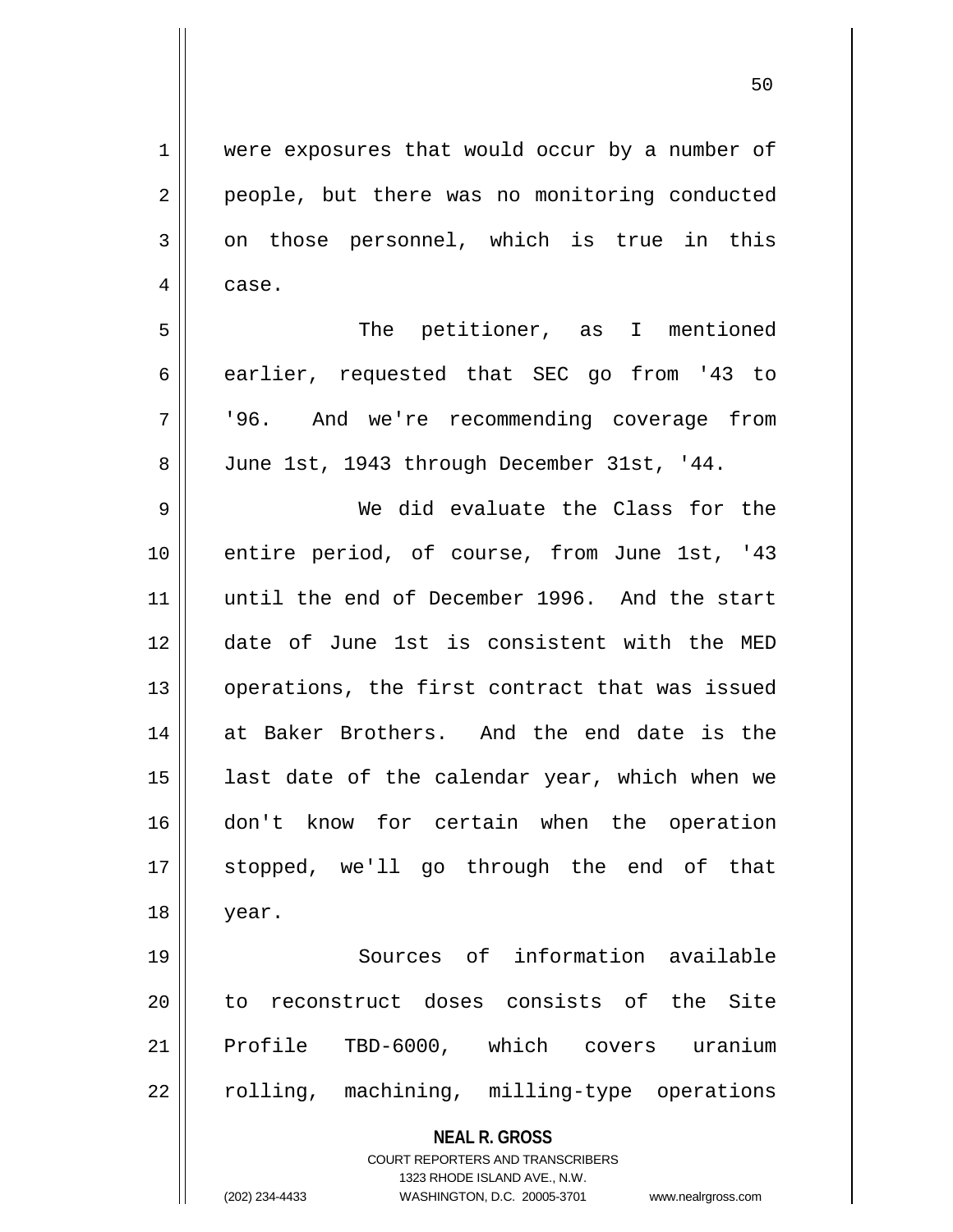were exposures that would occur by a number of people, but there was no monitoring conducted on those personnel, which is true in this case.

The petitioner, as I mentioned earlier, requested that SEC go from '43 to '96. And we're recommending coverage from June 1st, 1943 through December 31st, '44.

We did evaluate the Class for the entire period, of course, from June 1st, '43 until the end of December 1996. And the start date of June 1st is consistent with the MED operations, the first contract that was issued at Baker Brothers. And the end date is the last date of the calendar year, which when we don't know for certain when the operation stopped, we'll go through the end of that year.

Sources of information available to reconstruct doses consists of the Site Profile TBD-6000, which covers uranium rolling, machining, milling-type operations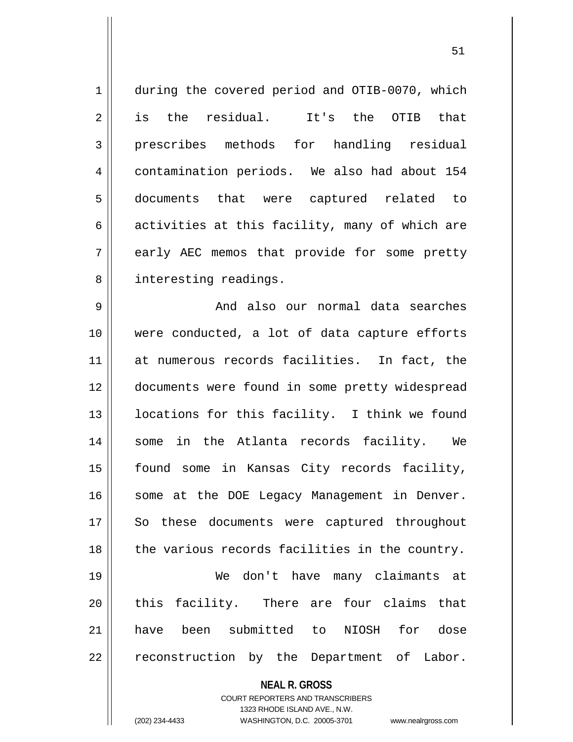during the covered period and OTIB-0070, which is the residual. It's the OTIB that prescribes methods for handling residual contamination periods. We also had about 154 documents that were captured related to activities at this facility, many of which are early AEC memos that provide for some pretty interesting readings.

And also our normal data searches were conducted, a lot of data capture efforts at numerous records facilities. In fact, the documents were found in some pretty widespread locations for this facility. I think we found some in the Atlanta records facility. We found some in Kansas City records facility, some at the DOE Legacy Management in Denver. So these documents were captured throughout the various records facilities in the country.

We don't have many claimants at this facility. There are four claims that have been submitted to NIOSH for dose reconstruction by the Department of Labor.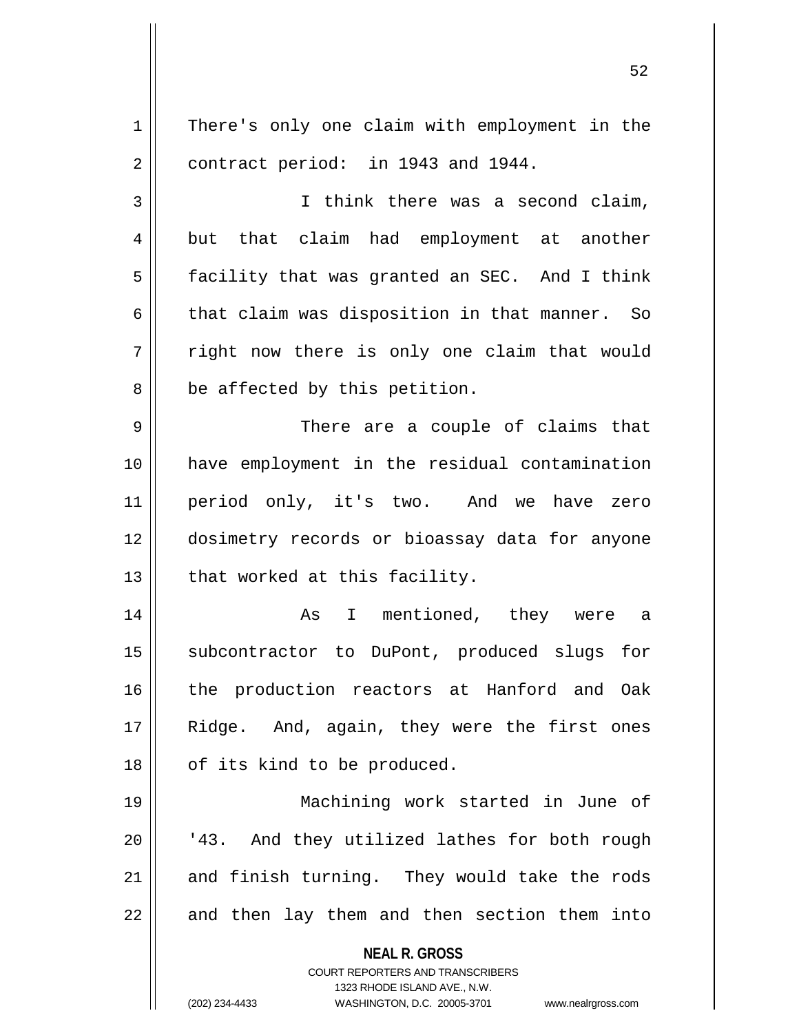There's only one claim with employment in the contract period: in 1943 and 1944.

I think there was a second claim, but that claim had employment at another facility that was granted an SEC. And I think that claim was disposition in that manner. So right now there is only one claim that would be affected by this petition.

There are a couple of claims that have employment in the residual contamination period only, it's two. And we have zero dosimetry records or bioassay data for anyone that worked at this facility.

As I mentioned, they were a subcontractor to DuPont, produced slugs for the production reactors at Hanford and Oak Ridge. And, again, they were the first ones of its kind to be produced.

Machining work started in June of '43. And they utilized lathes for both rough and finish turning. They would take the rods and then lay them and then section them into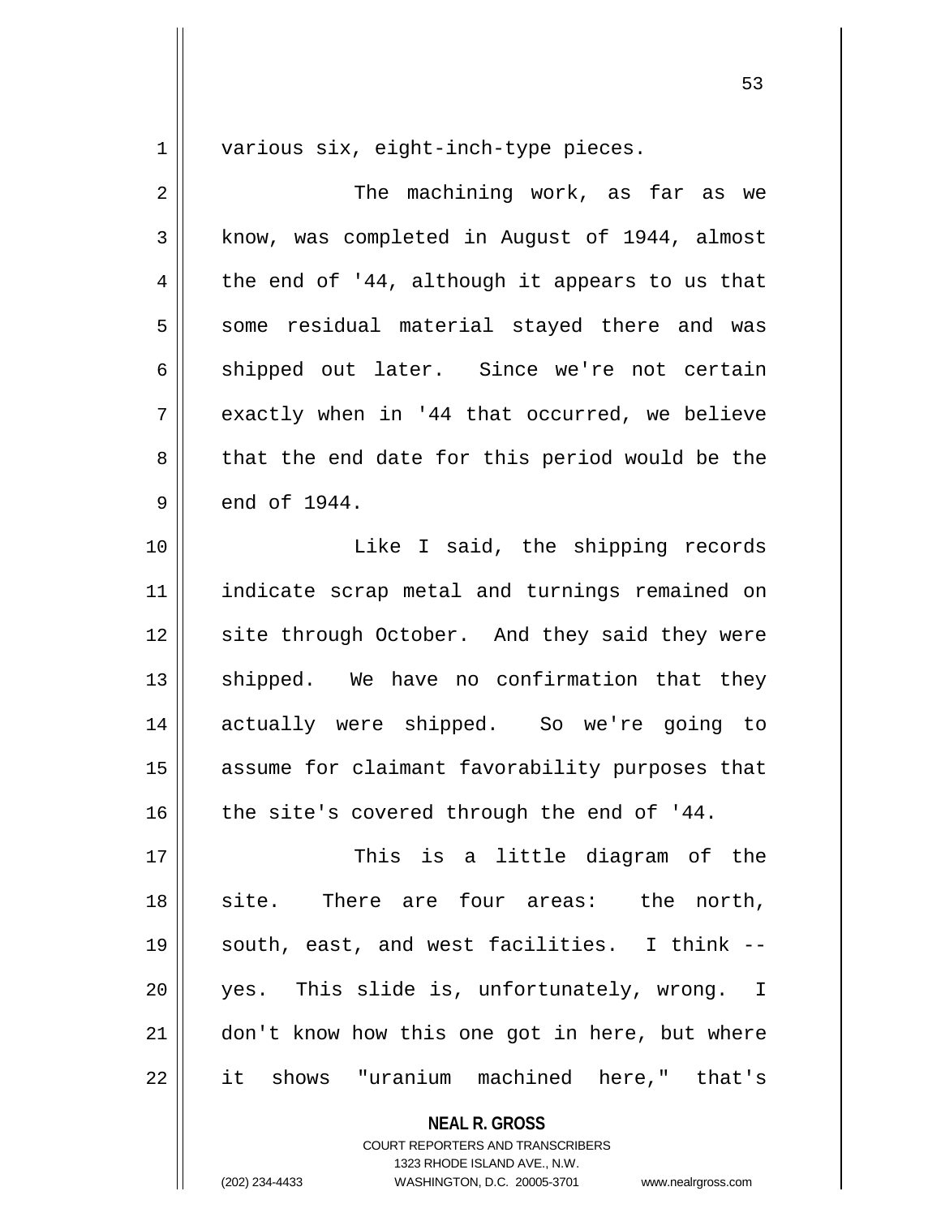various six, eight-inch-type pieces.

The machining work, as far as we know, was completed in August of 1944, almost the end of '44, although it appears to us that some residual material stayed there and was shipped out later. Since we're not certain exactly when in '44 that occurred, we believe that the end date for this period would be the end of 1944.

Like I said, the shipping records indicate scrap metal and turnings remained on site through October. And they said they were shipped. We have no confirmation that they actually were shipped. So we're going to assume for claimant favorability purposes that the site's covered through the end of '44.

This is a little diagram of the site. There are four areas: the north, south, east, and west facilities. I think -- yes. This slide is, unfortunately, wrong. I don't know how this one got in here, but where it shows "uranium machined here," that's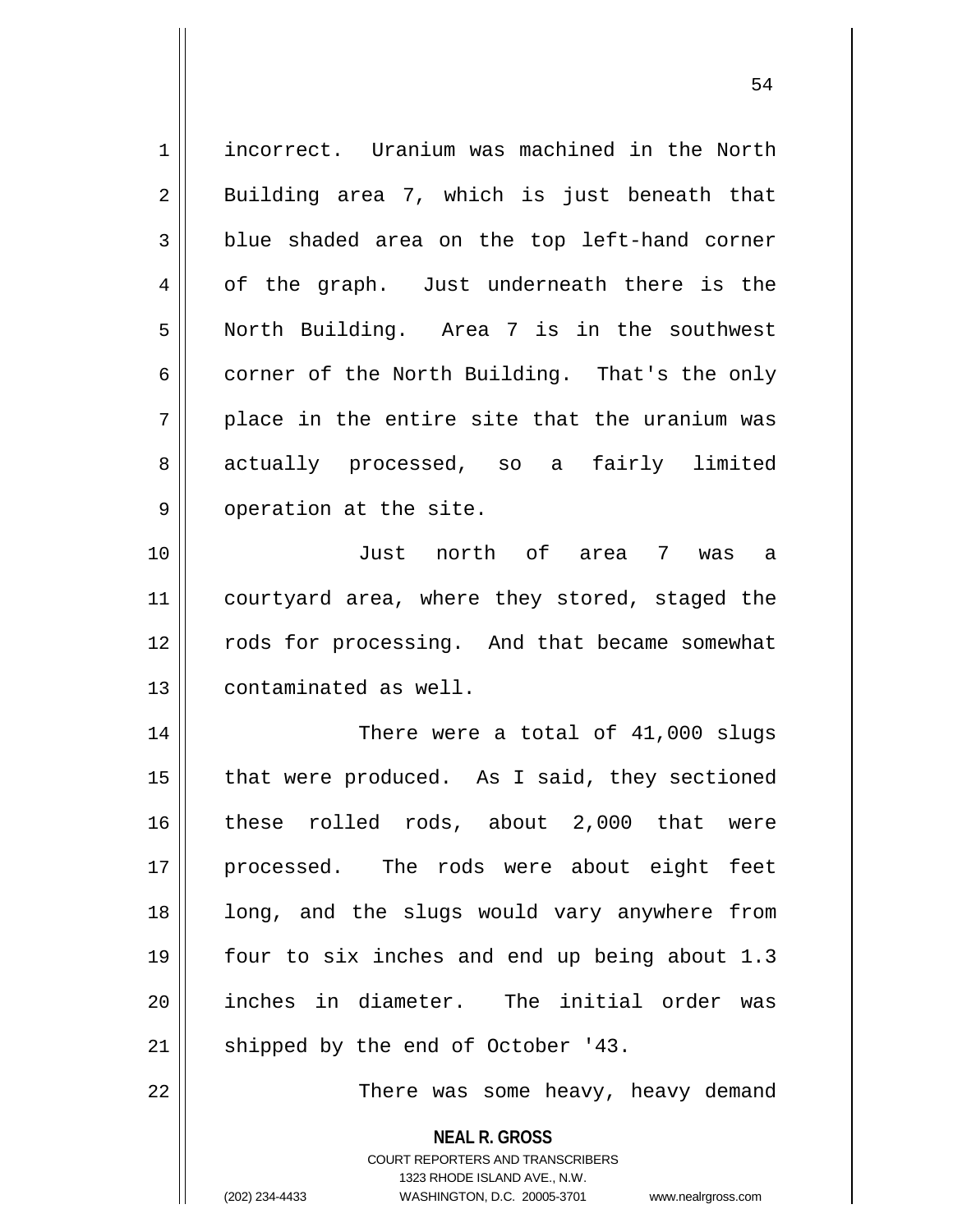incorrect. Uranium was machined in the North Building area 7, which is just beneath that blue shaded area on the top left-hand corner of the graph. Just underneath there is the North Building. Area 7 is in the southwest corner of the North Building. That's the only place in the entire site that the uranium was actually processed, so a fairly limited operation at the site.

Just north of area 7 was a courtyard area, where they stored, staged the rods for processing. And that became somewhat contaminated as well.

There were a total of 41,000 slugs that were produced. As I said, they sectioned these rolled rods, about 2,000 that were processed. The rods were about eight feet long, and the slugs would vary anywhere from four to six inches and end up being about 1.3 inches in diameter. The initial order was shipped by the end of October '43.

There was some heavy, heavy demand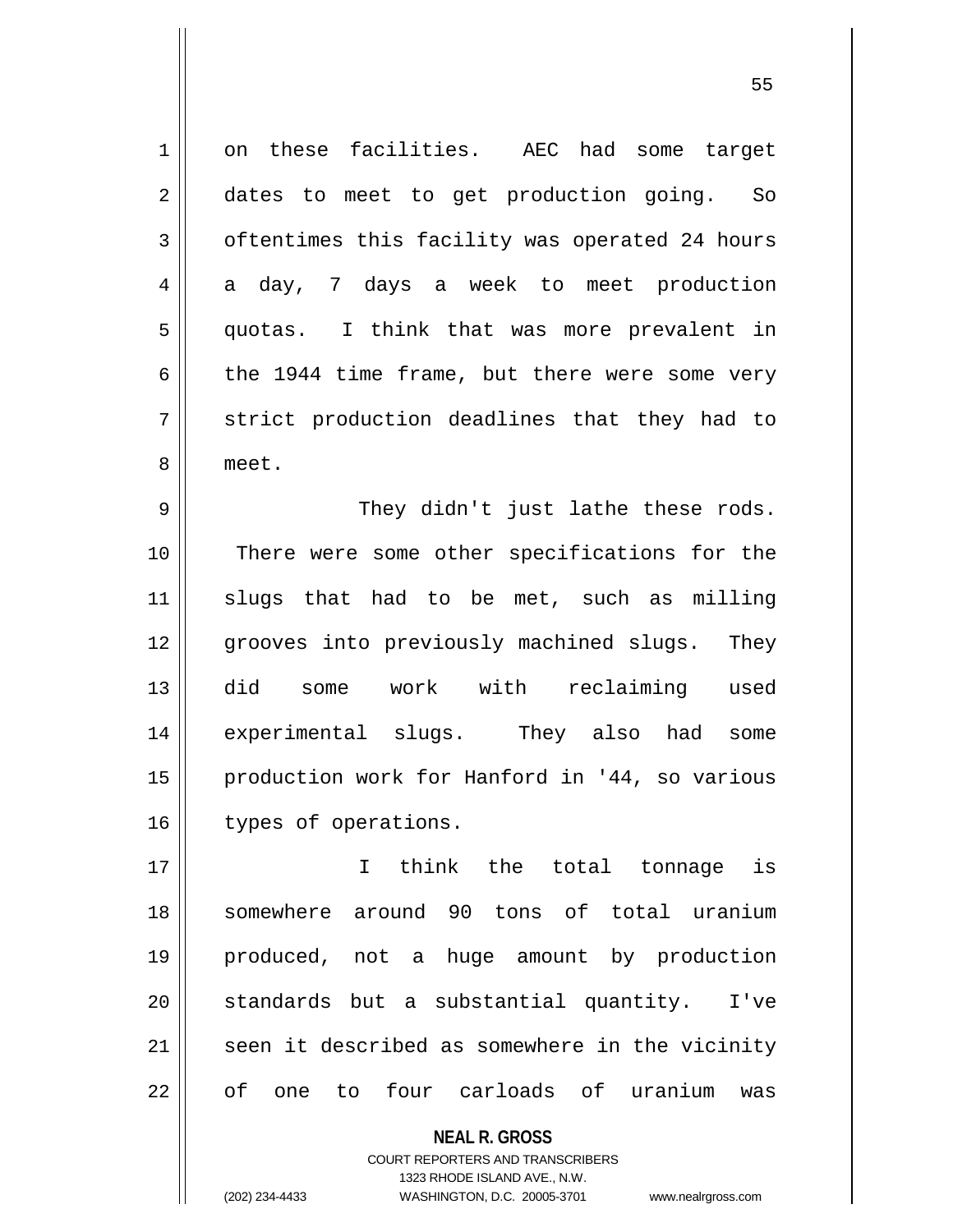on these facilities. AEC had some target dates to meet to get production going. So oftentimes this facility was operated 24 hours a day, 7 days a week to meet production quotas. I think that was more prevalent in the 1944 time frame, but there were some very strict production deadlines that they had to meet.

They didn't just lathe these rods. There were some other specifications for the slugs that had to be met, such as milling grooves into previously machined slugs. They did some work with reclaiming used experimental slugs. They also had some production work for Hanford in '44, so various types of operations.

I think the total tonnage is somewhere around 90 tons of total uranium produced, not a huge amount by production standards but a substantial quantity. I've seen it described as somewhere in the vicinity of one to four carloads of uranium was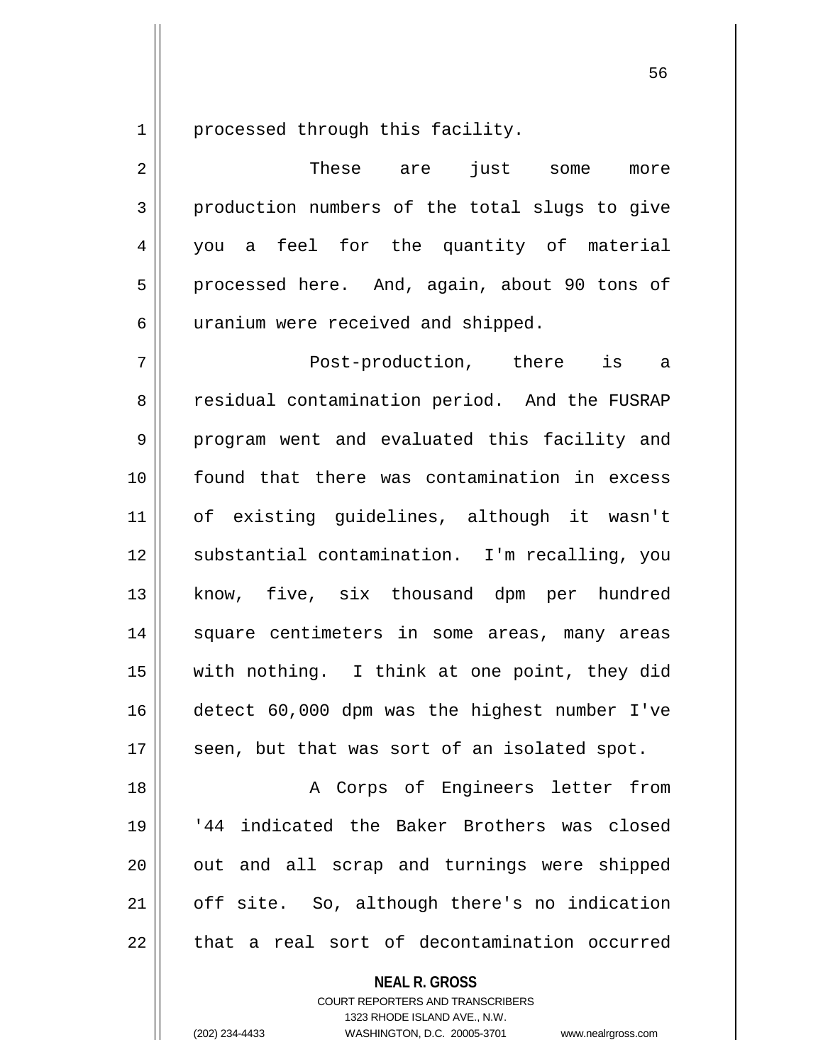processed through this facility.

These are just some more production numbers of the total slugs to give you a feel for the quantity of material processed here. And, again, about 90 tons of uranium were received and shipped.

Post-production, there is a residual contamination period. And the FUSRAP program went and evaluated this facility and found that there was contamination in excess of existing guidelines, although it wasn't substantial contamination. I'm recalling, you know, five, six thousand dpm per hundred square centimeters in some areas, many areas with nothing. I think at one point, they did detect 60,000 dpm was the highest number I've seen, but that was sort of an isolated spot.

A Corps of Engineers letter from '44 indicated the Baker Brothers was closed out and all scrap and turnings were shipped off site. So, although there's no indication that a real sort of decontamination occurred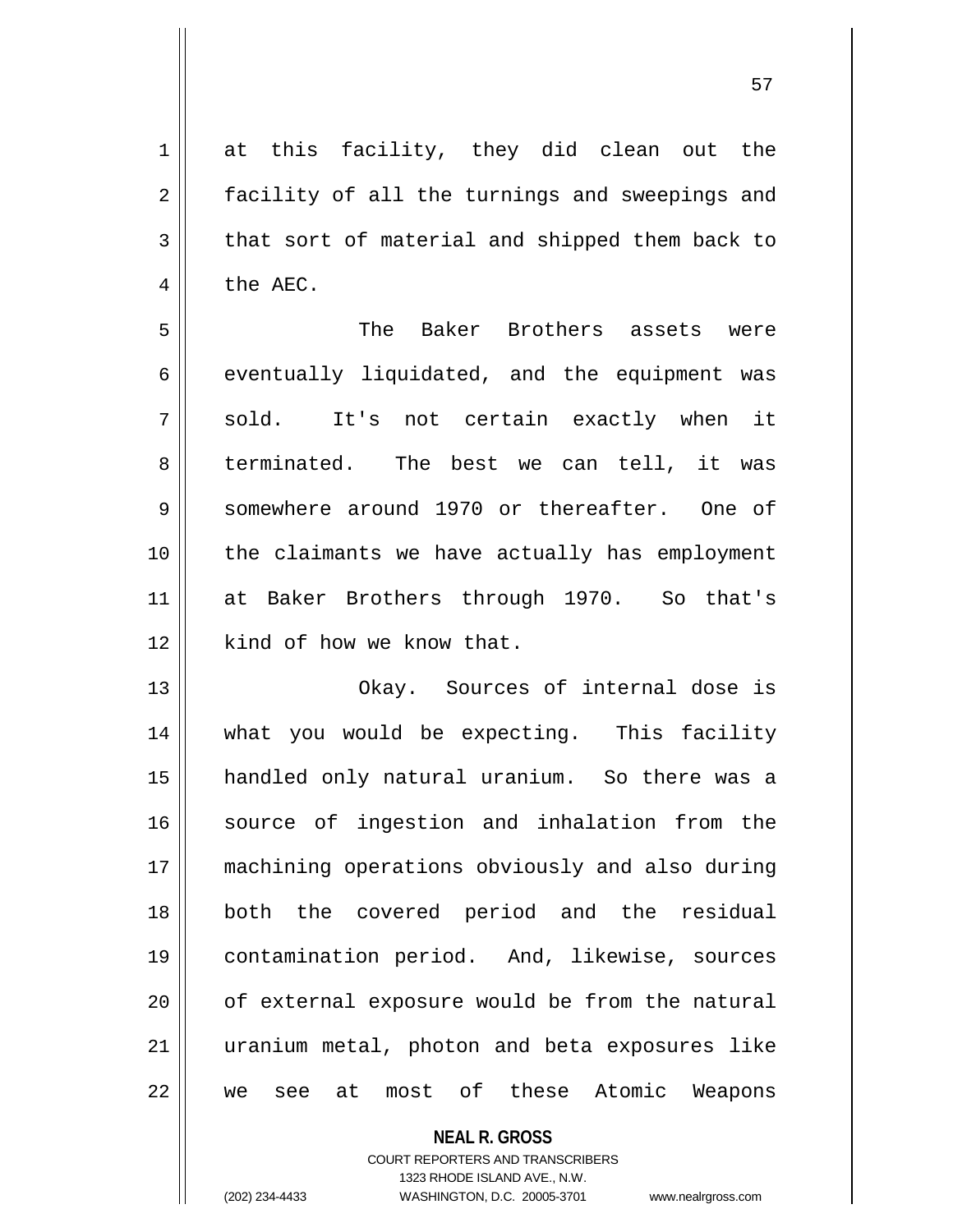at this facility, they did clean out the facility of all the turnings and sweepings and that sort of material and shipped them back to the AEC.

The Baker Brothers assets were eventually liquidated, and the equipment was sold. It's not certain exactly when it terminated. The best we can tell, it was somewhere around 1970 or thereafter. One of the claimants we have actually has employment at Baker Brothers through 1970. So that's kind of how we know that.

Okay. Sources of internal dose is what you would be expecting. This facility handled only natural uranium. So there was a source of ingestion and inhalation from the machining operations obviously and also during both the covered period and the residual contamination period. And, likewise, sources of external exposure would be from the natural uranium metal, photon and beta exposures like we see at most of these Atomic Weapons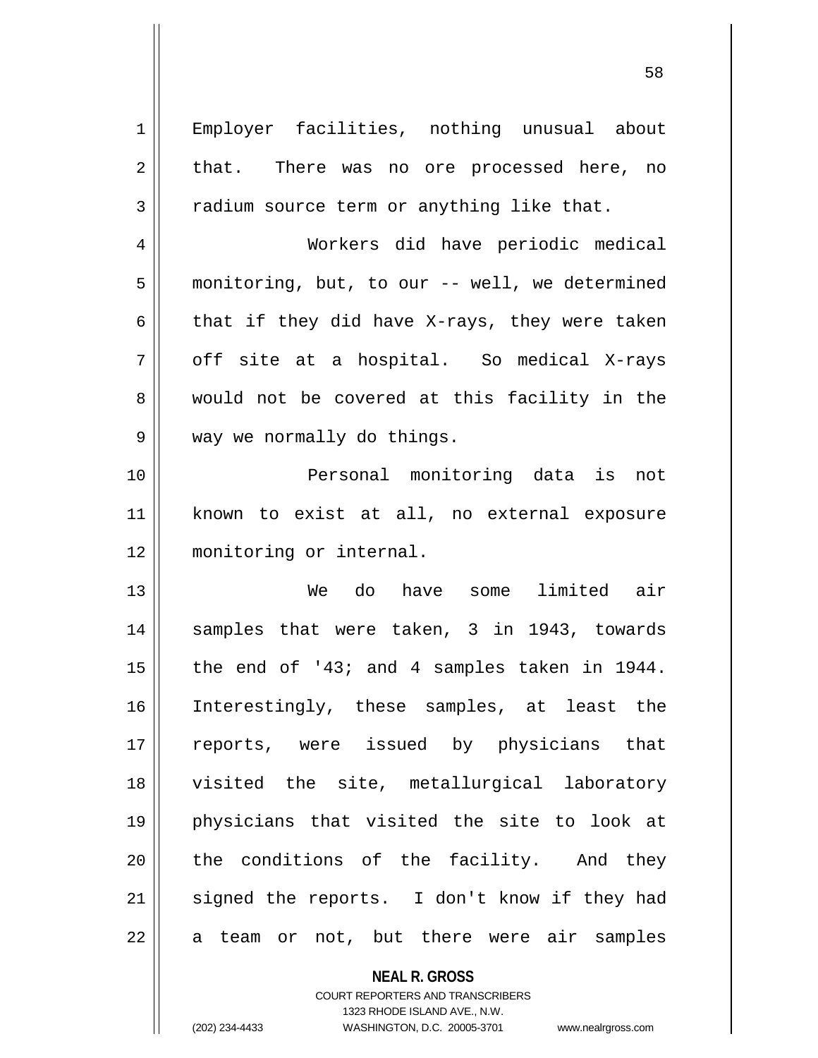Employer facilities, nothing unusual about that. There was no ore processed here, no radium source term or anything like that.

Workers did have periodic medical monitoring, but, to our -- well, we determined that if they did have X-rays, they were taken off site at a hospital. So medical X-rays would not be covered at this facility in the way we normally do things.

Personal monitoring data is not known to exist at all, no external exposure monitoring or internal.

We do have some limited air samples that were taken, 3 in 1943, towards the end of '43; and 4 samples taken in 1944. Interestingly, these samples, at least the reports, were issued by physicians that visited the site, metallurgical laboratory physicians that visited the site to look at the conditions of the facility. And they signed the reports. I don't know if they had a team or not, but there were air samples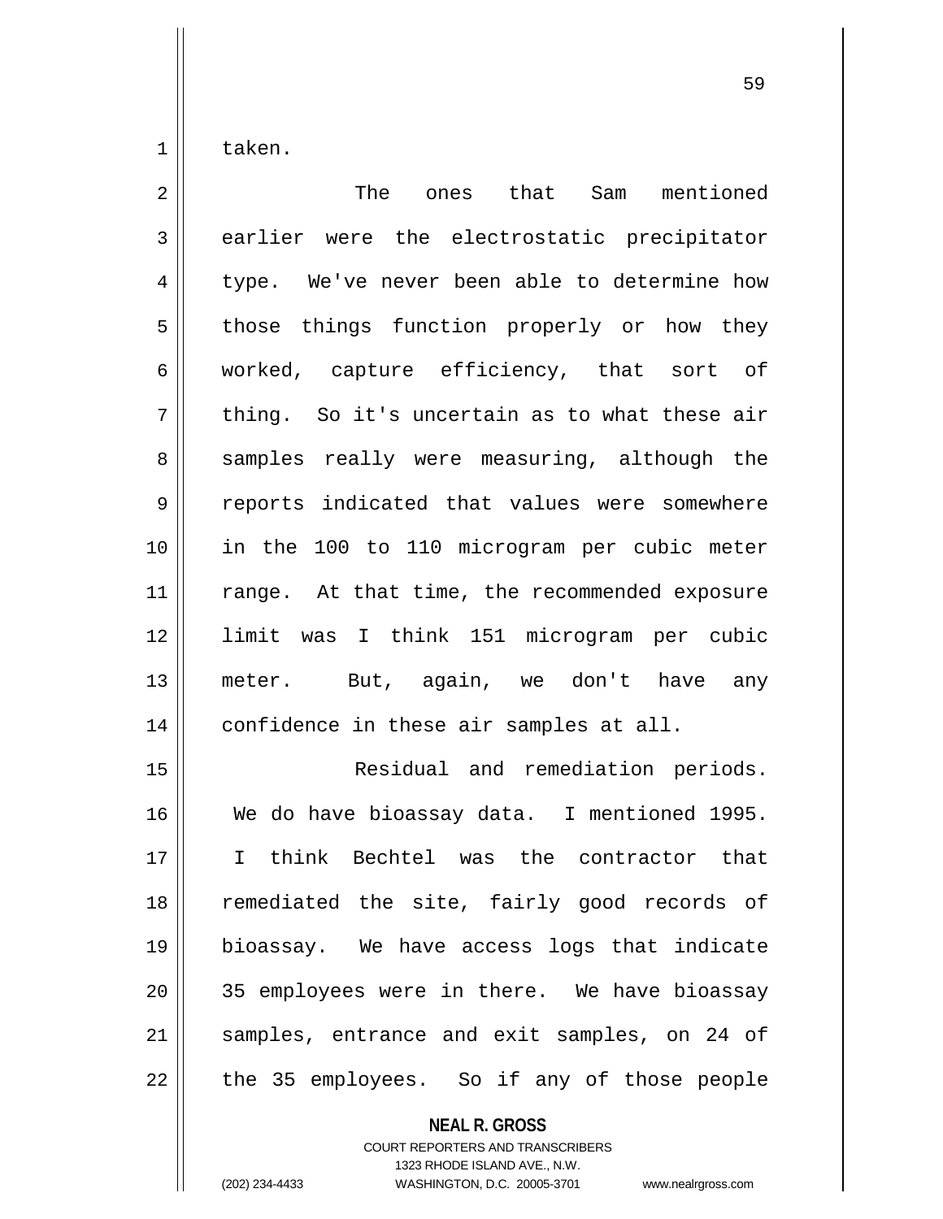taken.

The ones that Sam mentioned earlier were the electrostatic precipitator type. We've never been able to determine how those things function properly or how they worked, capture efficiency, that sort of thing. So it's uncertain as to what these air samples really were measuring, although the reports indicated that values were somewhere in the 100 to 110 microgram per cubic meter range. At that time, the recommended exposure limit was I think 151 microgram per cubic meter. But, again, we don't have any confidence in these air samples at all.

Residual and remediation periods. We do have bioassay data. I mentioned 1995. I think Bechtel was the contractor that remediated the site, fairly good records of bioassay. We have access logs that indicate 35 employees were in there. We have bioassay samples, entrance and exit samples, on 24 of the 35 employees. So if any of those people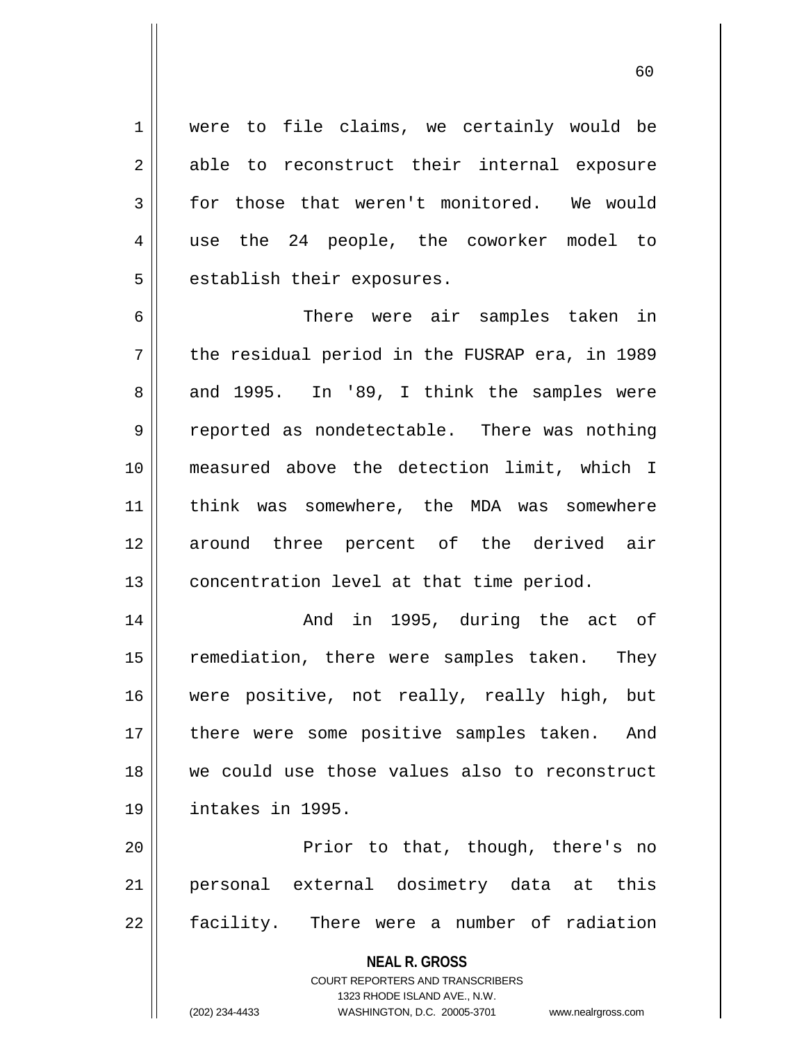were to file claims, we certainly would be able to reconstruct their internal exposure for those that weren't monitored. We would use the 24 people, the coworker model to establish their exposures.

There were air samples taken in the residual period in the FUSRAP era, in 1989 and 1995. In '89, I think the samples were reported as nondetectable. There was nothing measured above the detection limit, which I think was somewhere, the MDA was somewhere around three percent of the derived air concentration level at that time period.

And in 1995, during the act of remediation, there were samples taken. They were positive, not really, really high, but there were some positive samples taken. And we could use those values also to reconstruct intakes in 1995.

Prior to that, though, there's no personal external dosimetry data at this facility. There were a number of radiation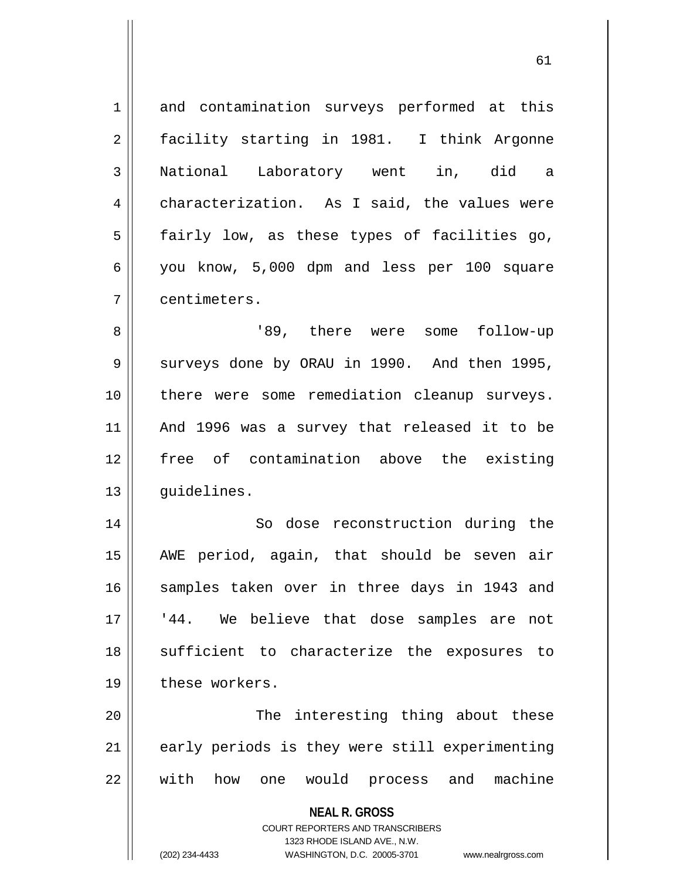and contamination surveys performed at this facility starting in 1981. I think Argonne National Laboratory went in, did a characterization. As I said, the values were fairly low, as these types of facilities go, you know, 5,000 dpm and less per 100 square centimeters.

'89, there were some follow-up surveys done by ORAU in 1990. And then 1995, there were some remediation cleanup surveys. And 1996 was a survey that released it to be free of contamination above the existing guidelines.

So dose reconstruction during the AWE period, again, that should be seven air samples taken over in three days in 1943 and '44. We believe that dose samples are not sufficient to characterize the exposures to these workers.

The interesting thing about these early periods is they were still experimenting with how one would process and machine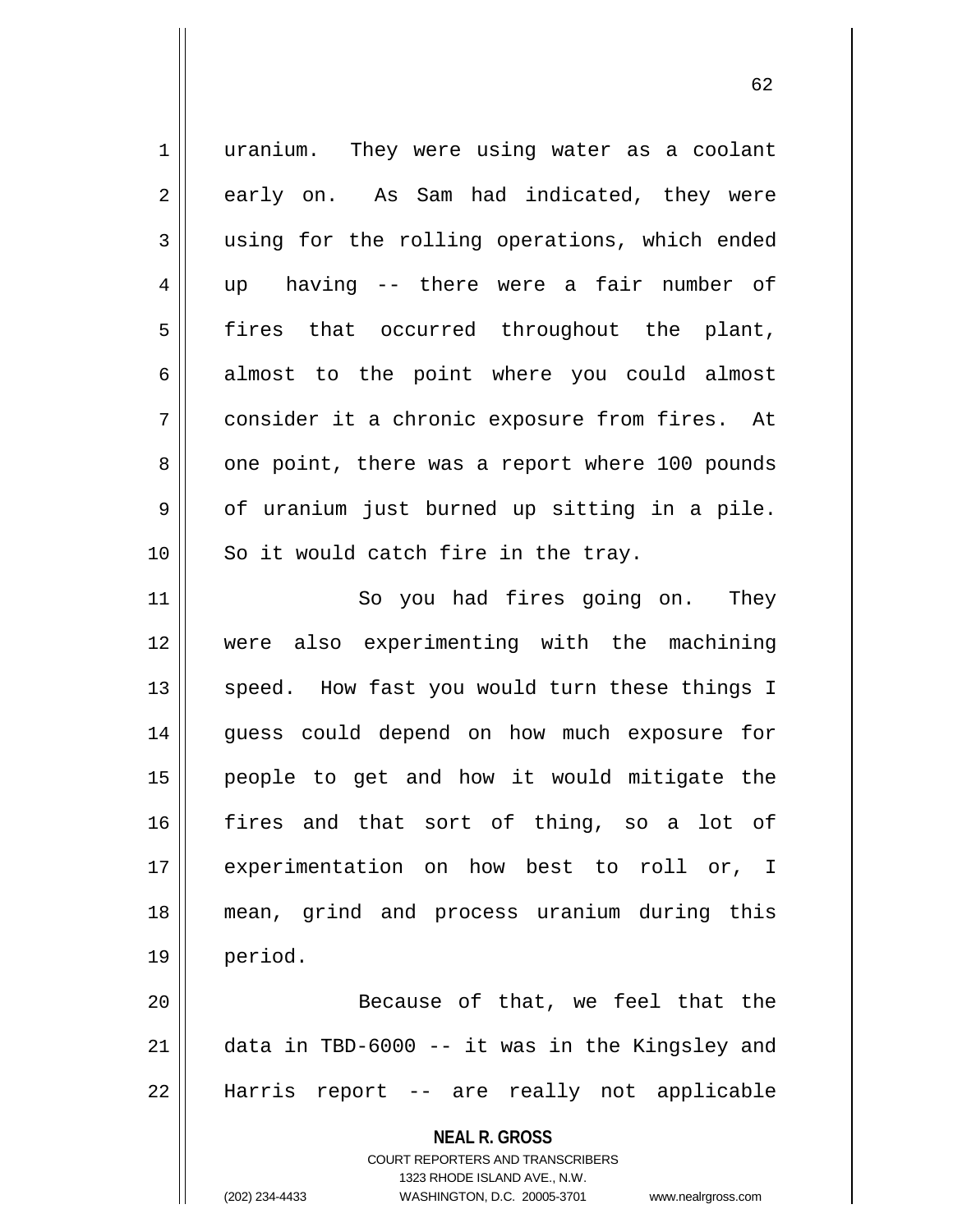uranium. They were using water as a coolant early on. As Sam had indicated, they were using for the rolling operations, which ended up having -- there were a fair number of fires that occurred throughout the plant, almost to the point where you could almost consider it a chronic exposure from fires. At one point, there was a report where 100 pounds of uranium just burned up sitting in a pile. So it would catch fire in the tray.

So you had fires going on. They were also experimenting with the machining speed. How fast you would turn these things I guess could depend on how much exposure for people to get and how it would mitigate the fires and that sort of thing, so a lot of experimentation on how best to roll or, I mean, grind and process uranium during this period.

Because of that, we feel that the data in TBD-6000 -- it was in the Kingsley and Harris report -- are really not applicable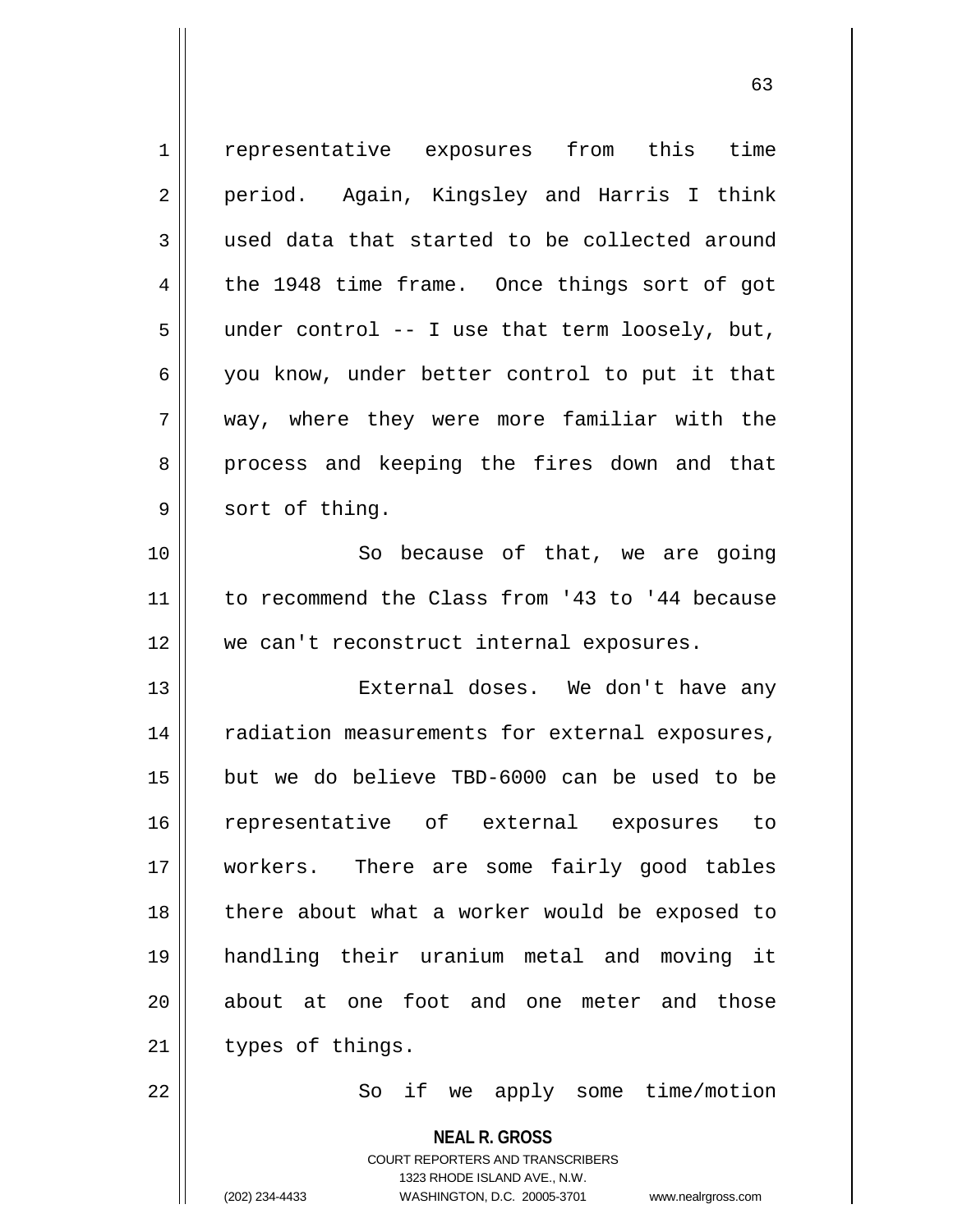representative exposures from this time period. Again, Kingsley and Harris I think used data that started to be collected around the 1948 time frame. Once things sort of got under control -- I use that term loosely, but, you know, under better control to put it that way, where they were more familiar with the process and keeping the fires down and that sort of thing.

So because of that, we are going to recommend the Class from '43 to '44 because we can't reconstruct internal exposures.

External doses. We don't have any radiation measurements for external exposures, but we do believe TBD-6000 can be used to be representative of external exposures to workers. There are some fairly good tables there about what a worker would be exposed to handling their uranium metal and moving it about at one foot and one meter and those types of things.

So if we apply some time/motion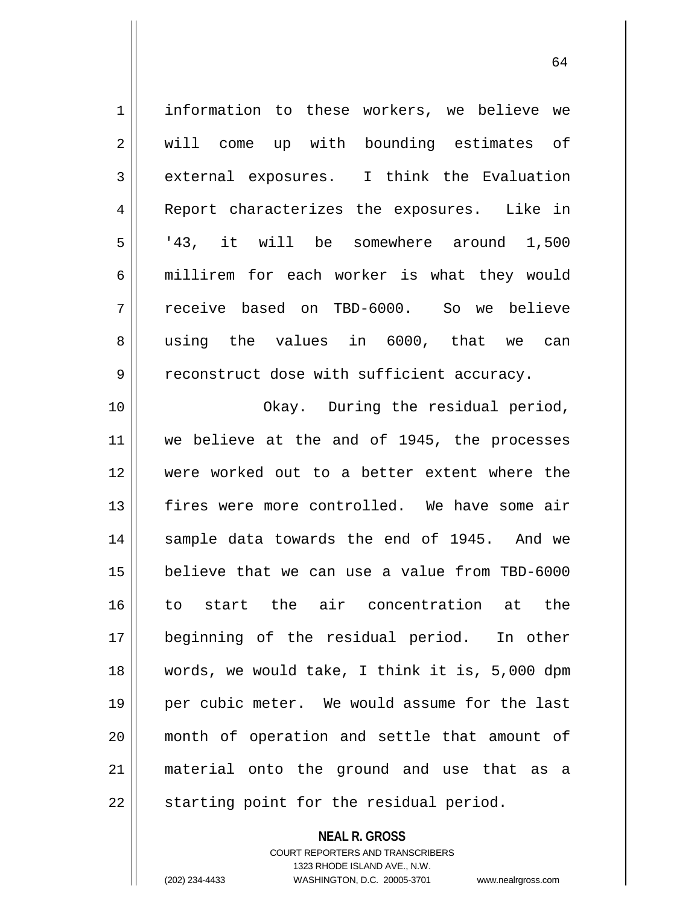information to these workers, we believe we will come up with bounding estimates of external exposures. I think the Evaluation Report characterizes the exposures. Like in '43, it will be somewhere around 1,500 millirem for each worker is what they would receive based on TBD-6000. So we believe using the values in 6000, that we can reconstruct dose with sufficient accuracy.

Okay. During the residual period, we believe at the and of 1945, the processes were worked out to a better extent where the fires were more controlled. We have some air sample data towards the end of 1945. And we believe that we can use a value from TBD-6000 to start the air concentration at the beginning of the residual period. In other words, we would take, I think it is, 5,000 dpm per cubic meter. We would assume for the last month of operation and settle that amount of material onto the ground and use that as a starting point for the residual period.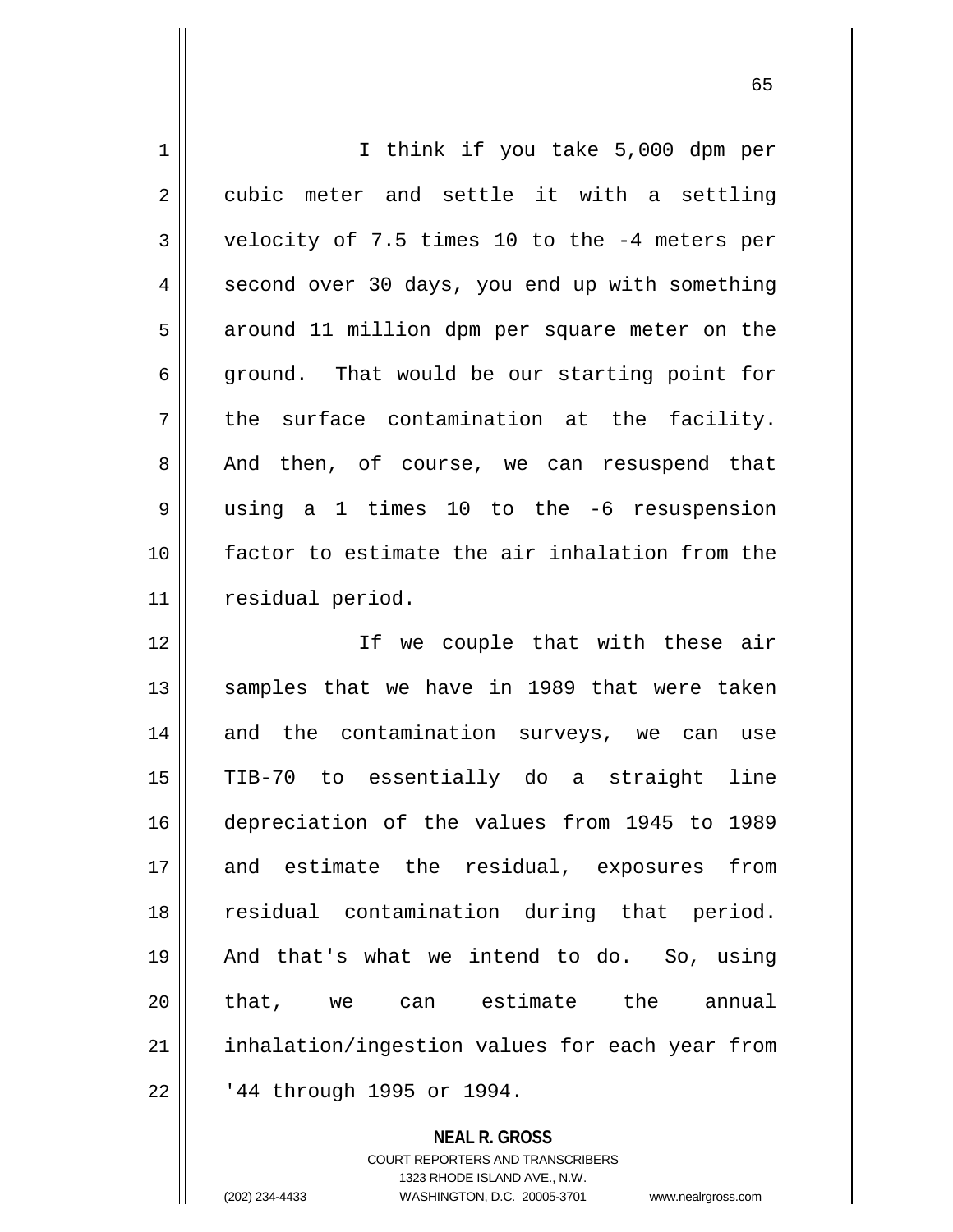I think if you take 5,000 dpm per cubic meter and settle it with a settling velocity of 7.5 times 10 to the -4 meters per second over 30 days, you end up with something around 11 million dpm per square meter on the ground. That would be our starting point for the surface contamination at the facility. And then, of course, we can resuspend that using a 1 times 10 to the -6 resuspension factor to estimate the air inhalation from the residual period.

If we couple that with these air samples that we have in 1989 that were taken and the contamination surveys, we can use TIB-70 to essentially do a straight line depreciation of the values from 1945 to 1989 and estimate the residual, exposures from residual contamination during that period. And that's what we intend to do. So, using that, we can estimate the annual inhalation/ingestion values for each year from '44 through 1995 or 1994.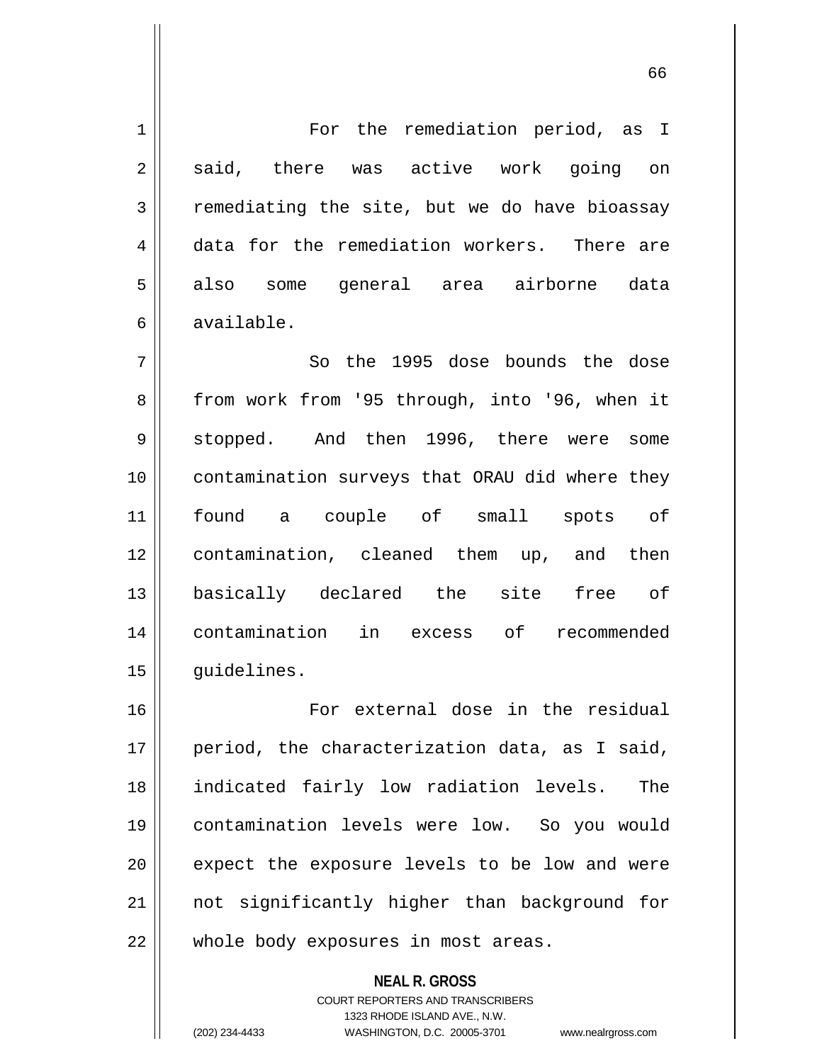For the remediation period, as I said, there was active work going on remediating the site, but we do have bioassay data for the remediation workers. There are also some general area airborne data available.

So the 1995 dose bounds the dose from work from '95 through, into '96, when it stopped. And then 1996, there were some contamination surveys that ORAU did where they found a couple of small spots of contamination, cleaned them up, and then basically declared the site free of contamination in excess of recommended guidelines.

For external dose in the residual period, the characterization data, as I said, indicated fairly low radiation levels. The contamination levels were low. So you would expect the exposure levels to be low and were not significantly higher than background for whole body exposures in most areas.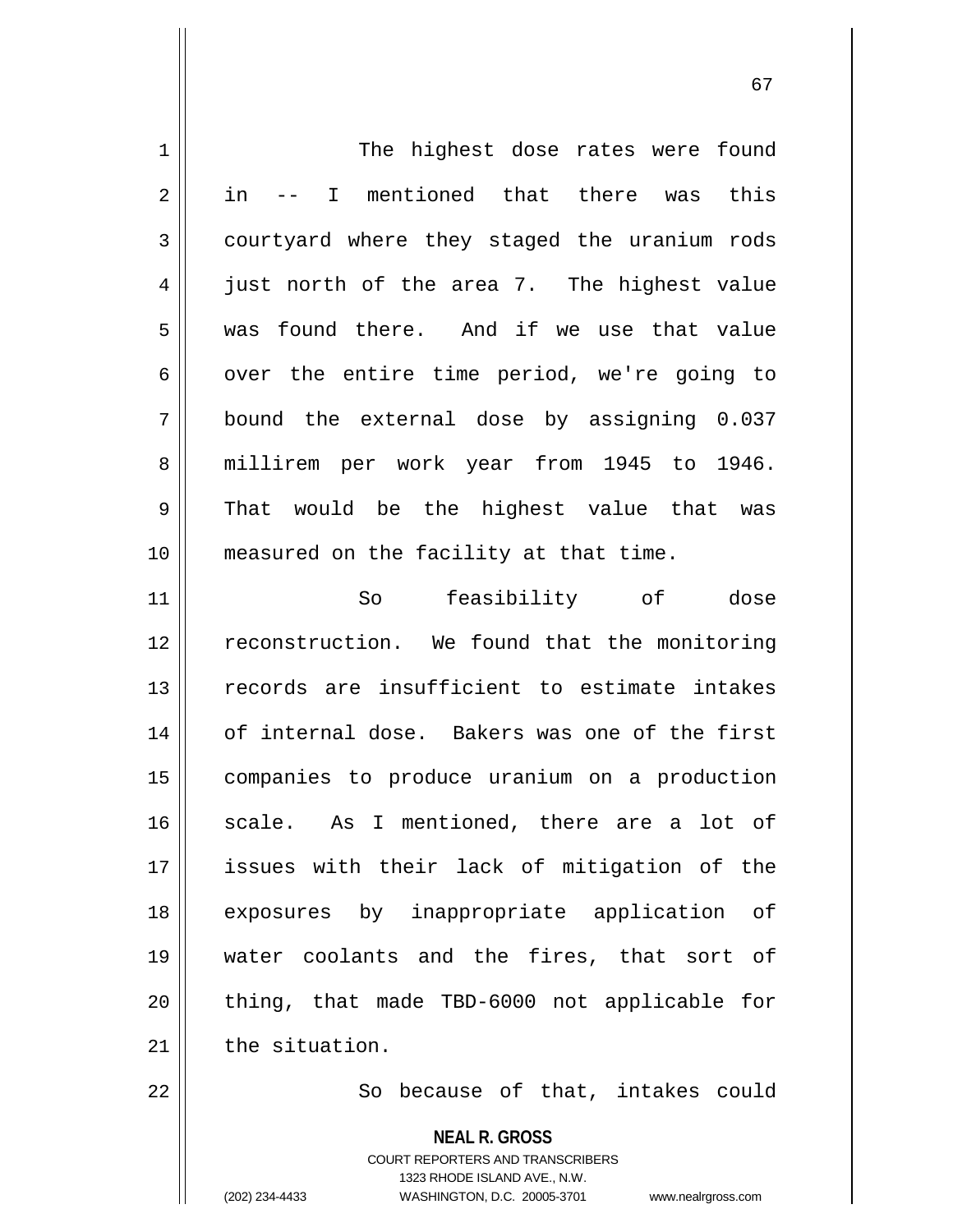The highest dose rates were found in -- I mentioned that there was this courtyard where they staged the uranium rods just north of the area 7. The highest value was found there. And if we use that value over the entire time period, we're going to bound the external dose by assigning 0.037 millirem per work year from 1945 to 1946. That would be the highest value that was measured on the facility at that time.

So feasibility of dose reconstruction. We found that the monitoring records are insufficient to estimate intakes of internal dose. Bakers was one of the first companies to produce uranium on a production scale. As I mentioned, there are a lot of issues with their lack of mitigation of the exposures by inappropriate application of water coolants and the fires, that sort of thing, that made TBD-6000 not applicable for the situation.

So because of that, intakes could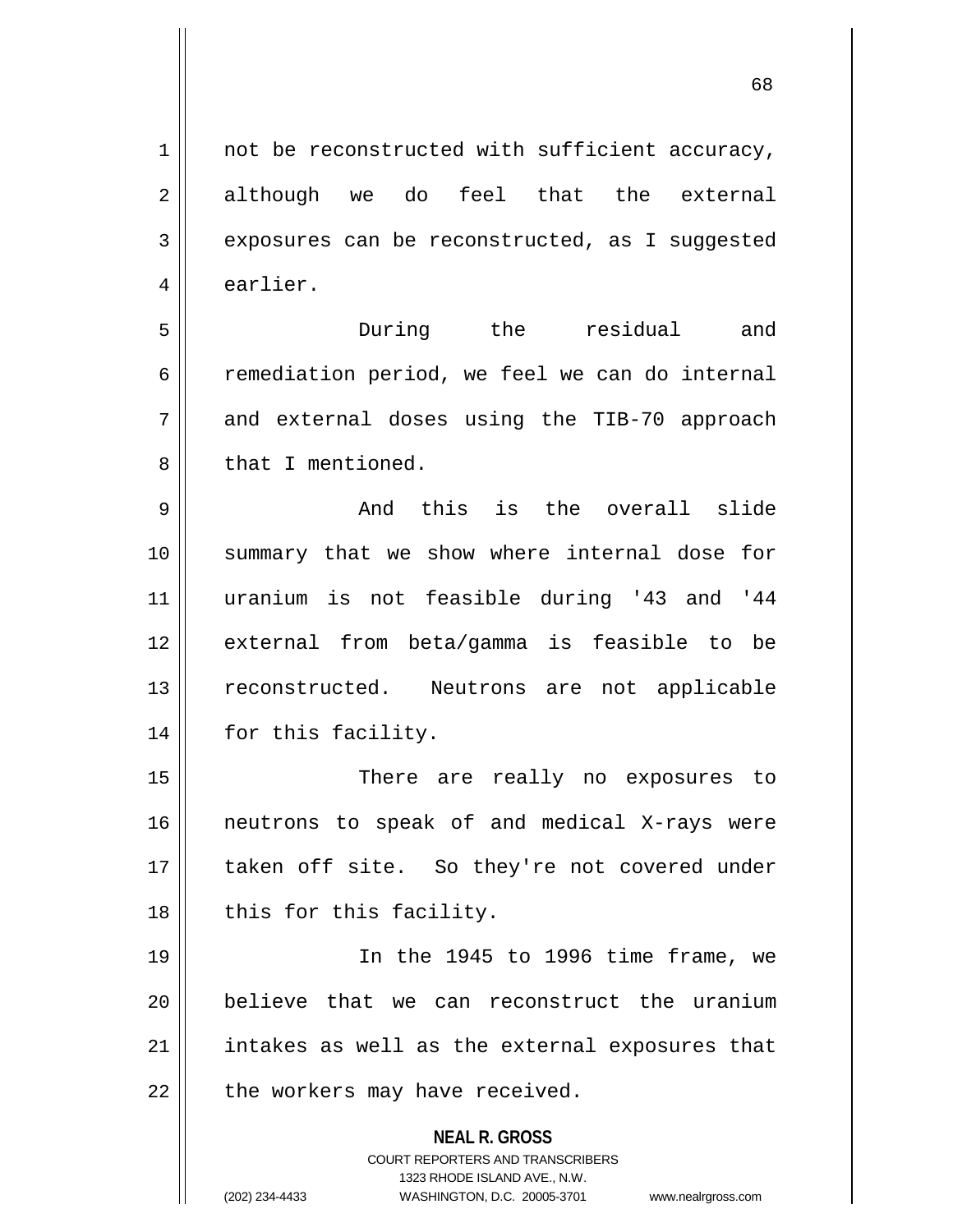not be reconstructed with sufficient accuracy, although we do feel that the external exposures can be reconstructed, as I suggested earlier.

During the residual and remediation period, we feel we can do internal and external doses using the TIB-70 approach that I mentioned.

And this is the overall slide summary that we show where internal dose for uranium is not feasible during '43 and '44 external from beta/gamma is feasible to be reconstructed. Neutrons are not applicable for this facility.

There are really no exposures to neutrons to speak of and medical X-rays were taken off site. So they're not covered under this for this facility.

In the 1945 to 1996 time frame, we believe that we can reconstruct the uranium intakes as well as the external exposures that the workers may have received.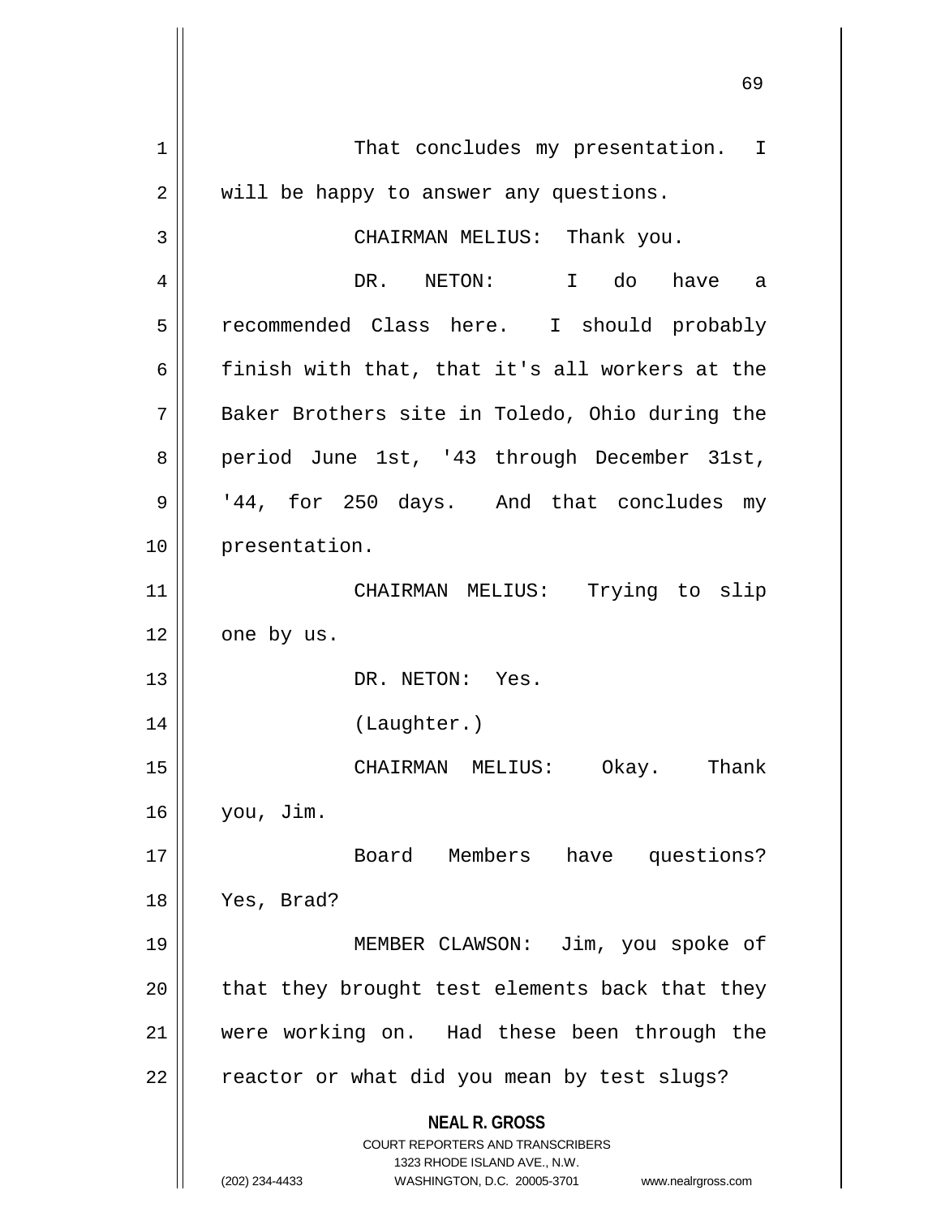That concludes my presentation. I will be happy to answer any questions.

CHAIRMAN MELIUS: Thank you.

DR. NETON: I do have a recommended Class here. I should probably finish with that, that it's all workers at the Baker Brothers site in Toledo, Ohio during the period June 1st, '43 through December 31st, '44, for 250 days. And that concludes my presentation.

CHAIRMAN MELIUS: Trying to slip one by us.

DR. NETON: Yes.

(Laughter.)

CHAIRMAN MELIUS: Okay. Thank you, Jim.

Board Members have questions? Yes, Brad?

MEMBER CLAWSON: Jim, you spoke of that they brought test elements back that they were working on. Had these been through the reactor or what did you mean by test slugs?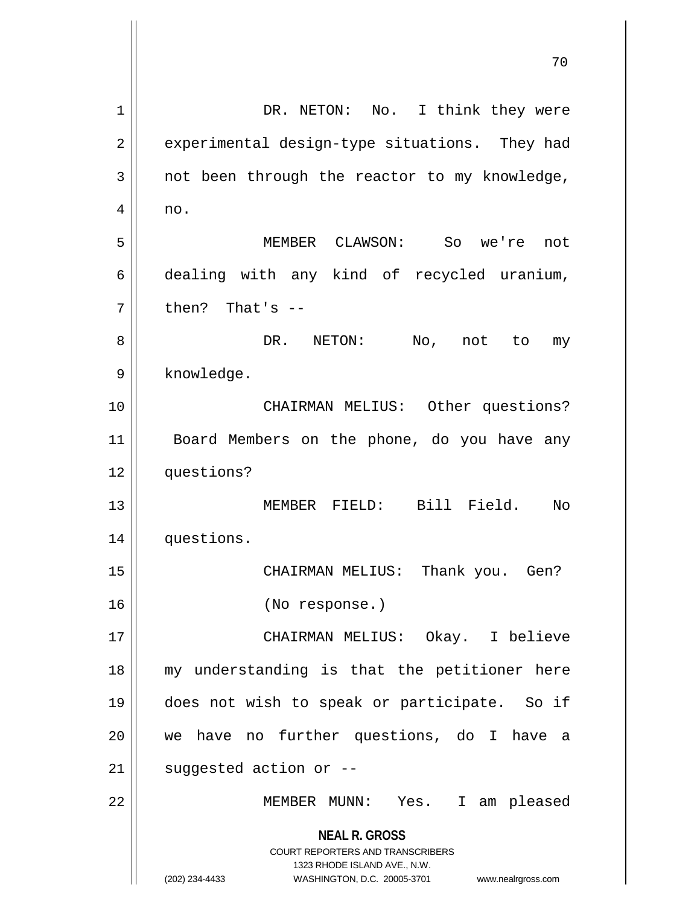DR. NETON: No. I think they were experimental design-type situations. They had not been through the reactor to my knowledge, no.

MEMBER CLAWSON: So we're not dealing with any kind of recycled uranium, then? That's --

DR. NETON: No, not to my knowledge.

CHAIRMAN MELIUS: Other questions? Board Members on the phone, do you have any questions?

MEMBER FIELD: Bill Field. No questions.

CHAIRMAN MELIUS: Thank you. Gen?

(No response.)

CHAIRMAN MELIUS: Okay. I believe my understanding is that the petitioner here does not wish to speak or participate. So if we have no further questions, do I have a suggested action or --

MEMBER MUNN: Yes. I am pleased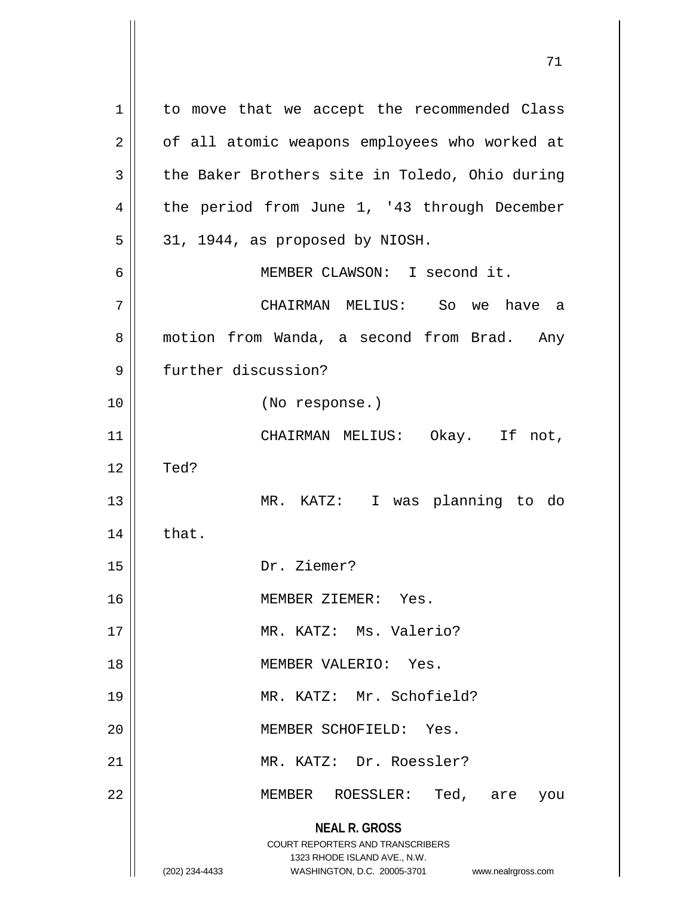to move that we accept the recommended Class of all atomic weapons employees who worked at the Baker Brothers site in Toledo, Ohio during the period from June 1, '43 through December 31, 1944, as proposed by NIOSH.

MEMBER CLAWSON: I second it.

CHAIRMAN MELIUS: So we have a motion from Wanda, a second from Brad. Any further discussion?

(No response.)

CHAIRMAN MELIUS: Okay. If not, Ted?

MR. KATZ: I was planning to do that.

Dr. Ziemer?

MEMBER ZIEMER: Yes.

MR. KATZ: Ms. Valerio?

MEMBER VALERIO: Yes.

MR. KATZ: Mr. Schofield?

MEMBER SCHOFIELD: Yes.

MR. KATZ: Dr. Roessler?

MEMBER ROESSLER: Ted, are you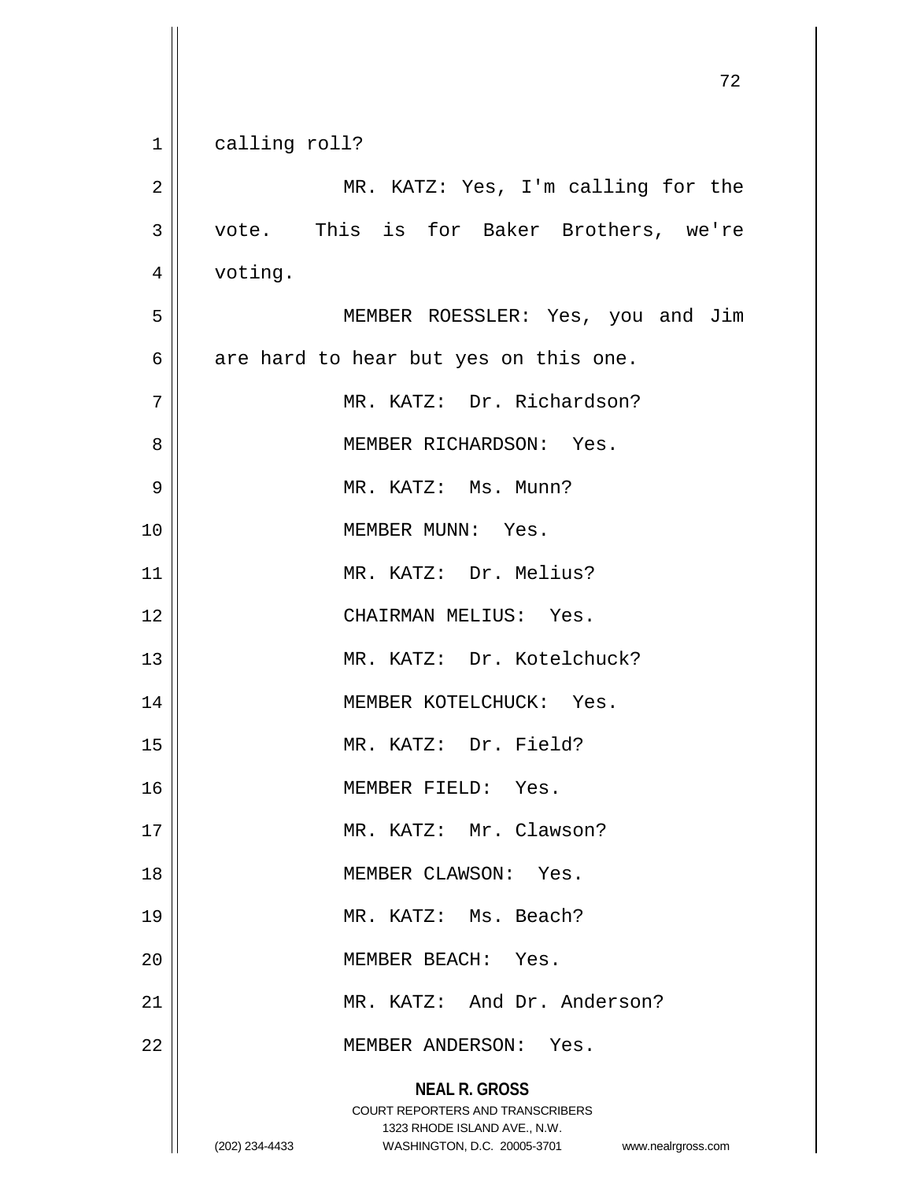calling roll?

MR. KATZ: Yes, I'm calling for the vote. This is for Baker Brothers, we're voting.

MEMBER ROESSLER: Yes, you and Jim are hard to hear but yes on this one.

MR. KATZ: Dr. Richardson?

MEMBER RICHARDSON: Yes.

MR. KATZ: Ms. Munn?

MEMBER MUNN: Yes.

MR. KATZ: Dr. Melius?

CHAIRMAN MELIUS: Yes.

MR. KATZ: Dr. Kotelchuck?

MEMBER KOTELCHUCK: Yes.

MR. KATZ: Dr. Field?

MEMBER FIELD: Yes.

MR. KATZ: Mr. Clawson?

MEMBER CLAWSON: Yes.

MR. KATZ: Ms. Beach?

MEMBER BEACH: Yes.

MR. KATZ: And Dr. Anderson?

MEMBER ANDERSON: Yes.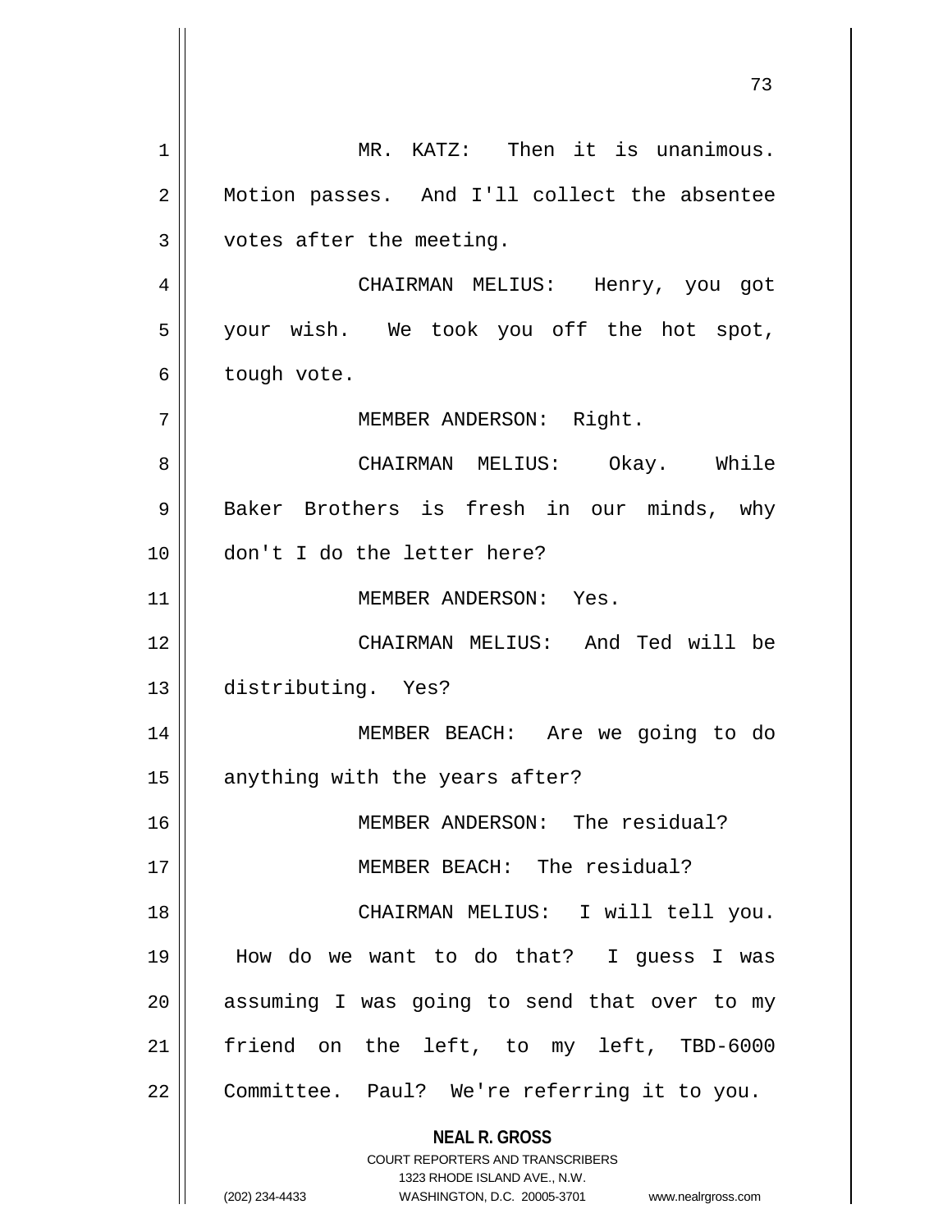MR. KATZ: Then it is unanimous. Motion passes. And I'll collect the absentee votes after the meeting.

CHAIRMAN MELIUS: Henry, you got your wish. We took you off the hot spot, tough vote.

MEMBER ANDERSON: Right.

CHAIRMAN MELIUS: Okay. While Baker Brothers is fresh in our minds, why don't I do the letter here?

MEMBER ANDERSON: Yes.

CHAIRMAN MELIUS: And Ted will be distributing. Yes?

MEMBER BEACH: Are we going to do anything with the years after?

MEMBER ANDERSON: The residual?

MEMBER BEACH: The residual?

CHAIRMAN MELIUS: I will tell you. How do we want to do that? I guess I was assuming I was going to send that over to my friend on the left, to my left, TBD-6000 Committee. Paul? We're referring it to you.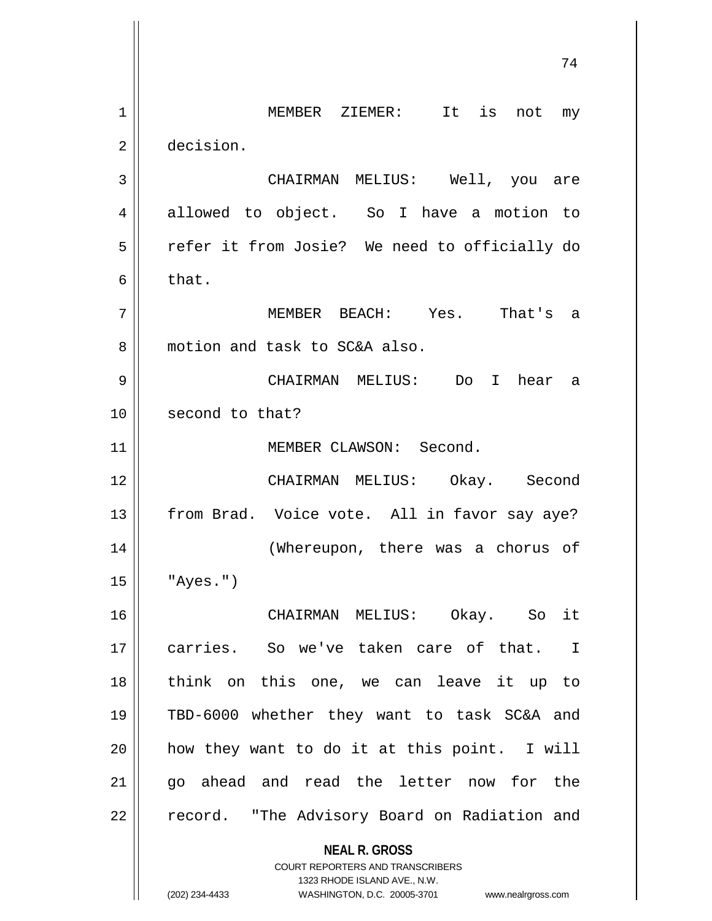MEMBER ZIEMER: It is not my decision.

CHAIRMAN MELIUS: Well, you are allowed to object. So I have a motion to refer it from Josie? We need to officially do that.

MEMBER BEACH: Yes. That's a motion and task to SC&A also.

CHAIRMAN MELIUS: Do I hear a second to that?

MEMBER CLAWSON: Second.

CHAIRMAN MELIUS: Okay. Second from Brad. Voice vote. All in favor say aye?

(Whereupon, there was a chorus of "Ayes.")

CHAIRMAN MELIUS: Okay. So it carries. So we've taken care of that. I think on this one, we can leave it up to TBD-6000 whether they want to task SC&A and how they want to do it at this point. I will go ahead and read the letter now for the record. "The Advisory Board on Radiation and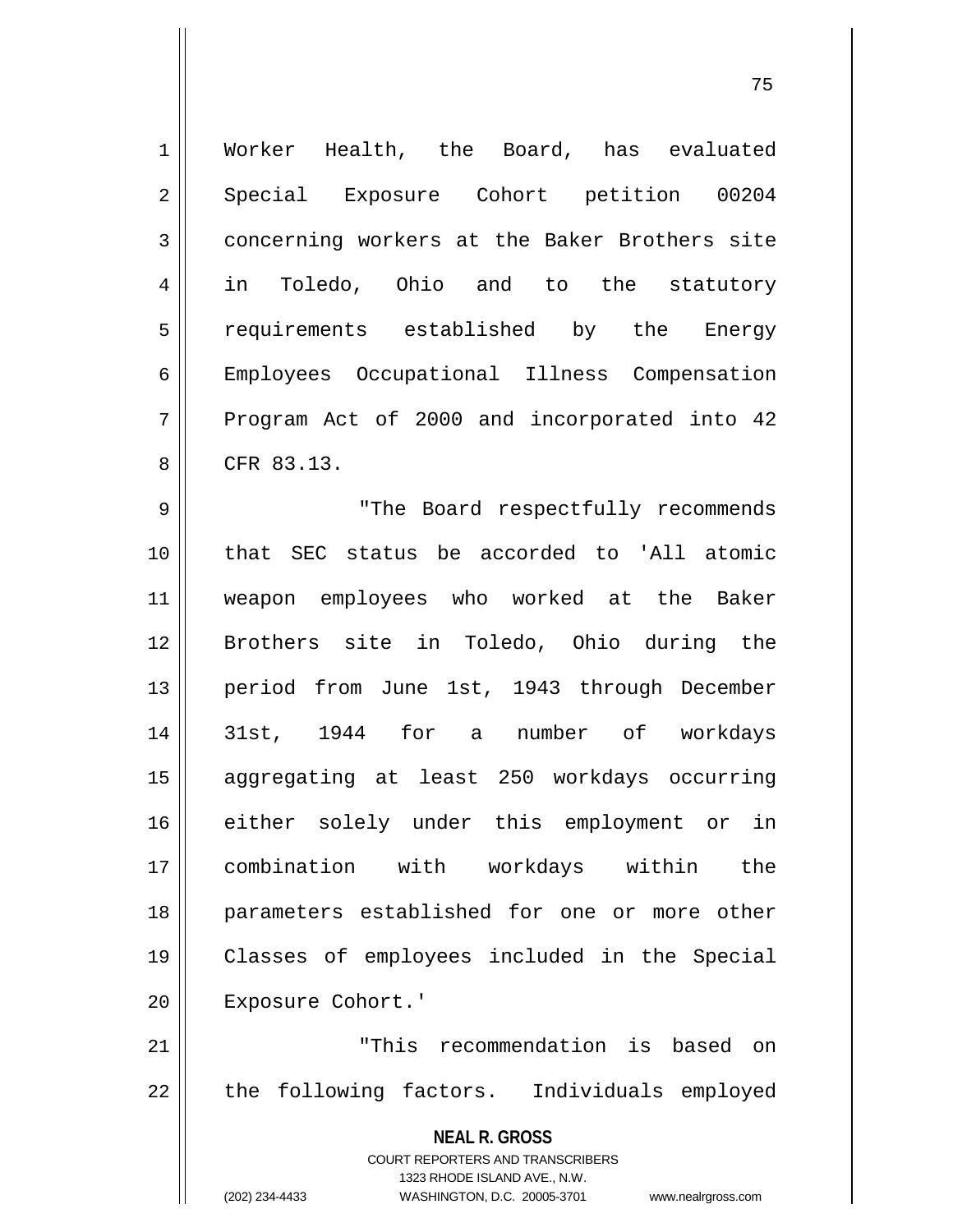Worker Health, the Board, has evaluated Special Exposure Cohort petition 00204 concerning workers at the Baker Brothers site in Toledo, Ohio and to the statutory requirements established by the Energy Employees Occupational Illness Compensation Program Act of 2000 and incorporated into 42 CFR 83.13.

"The Board respectfully recommends that SEC status be accorded to 'All atomic weapon employees who worked at the Baker Brothers site in Toledo, Ohio during the period from June 1st, 1943 through December 31st, 1944 for a number of workdays aggregating at least 250 workdays occurring either solely under this employment or in combination with workdays within the parameters established for one or more other Classes of employees included in the Special Exposure Cohort.'

"This recommendation is based on the following factors. Individuals employed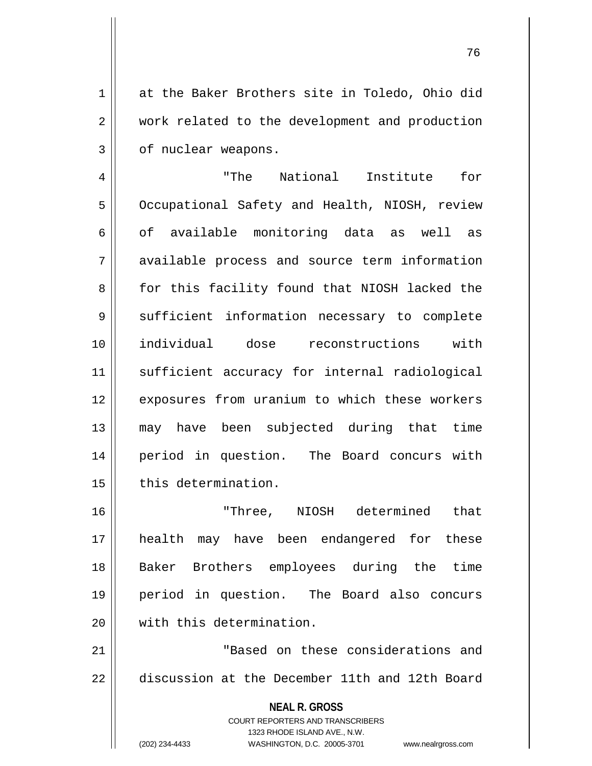at the Baker Brothers site in Toledo, Ohio did work related to the development and production of nuclear weapons.

"The National Institute for Occupational Safety and Health, NIOSH, review of available monitoring data as well as available process and source term information for this facility found that NIOSH lacked the sufficient information necessary to complete individual dose reconstructions with sufficient accuracy for internal radiological exposures from uranium to which these workers may have been subjected during that time period in question. The Board concurs with this determination.

"Three, NIOSH determined that health may have been endangered for these Baker Brothers employees during the time period in question. The Board also concurs with this determination.

"Based on these considerations and discussion at the December 11th and 12th Board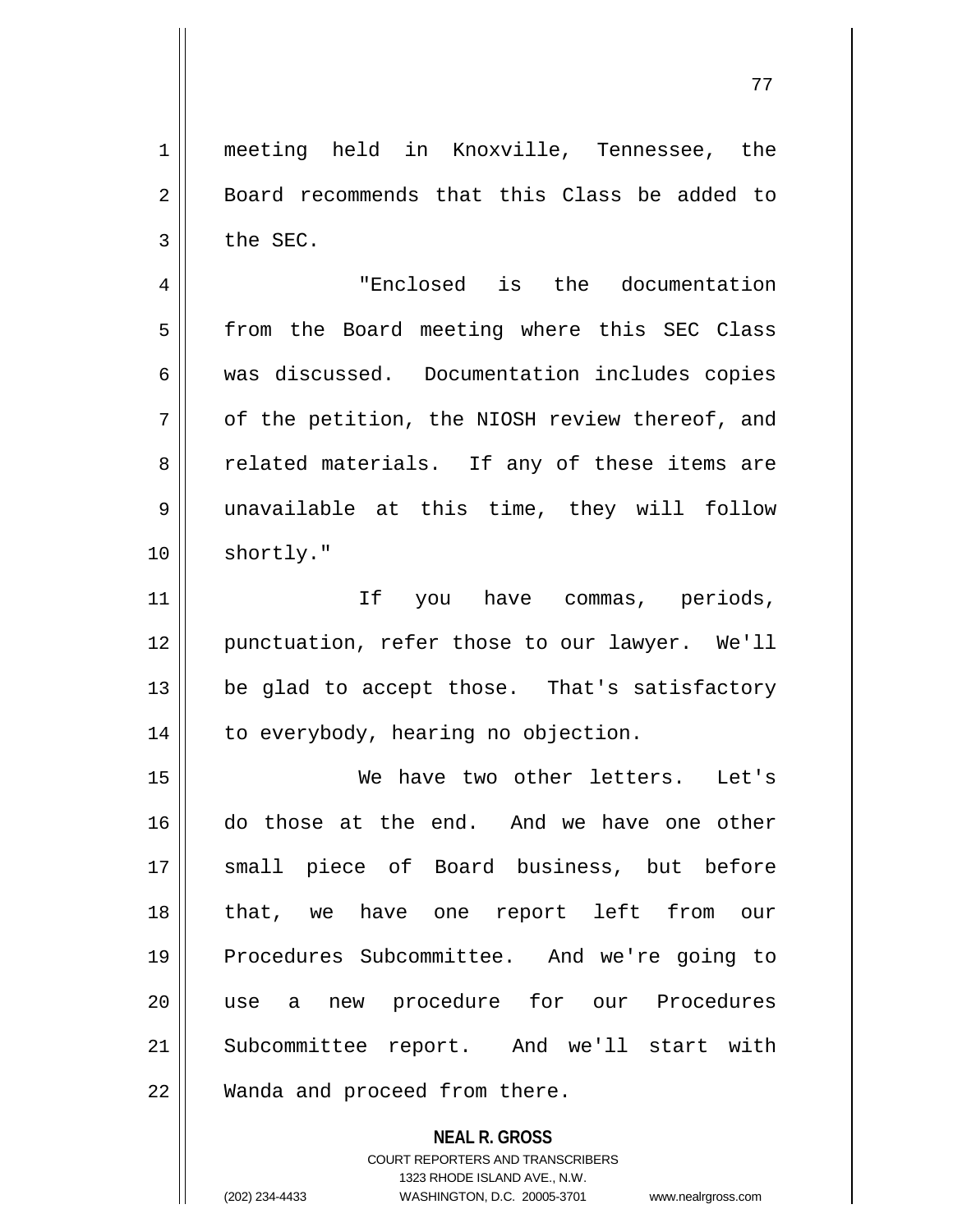meeting held in Knoxville, Tennessee, the Board recommends that this Class be added to the SEC.

"Enclosed is the documentation from the Board meeting where this SEC Class was discussed. Documentation includes copies of the petition, the NIOSH review thereof, and related materials. If any of these items are unavailable at this time, they will follow shortly."

If you have commas, periods, punctuation, refer those to our lawyer. We'll be glad to accept those. That's satisfactory to everybody, hearing no objection.

We have two other letters. Let's do those at the end. And we have one other small piece of Board business, but before that, we have one report left from our Procedures Subcommittee. And we're going to use a new procedure for our Procedures Subcommittee report. And we'll start with Wanda and proceed from there.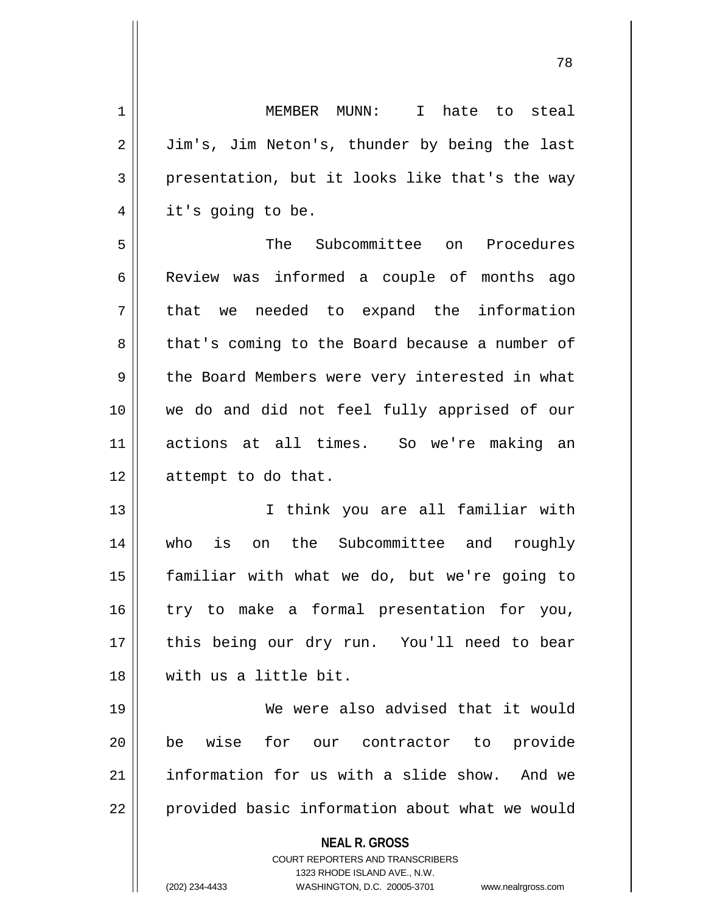MEMBER MUNN: I hate to steal Jim's, Jim Neton's, thunder by being the last presentation, but it looks like that's the way it's going to be.

The Subcommittee on Procedures Review was informed a couple of months ago that we needed to expand the information that's coming to the Board because a number of the Board Members were very interested in what we do and did not feel fully apprised of our actions at all times. So we're making an attempt to do that.

I think you are all familiar with who is on the Subcommittee and roughly familiar with what we do, but we're going to try to make a formal presentation for you, this being our dry run. You'll need to bear with us a little bit.

We were also advised that it would be wise for our contractor to provide information for us with a slide show. And we provided basic information about what we would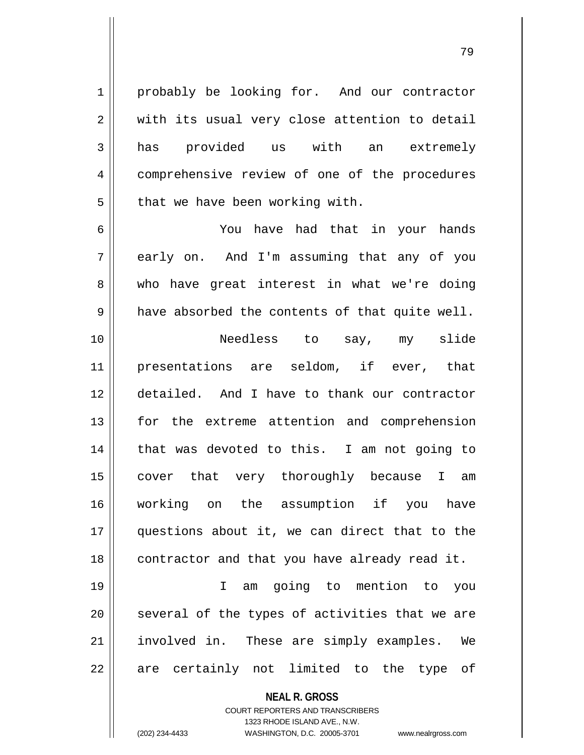probably be looking for. And our contractor with its usual very close attention to detail has provided us with an extremely comprehensive review of one of the procedures that we have been working with.

You have had that in your hands early on. And I'm assuming that any of you who have great interest in what we're doing have absorbed the contents of that quite well.

Needless to say, my slide presentations are seldom, if ever, that detailed. And I have to thank our contractor for the extreme attention and comprehension that was devoted to this. I am not going to cover that very thoroughly because I am working on the assumption if you have questions about it, we can direct that to the contractor and that you have already read it.

I am going to mention to you several of the types of activities that we are involved in. These are simply examples. We are certainly not limited to the type of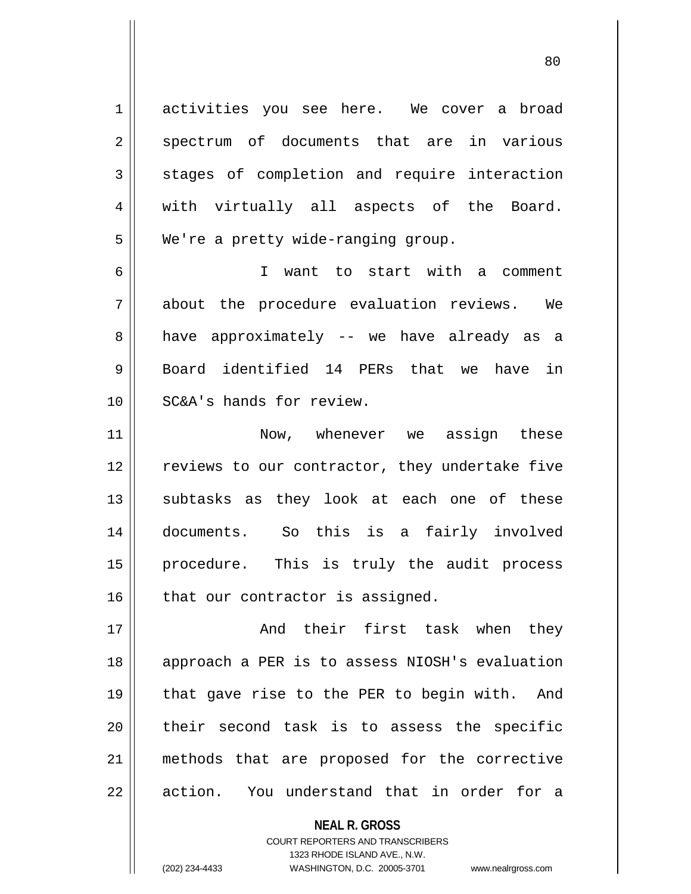activities you see here. We cover a broad spectrum of documents that are in various stages of completion and require interaction with virtually all aspects of the Board. We're a pretty wide-ranging group.

I want to start with a comment about the procedure evaluation reviews. We have approximately -- we have already as a Board identified 14 PERs that we have in SC&A's hands for review.

Now, whenever we assign these reviews to our contractor, they undertake five subtasks as they look at each one of these documents. So this is a fairly involved procedure. This is truly the audit process that our contractor is assigned.

And their first task when they approach a PER is to assess NIOSH's evaluation that gave rise to the PER to begin with. And their second task is to assess the specific methods that are proposed for the corrective action. You understand that in order for a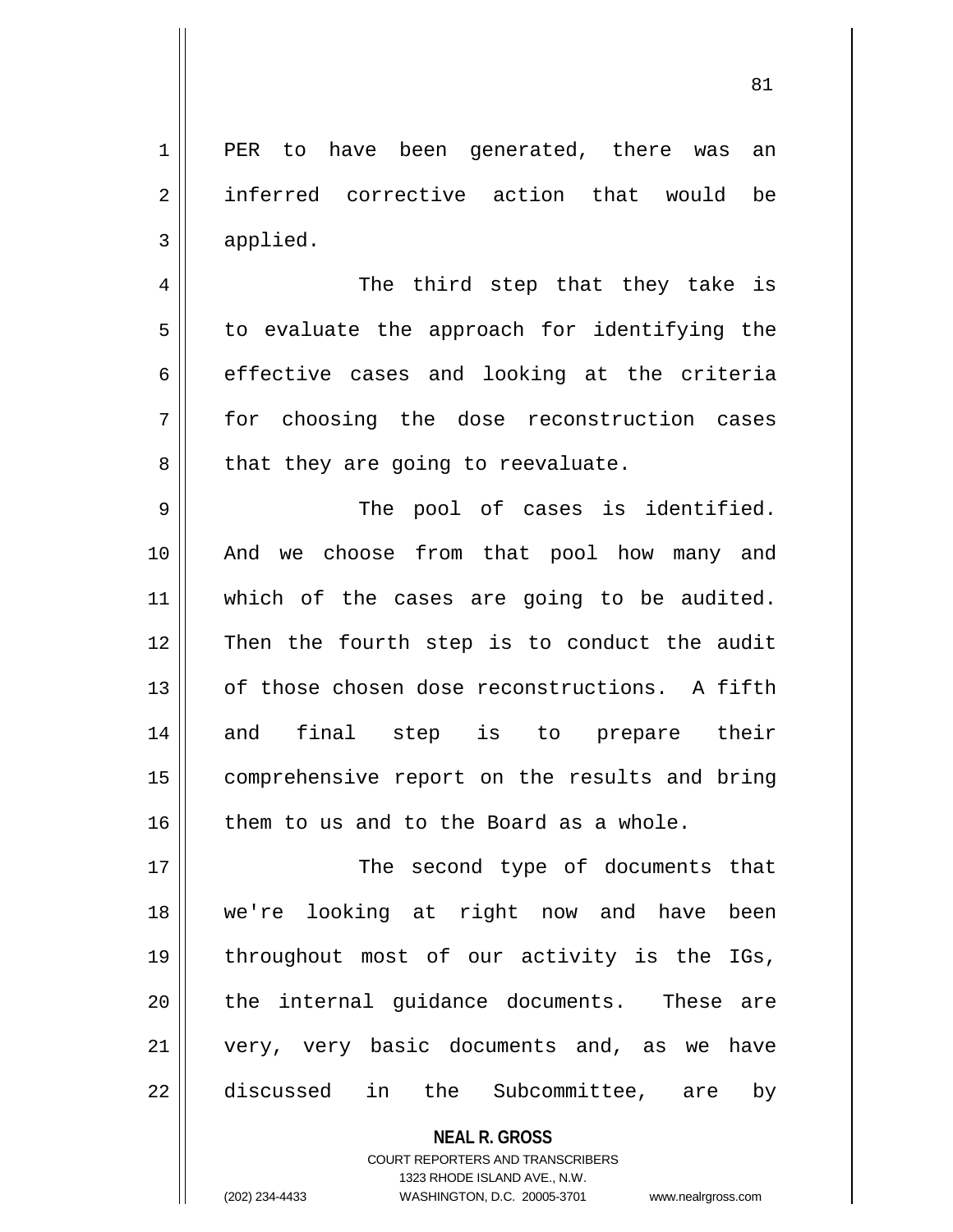PER to have been generated, there was an inferred corrective action that would be applied.

The third step that they take is to evaluate the approach for identifying the effective cases and looking at the criteria for choosing the dose reconstruction cases that they are going to reevaluate.

The pool of cases is identified. And we choose from that pool how many and which of the cases are going to be audited. Then the fourth step is to conduct the audit of those chosen dose reconstructions. A fifth and final step is to prepare their comprehensive report on the results and bring them to us and to the Board as a whole.

The second type of documents that we're looking at right now and have been throughout most of our activity is the IGs, the internal guidance documents. These are very, very basic documents and, as we have discussed in the Subcommittee, are by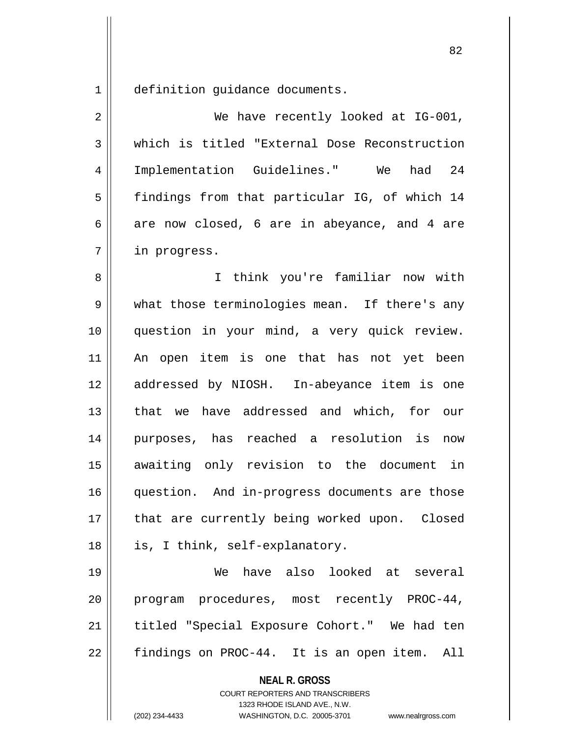definition guidance documents.

We have recently looked at IG-001, which is titled "External Dose Reconstruction Implementation Guidelines." We had 24 findings from that particular IG, of which 14 are now closed, 6 are in abeyance, and 4 are in progress.

I think you're familiar now with what those terminologies mean. If there's any question in your mind, a very quick review. An open item is one that has not yet been addressed by NIOSH. In-abeyance item is one that we have addressed and which, for our purposes, has reached a resolution is now awaiting only revision to the document in question. And in-progress documents are those that are currently being worked upon. Closed is, I think, self-explanatory.

We have also looked at several program procedures, most recently PROC-44, titled "Special Exposure Cohort." We had ten findings on PROC-44. It is an open item. All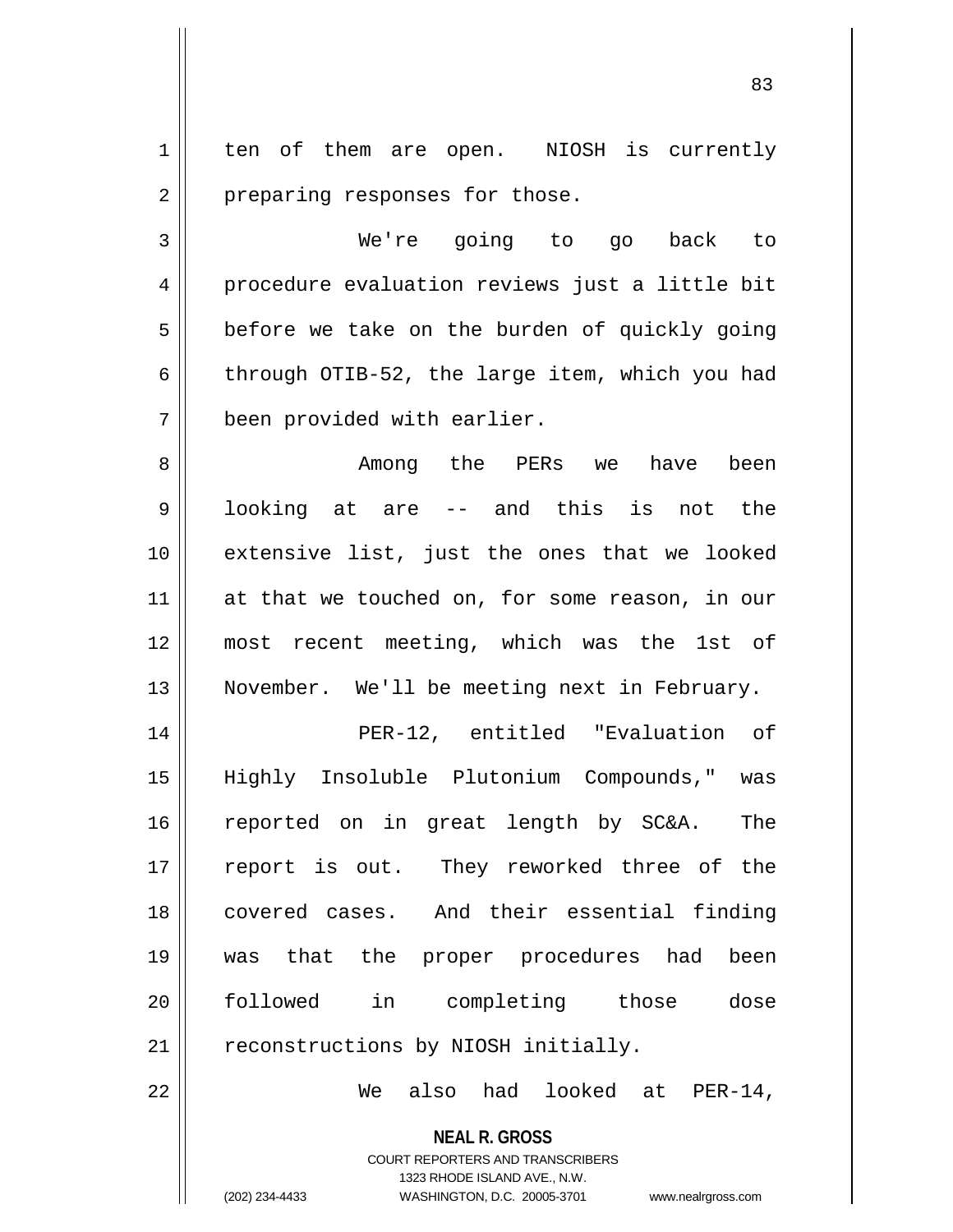ten of them are open. NIOSH is currently preparing responses for those.

We're going to go back to procedure evaluation reviews just a little bit before we take on the burden of quickly going through OTIB-52, the large item, which you had been provided with earlier.

Among the PERs we have been looking at are -- and this is not the extensive list, just the ones that we looked at that we touched on, for some reason, in our most recent meeting, which was the 1st of November. We'll be meeting next in February.

PER-12, entitled "Evaluation of Highly Insoluble Plutonium Compounds," was reported on in great length by SC&A. The report is out. They reworked three of the covered cases. And their essential finding was that the proper procedures had been followed in completing those dose reconstructions by NIOSH initially.

We also had looked at PER-14,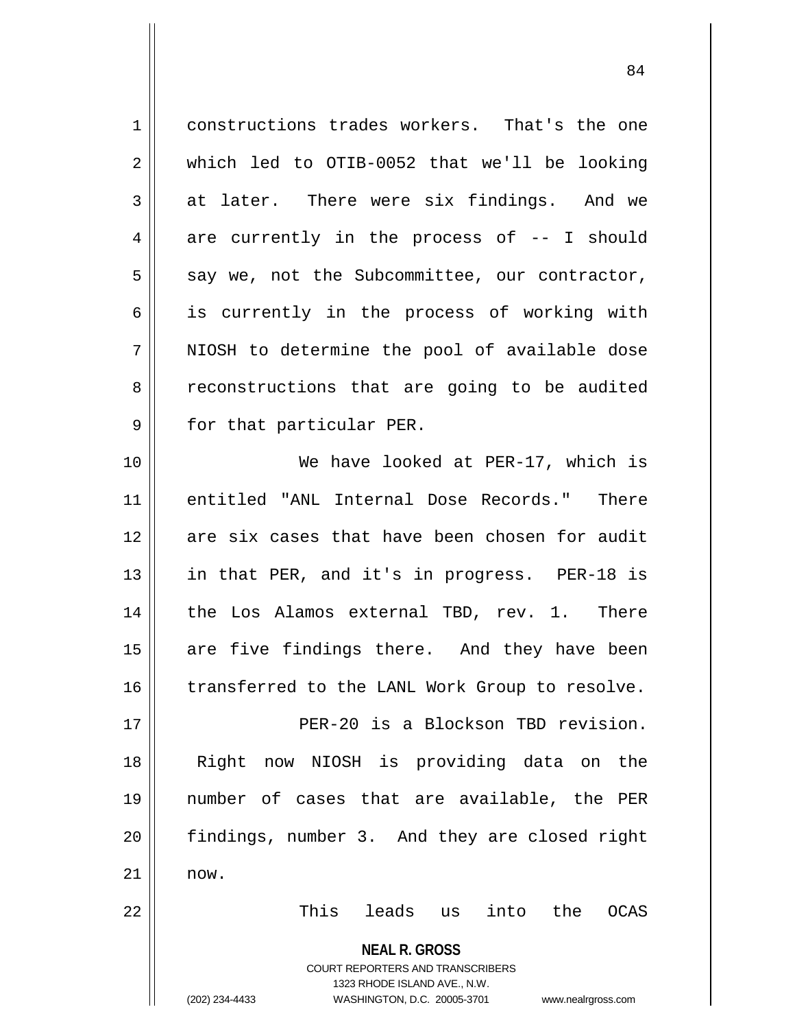constructions trades workers. That's the one which led to OTIB-0052 that we'll be looking at later. There were six findings. And we are currently in the process of -- I should say we, not the Subcommittee, our contractor, is currently in the process of working with NIOSH to determine the pool of available dose reconstructions that are going to be audited for that particular PER.

We have looked at PER-17, which is entitled "ANL Internal Dose Records." There are six cases that have been chosen for audit in that PER, and it's in progress. PER-18 is the Los Alamos external TBD, rev. 1. There are five findings there. And they have been transferred to the LANL Work Group to resolve.

PER-20 is a Blockson TBD revision. Right now NIOSH is providing data on the number of cases that are available, the PER findings, number 3. And they are closed right now.

This leads us into the OCAS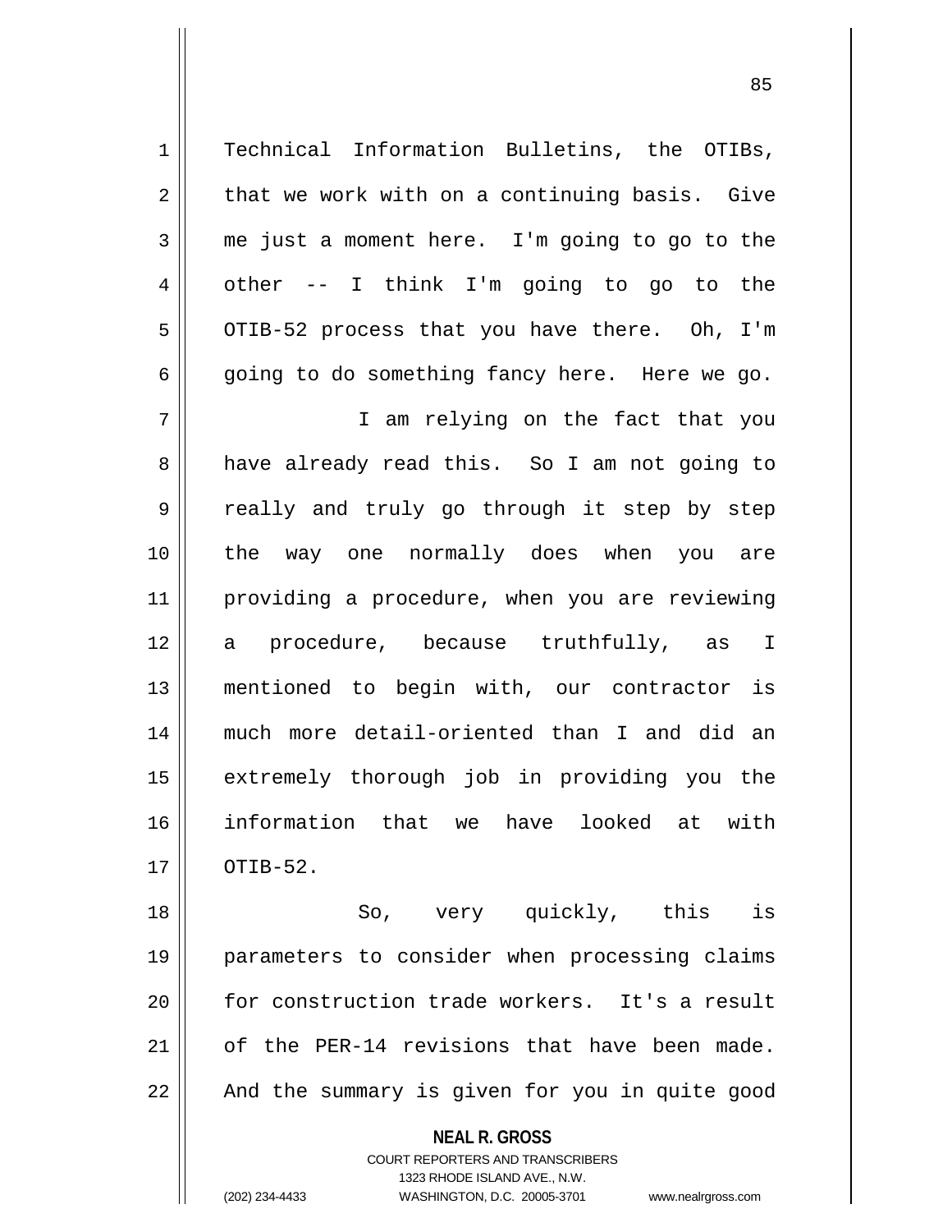Technical Information Bulletins, the OTIBs, that we work with on a continuing basis. Give me just a moment here. I'm going to go to the other -- I think I'm going to go to the OTIB-52 process that you have there. Oh, I'm going to do something fancy here. Here we go.

I am relying on the fact that you have already read this. So I am not going to really and truly go through it step by step the way one normally does when you are providing a procedure, when you are reviewing a procedure, because truthfully, as I mentioned to begin with, our contractor is much more detail-oriented than I and did an extremely thorough job in providing you the information that we have looked at with OTIB-52.

So, very quickly, this is parameters to consider when processing claims for construction trade workers. It's a result of the PER-14 revisions that have been made. And the summary is given for you in quite good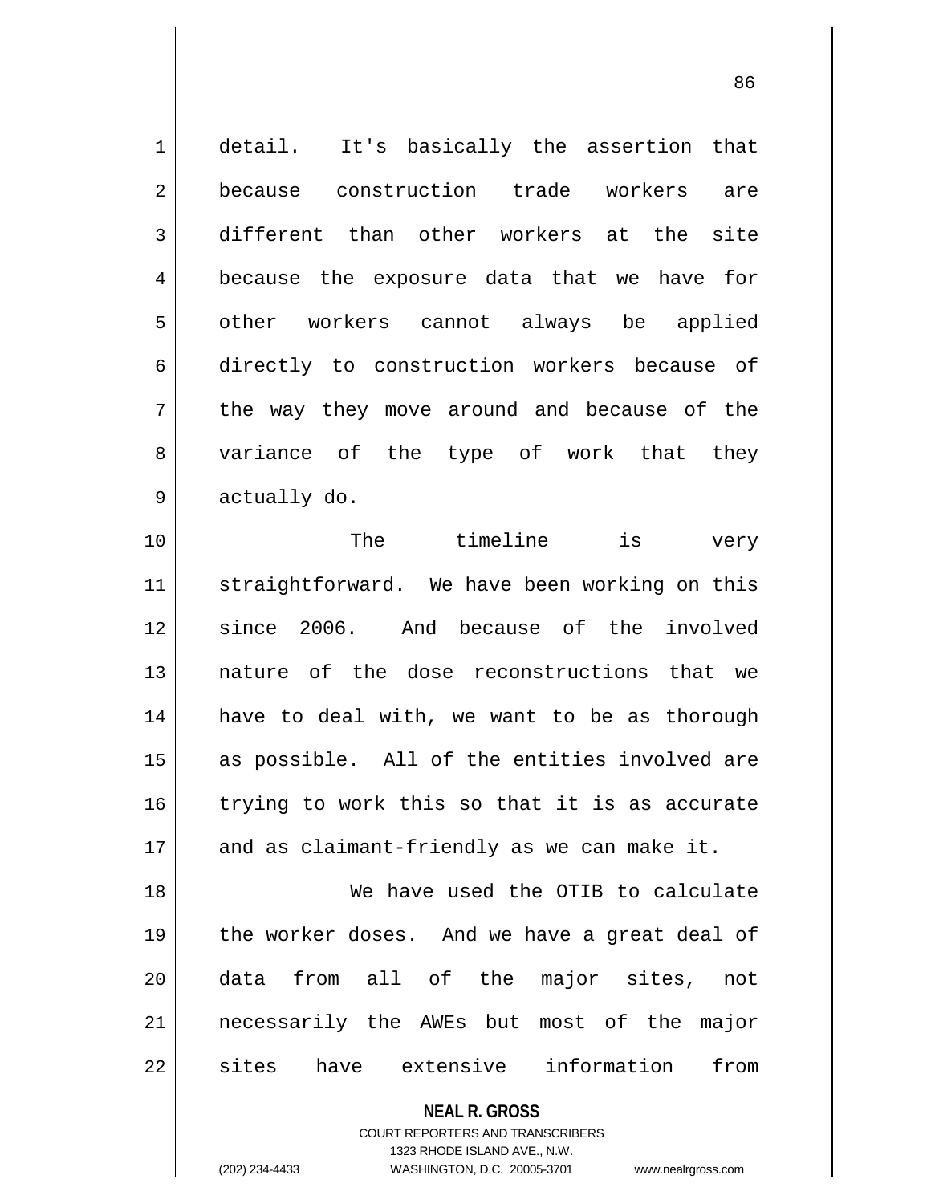detail. It's basically the assertion that because construction trade workers are different than other workers at the site because the exposure data that we have for other workers cannot always be applied directly to construction workers because of the way they move around and because of the variance of the type of work that they actually do.

The timeline is very straightforward. We have been working on this since 2006. And because of the involved nature of the dose reconstructions that we have to deal with, we want to be as thorough as possible. All of the entities involved are trying to work this so that it is as accurate and as claimant-friendly as we can make it.

We have used the OTIB to calculate the worker doses. And we have a great deal of data from all of the major sites, not necessarily the AWEs but most of the major sites have extensive information from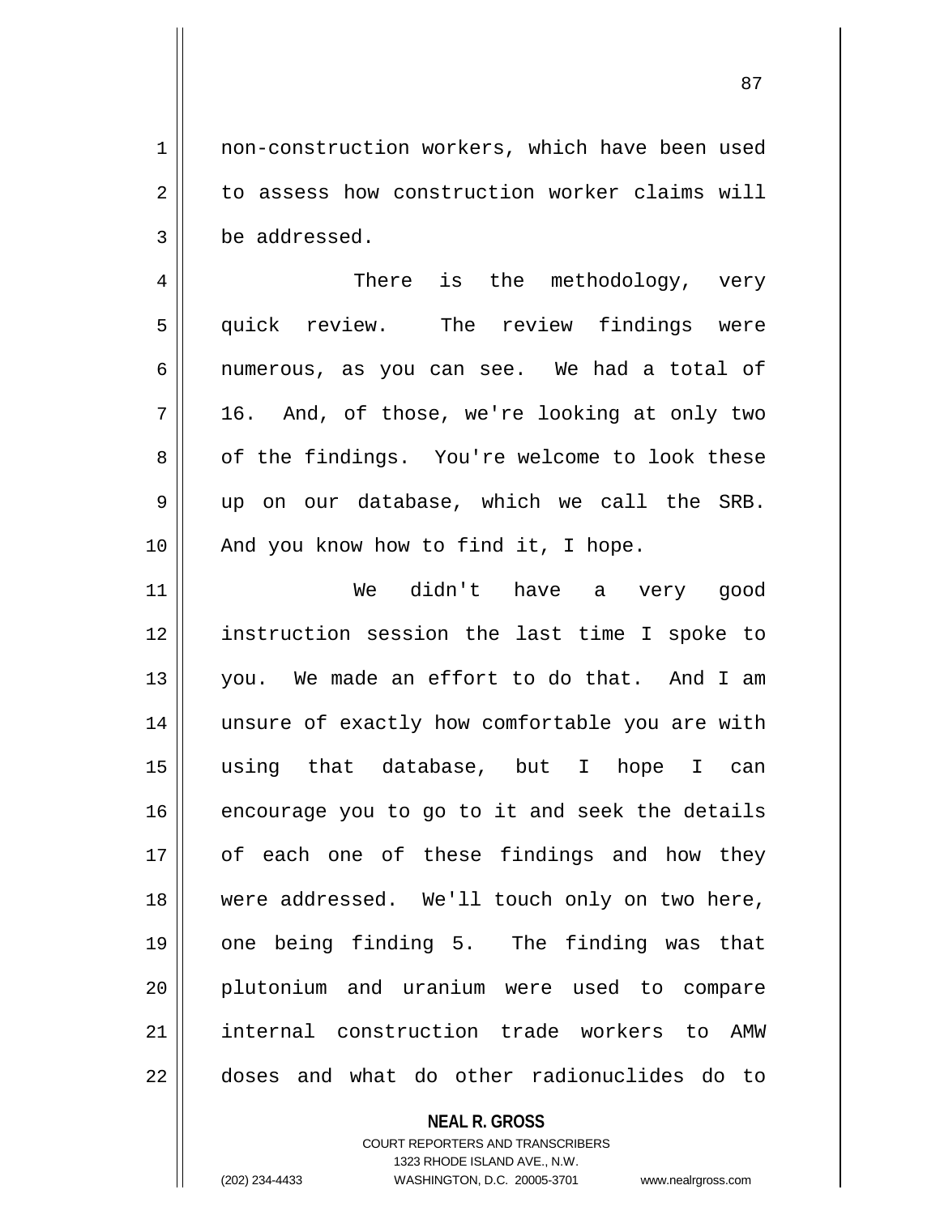non-construction workers, which have been used to assess how construction worker claims will be addressed.

There is the methodology, very quick review. The review findings were numerous, as you can see. We had a total of 16. And, of those, we're looking at only two of the findings. You're welcome to look these up on our database, which we call the SRB. And you know how to find it, I hope.

We didn't have a very good instruction session the last time I spoke to you. We made an effort to do that. And I am unsure of exactly how comfortable you are with using that database, but I hope I can encourage you to go to it and seek the details of each one of these findings and how they were addressed. We'll touch only on two here, one being finding 5. The finding was that plutonium and uranium were used to compare internal construction trade workers to AMW doses and what do other radionuclides do to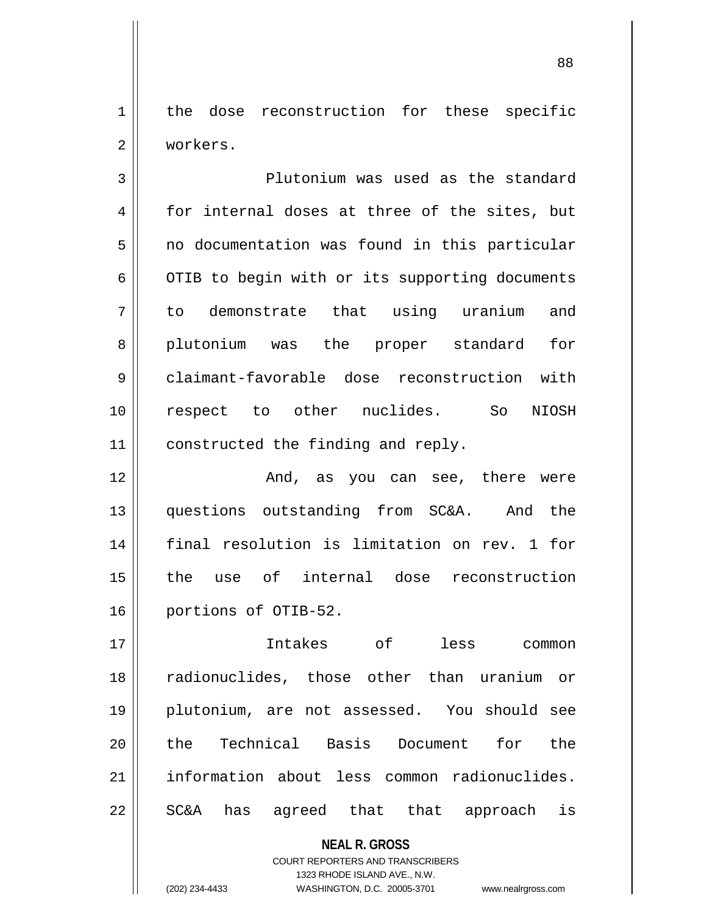the dose reconstruction for these specific workers.

Plutonium was used as the standard for internal doses at three of the sites, but no documentation was found in this particular OTIB to begin with or its supporting documents to demonstrate that using uranium and plutonium was the proper standard for claimant-favorable dose reconstruction with respect to other nuclides. So NIOSH constructed the finding and reply.

And, as you can see, there were questions outstanding from SC&A. And the final resolution is limitation on rev. 1 for the use of internal dose reconstruction portions of OTIB-52.

Intakes of less common radionuclides, those other than uranium or plutonium, are not assessed. You should see the Technical Basis Document for the information about less common radionuclides. SC&A has agreed that that approach is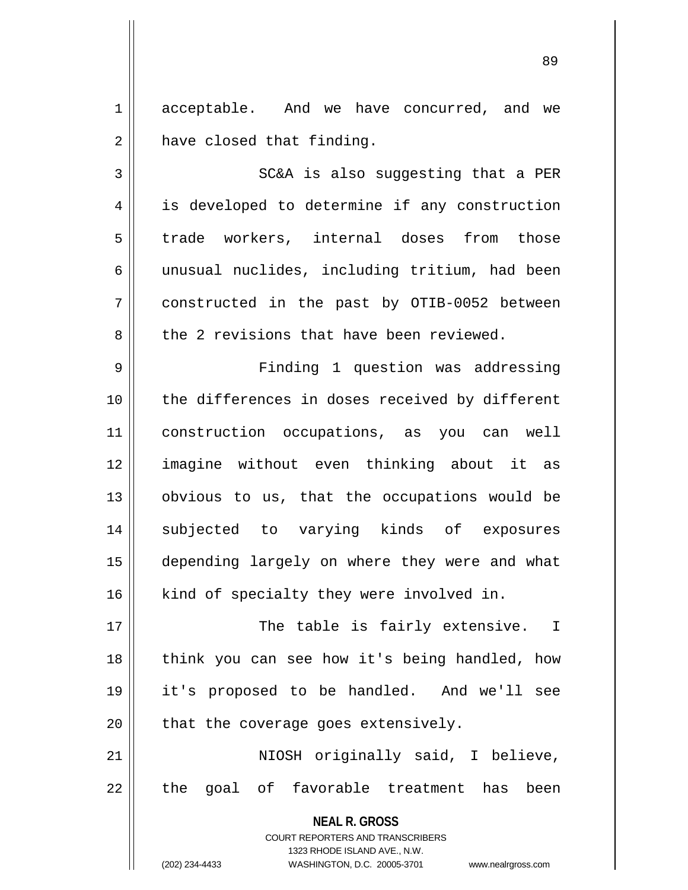acceptable. And we have concurred, and we have closed that finding.

SC&A is also suggesting that a PER is developed to determine if any construction trade workers, internal doses from those unusual nuclides, including tritium, had been constructed in the past by OTIB-0052 between the 2 revisions that have been reviewed.

Finding 1 question was addressing the differences in doses received by different construction occupations, as you can well imagine without even thinking about it as obvious to us, that the occupations would be subjected to varying kinds of exposures depending largely on where they were and what kind of specialty they were involved in.

The table is fairly extensive. I think you can see how it's being handled, how it's proposed to be handled. And we'll see that the coverage goes extensively.

NIOSH originally said, I believe, the goal of favorable treatment has been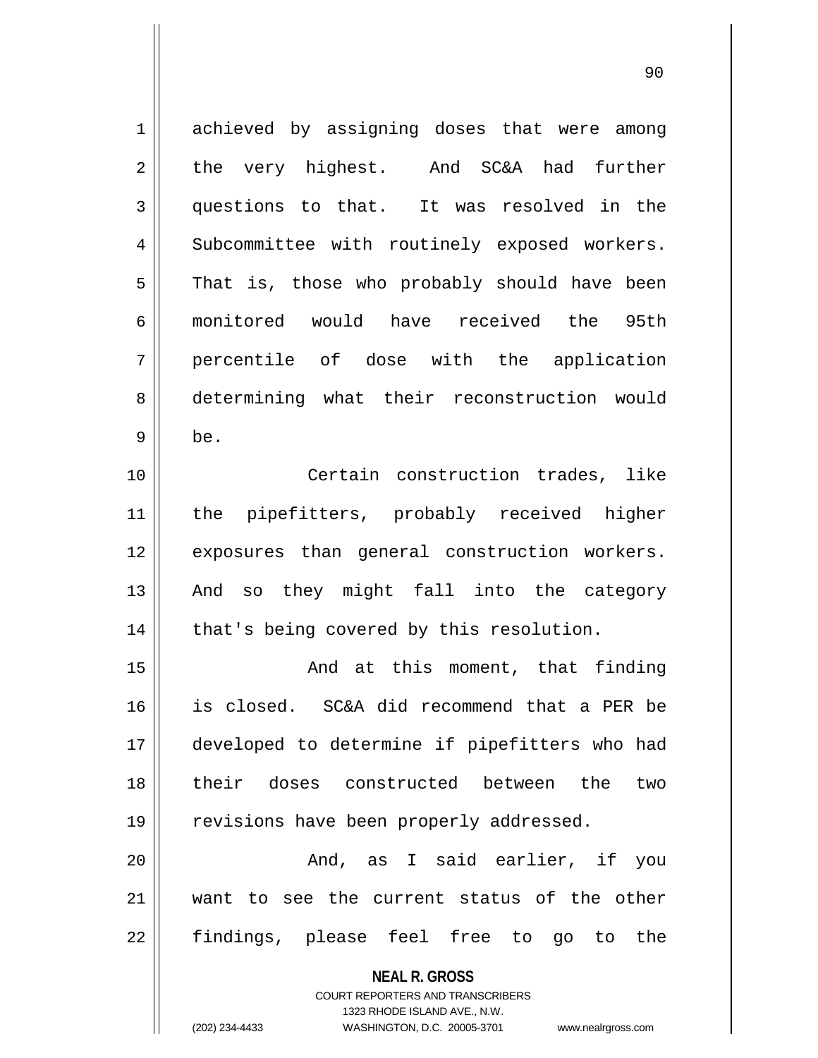achieved by assigning doses that were among the very highest. And SC&A had further questions to that. It was resolved in the Subcommittee with routinely exposed workers. That is, those who probably should have been monitored would have received the 95th percentile of dose with the application determining what their reconstruction would be.

Certain construction trades, like the pipefitters, probably received higher exposures than general construction workers. And so they might fall into the category that's being covered by this resolution.

And at this moment, that finding is closed. SC&A did recommend that a PER be developed to determine if pipefitters who had their doses constructed between the two revisions have been properly addressed.

And, as I said earlier, if you want to see the current status of the other findings, please feel free to go to the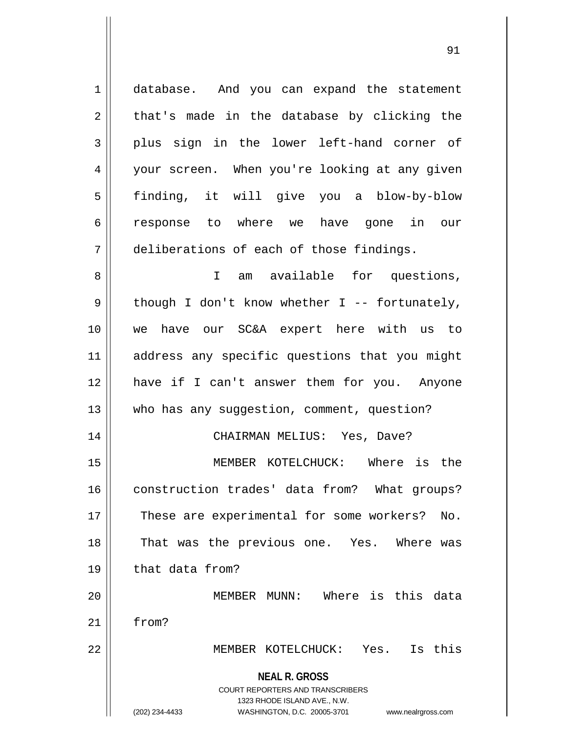database. And you can expand the statement that's made in the database by clicking the plus sign in the lower left-hand corner of your screen. When you're looking at any given finding, it will give you a blow-by-blow response to where we have gone in our deliberations of each of those findings.

I am available for questions, though I don't know whether I -- fortunately, we have our SC&A expert here with us to address any specific questions that you might have if I can't answer them for you. Anyone who has any suggestion, comment, question?

CHAIRMAN MELIUS: Yes, Dave?

MEMBER KOTELCHUCK: Where is the construction trades' data from? What groups? These are experimental for some workers? No. That was the previous one. Yes. Where was that data from?

MEMBER MUNN: Where is this data from?

MEMBER KOTELCHUCK: Yes. Is this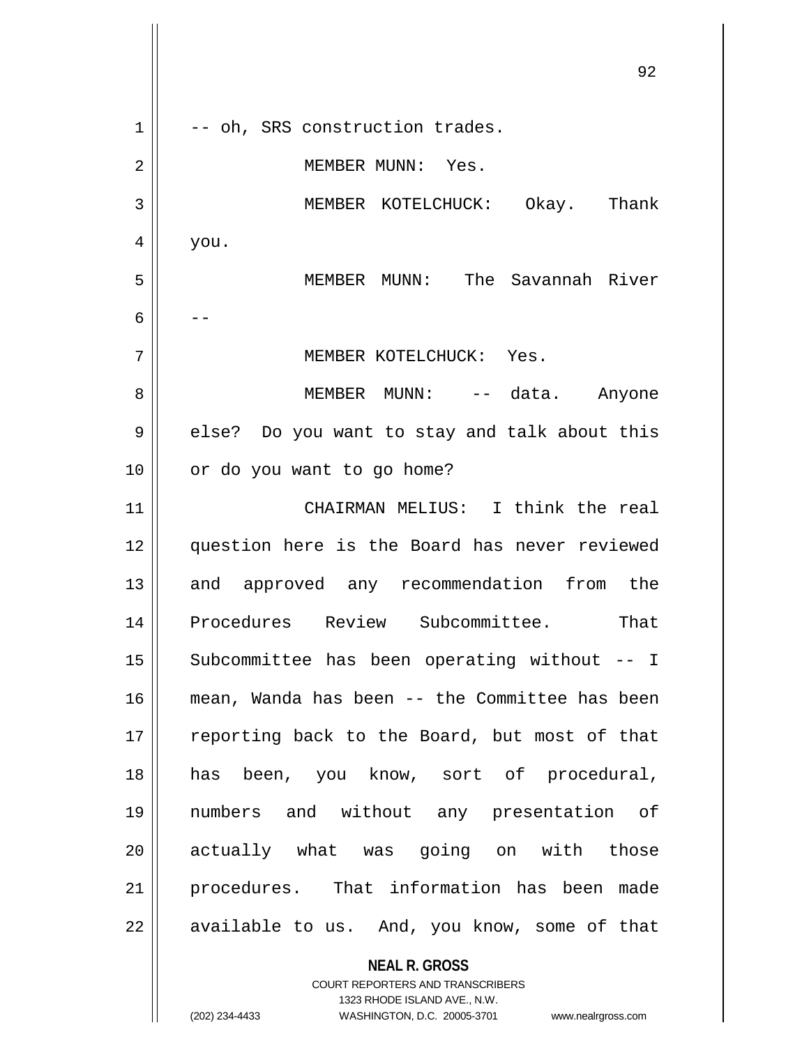-- oh, SRS construction trades.

MEMBER MUNN: Yes.

MEMBER KOTELCHUCK: Okay. Thank you.

MEMBER MUNN: The Savannah River --

MEMBER KOTELCHUCK: Yes.

MEMBER MUNN: -- data. Anyone else? Do you want to stay and talk about this or do you want to go home?

CHAIRMAN MELIUS: I think the real question here is the Board has never reviewed and approved any recommendation from the Procedures Review Subcommittee. That Subcommittee has been operating without -- I mean, Wanda has been -- the Committee has been reporting back to the Board, but most of that has been, you know, sort of procedural, numbers and without any presentation of actually what was going on with those procedures. That information has been made available to us. And, you know, some of that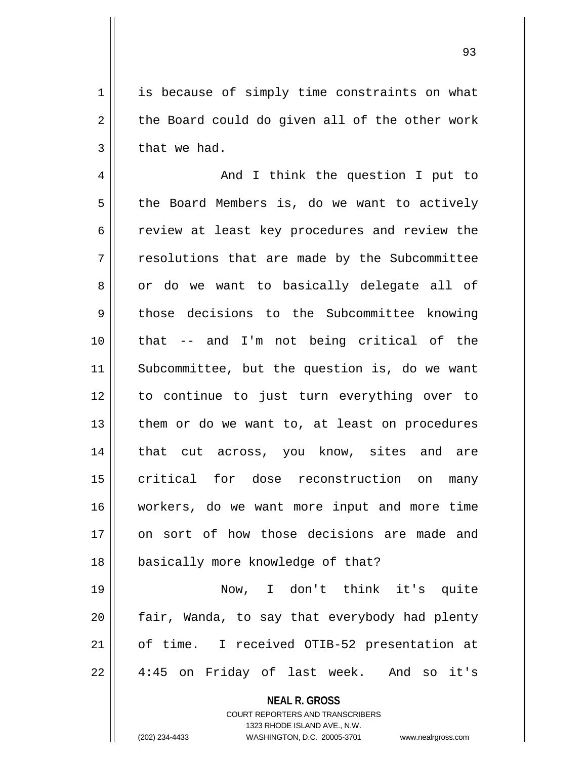is because of simply time constraints on what the Board could do given all of the other work that we had.

And I think the question I put to the Board Members is, do we want to actively review at least key procedures and review the resolutions that are made by the Subcommittee or do we want to basically delegate all of those decisions to the Subcommittee knowing that -- and I'm not being critical of the Subcommittee, but the question is, do we want to continue to just turn everything over to them or do we want to, at least on procedures that cut across, you know, sites and are critical for dose reconstruction on many workers, do we want more input and more time on sort of how those decisions are made and basically more knowledge of that?

Now, I don't think it's quite fair, Wanda, to say that everybody had plenty of time. I received OTIB-52 presentation at 4:45 on Friday of last week. And so it's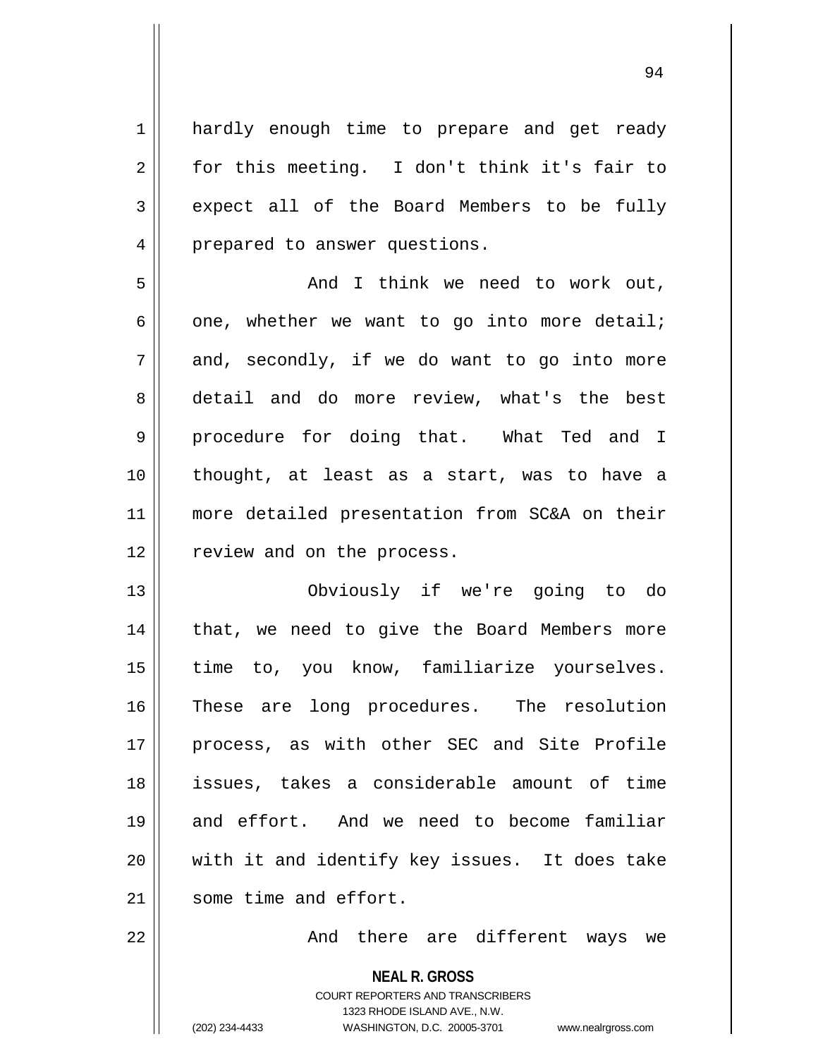hardly enough time to prepare and get ready for this meeting. I don't think it's fair to expect all of the Board Members to be fully prepared to answer questions.

And I think we need to work out, one, whether we want to go into more detail; and, secondly, if we do want to go into more detail and do more review, what's the best procedure for doing that. What Ted and I thought, at least as a start, was to have a more detailed presentation from SC&A on their review and on the process.

Obviously if we're going to do that, we need to give the Board Members more time to, you know, familiarize yourselves. These are long procedures. The resolution process, as with other SEC and Site Profile issues, takes a considerable amount of time and effort. And we need to become familiar with it and identify key issues. It does take some time and effort.

And there are different ways we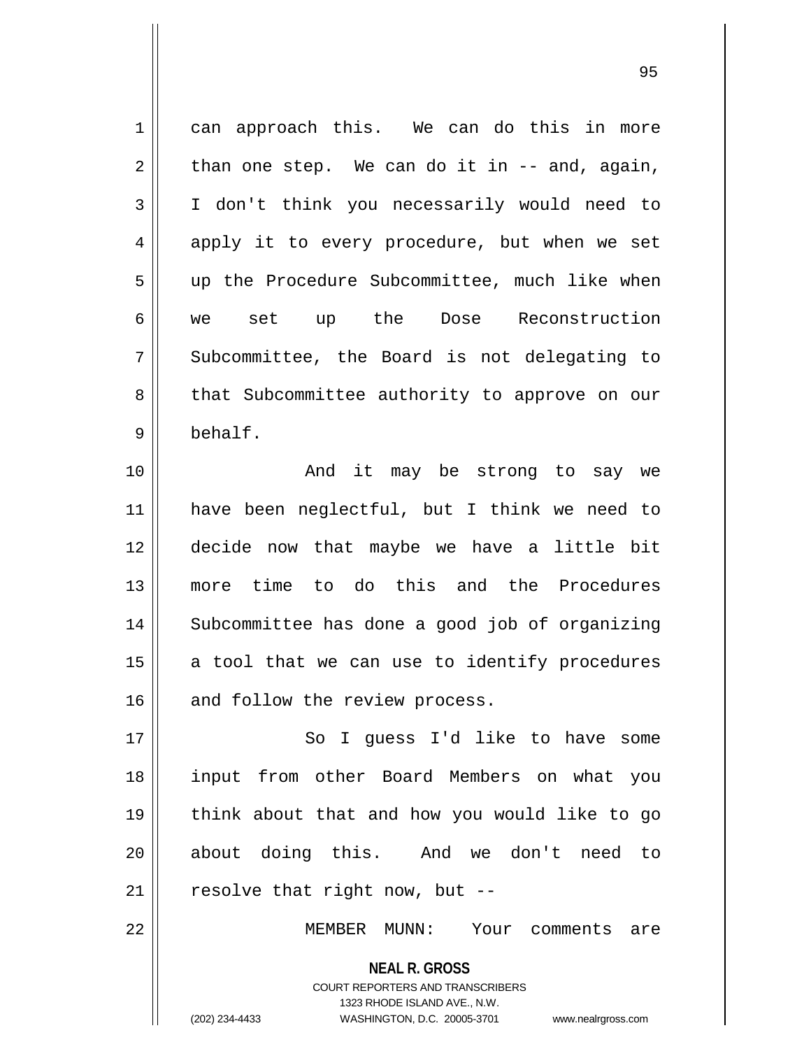can approach this. We can do this in more than one step. We can do it in -- and, again, I don't think you necessarily would need to apply it to every procedure, but when we set up the Procedure Subcommittee, much like when we set up the Dose Reconstruction Subcommittee, the Board is not delegating to that Subcommittee authority to approve on our behalf.

And it may be strong to say we have been neglectful, but I think we need to decide now that maybe we have a little bit more time to do this and the Procedures Subcommittee has done a good job of organizing a tool that we can use to identify procedures and follow the review process.

So I guess I'd like to have some input from other Board Members on what you think about that and how you would like to go about doing this. And we don't need to resolve that right now, but --

MEMBER MUNN: Your comments are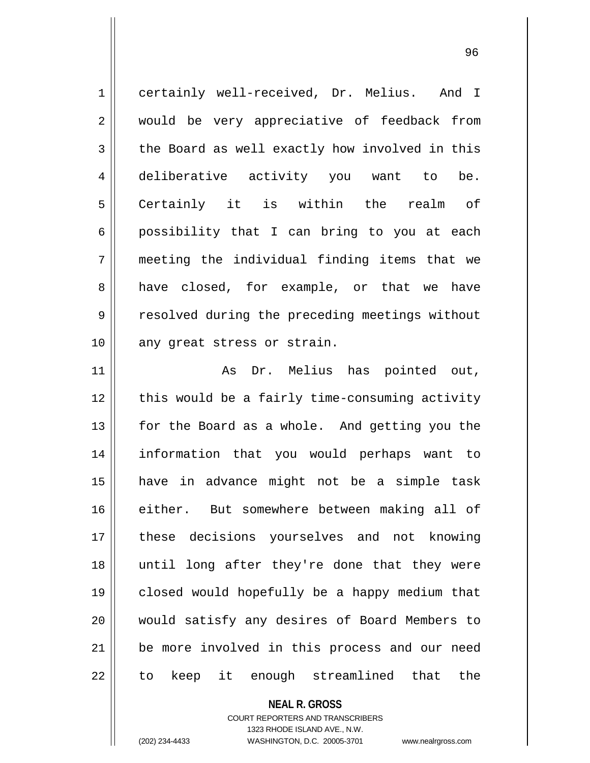certainly well-received, Dr. Melius. And I would be very appreciative of feedback from the Board as well exactly how involved in this deliberative activity you want to be. Certainly it is within the realm of possibility that I can bring to you at each meeting the individual finding items that we have closed, for example, or that we have resolved during the preceding meetings without any great stress or strain.

As Dr. Melius has pointed out, this would be a fairly time-consuming activity for the Board as a whole. And getting you the information that you would perhaps want to have in advance might not be a simple task either. But somewhere between making all of these decisions yourselves and not knowing until long after they're done that they were closed would hopefully be a happy medium that would satisfy any desires of Board Members to be more involved in this process and our need to keep it enough streamlined that the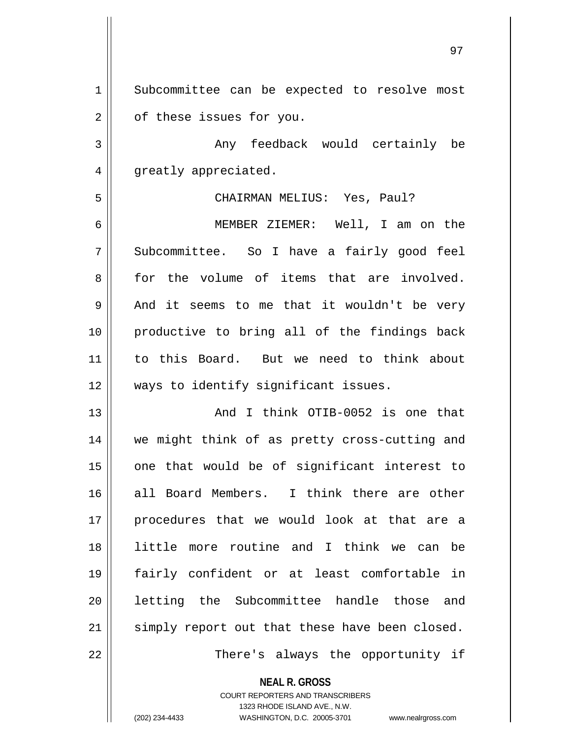Subcommittee can be expected to resolve most of these issues for you.

Any feedback would certainly be greatly appreciated.

CHAIRMAN MELIUS: Yes, Paul?

MEMBER ZIEMER: Well, I am on the Subcommittee. So I have a fairly good feel for the volume of items that are involved. And it seems to me that it wouldn't be very productive to bring all of the findings back to this Board. But we need to think about ways to identify significant issues.

And I think OTIB-0052 is one that we might think of as pretty cross-cutting and one that would be of significant interest to all Board Members. I think there are other procedures that we would look at that are a little more routine and I think we can be fairly confident or at least comfortable in letting the Subcommittee handle those and simply report out that these have been closed.

There's always the opportunity if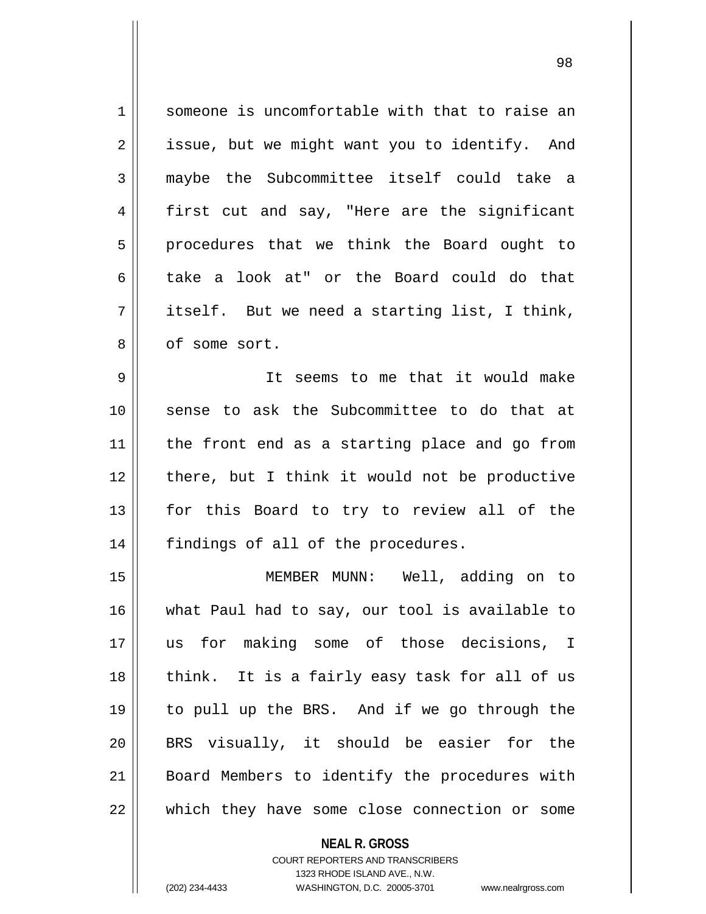someone is uncomfortable with that to raise an issue, but we might want you to identify. And maybe the Subcommittee itself could take a first cut and say, "Here are the significant procedures that we think the Board ought to take a look at" or the Board could do that itself. But we need a starting list, I think, of some sort.

It seems to me that it would make sense to ask the Subcommittee to do that at the front end as a starting place and go from there, but I think it would not be productive for this Board to try to review all of the findings of all of the procedures.

MEMBER MUNN: Well, adding on to what Paul had to say, our tool is available to us for making some of those decisions, I think. It is a fairly easy task for all of us to pull up the BRS. And if we go through the BRS visually, it should be easier for the Board Members to identify the procedures with which they have some close connection or some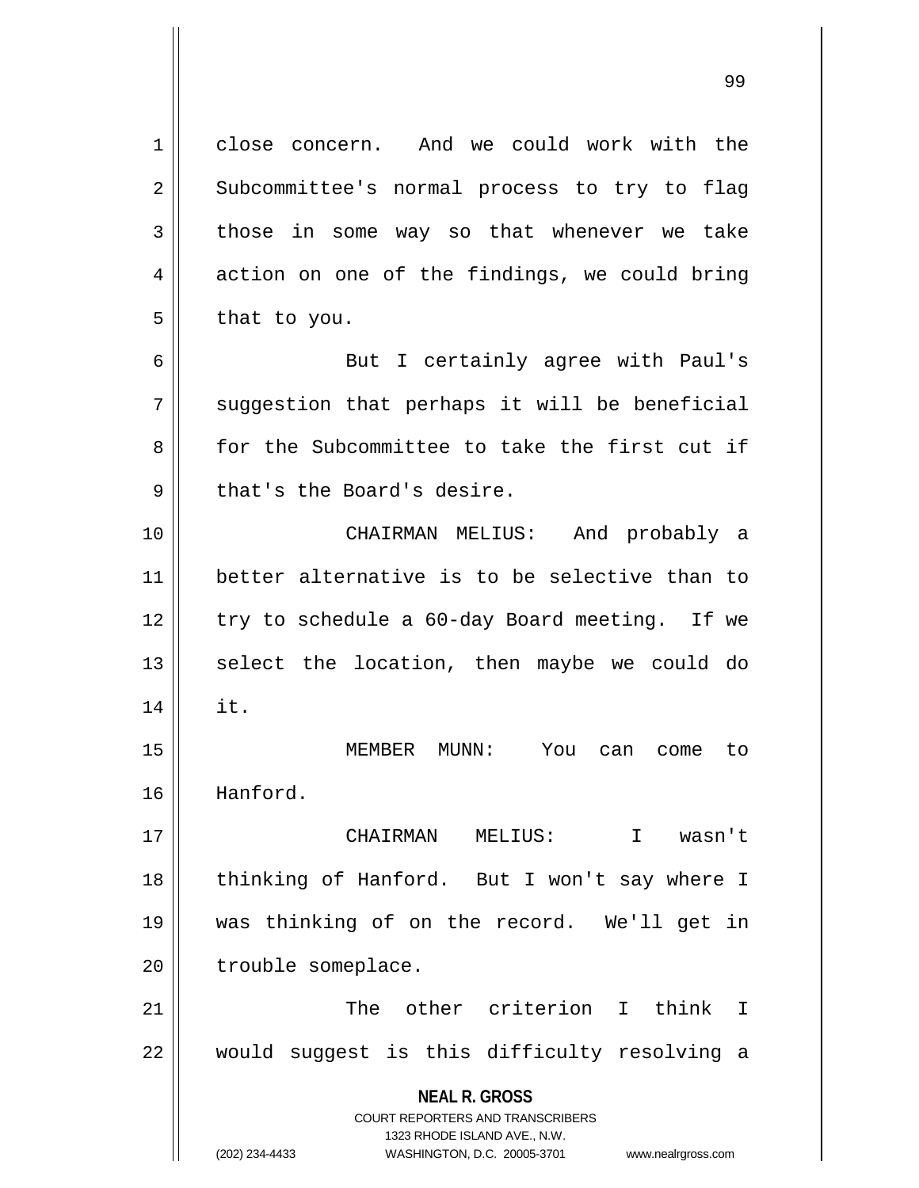close concern. And we could work with the Subcommittee's normal process to try to flag those in some way so that whenever we take action on one of the findings, we could bring that to you.

But I certainly agree with Paul's suggestion that perhaps it will be beneficial for the Subcommittee to take the first cut if that's the Board's desire.

CHAIRMAN MELIUS: And probably a better alternative is to be selective than to try to schedule a 60-day Board meeting. If we select the location, then maybe we could do it.

MEMBER MUNN: You can come to Hanford.

CHAIRMAN MELIUS: I wasn't thinking of Hanford. But I won't say where I was thinking of on the record. We'll get in trouble someplace.

The other criterion I think I would suggest is this difficulty resolving a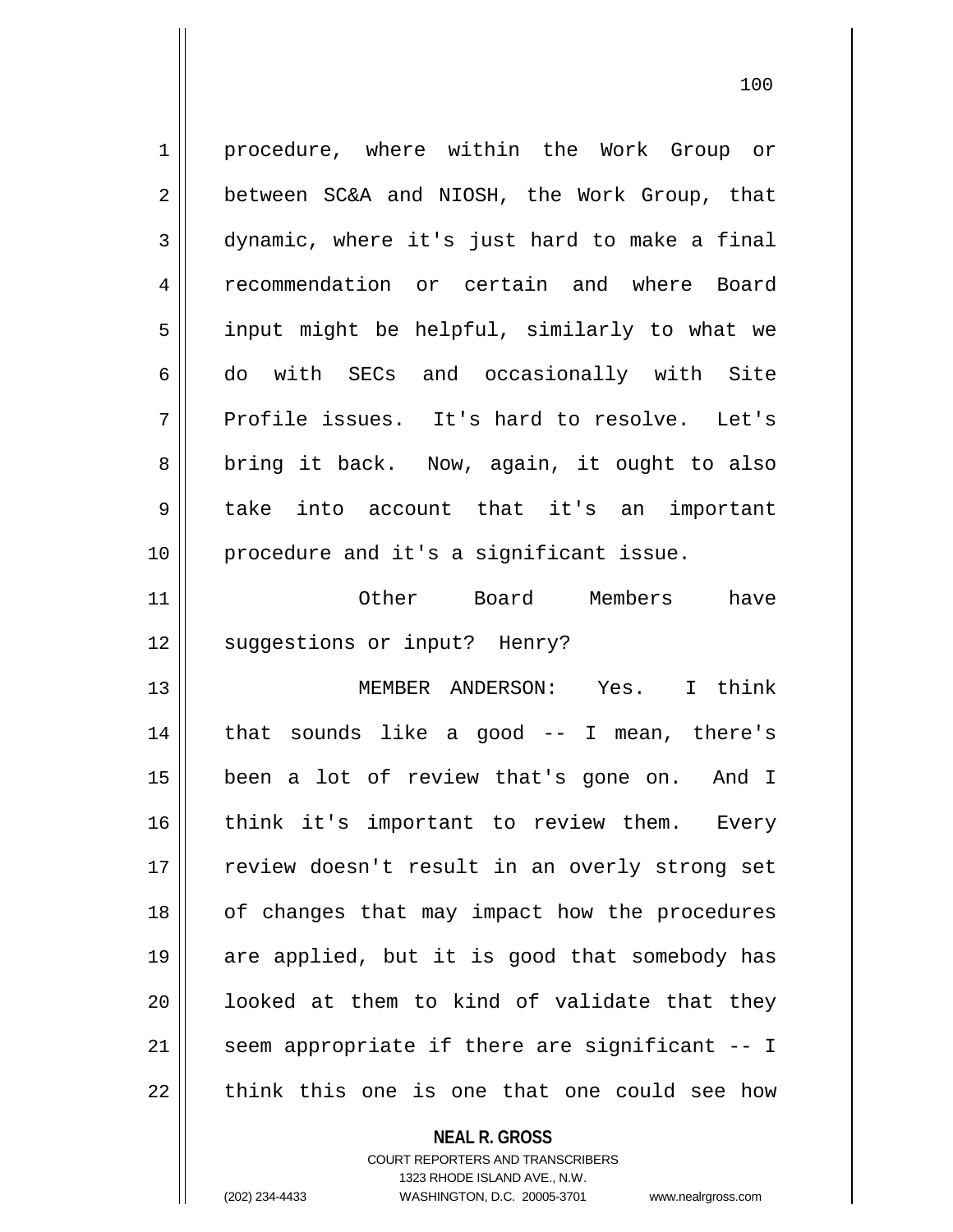procedure, where within the Work Group or between SC&A and NIOSH, the Work Group, that dynamic, where it's just hard to make a final recommendation or certain and where Board input might be helpful, similarly to what we do with SECs and occasionally with Site Profile issues. It's hard to resolve. Let's bring it back. Now, again, it ought to also take into account that it's an important procedure and it's a significant issue.

Other Board Members have suggestions or input? Henry?

MEMBER ANDERSON: Yes. I think that sounds like a good -- I mean, there's been a lot of review that's gone on. And I think it's important to review them. Every review doesn't result in an overly strong set of changes that may impact how the procedures are applied, but it is good that somebody has looked at them to kind of validate that they seem appropriate if there are significant -- I think this one is one that one could see how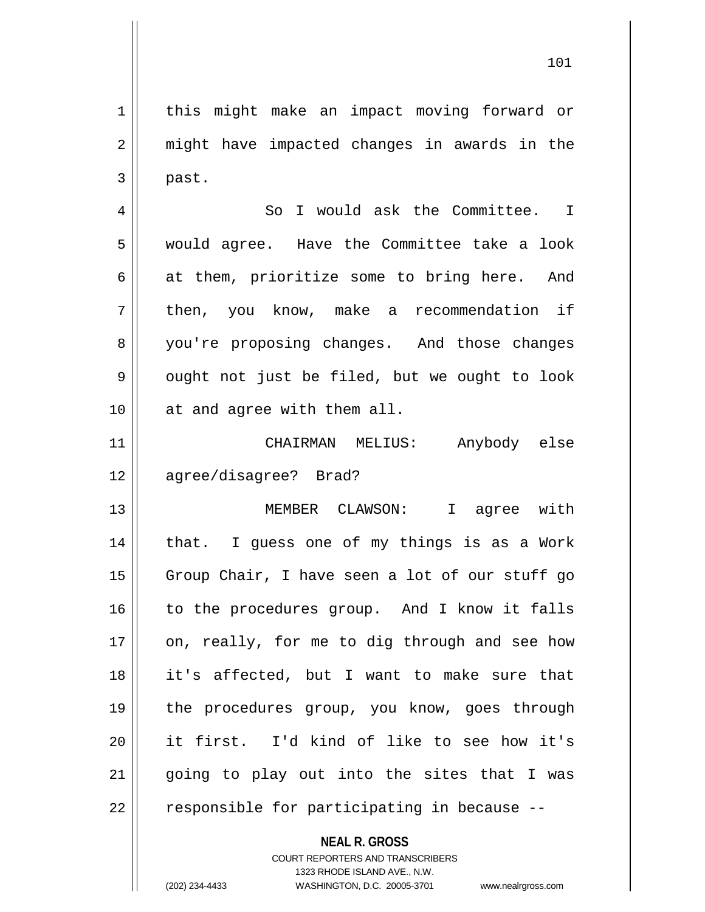this might make an impact moving forward or might have impacted changes in awards in the past.

So I would ask the Committee. I would agree. Have the Committee take a look at them, prioritize some to bring here. And then, you know, make a recommendation if you're proposing changes. And those changes ought not just be filed, but we ought to look at and agree with them all.

CHAIRMAN MELIUS: Anybody else agree/disagree? Brad?

MEMBER CLAWSON: I agree with that. I guess one of my things is as a Work Group Chair, I have seen a lot of our stuff go to the procedures group. And I know it falls on, really, for me to dig through and see how it's affected, but I want to make sure that the procedures group, you know, goes through it first. I'd kind of like to see how it's going to play out into the sites that I was responsible for participating in because --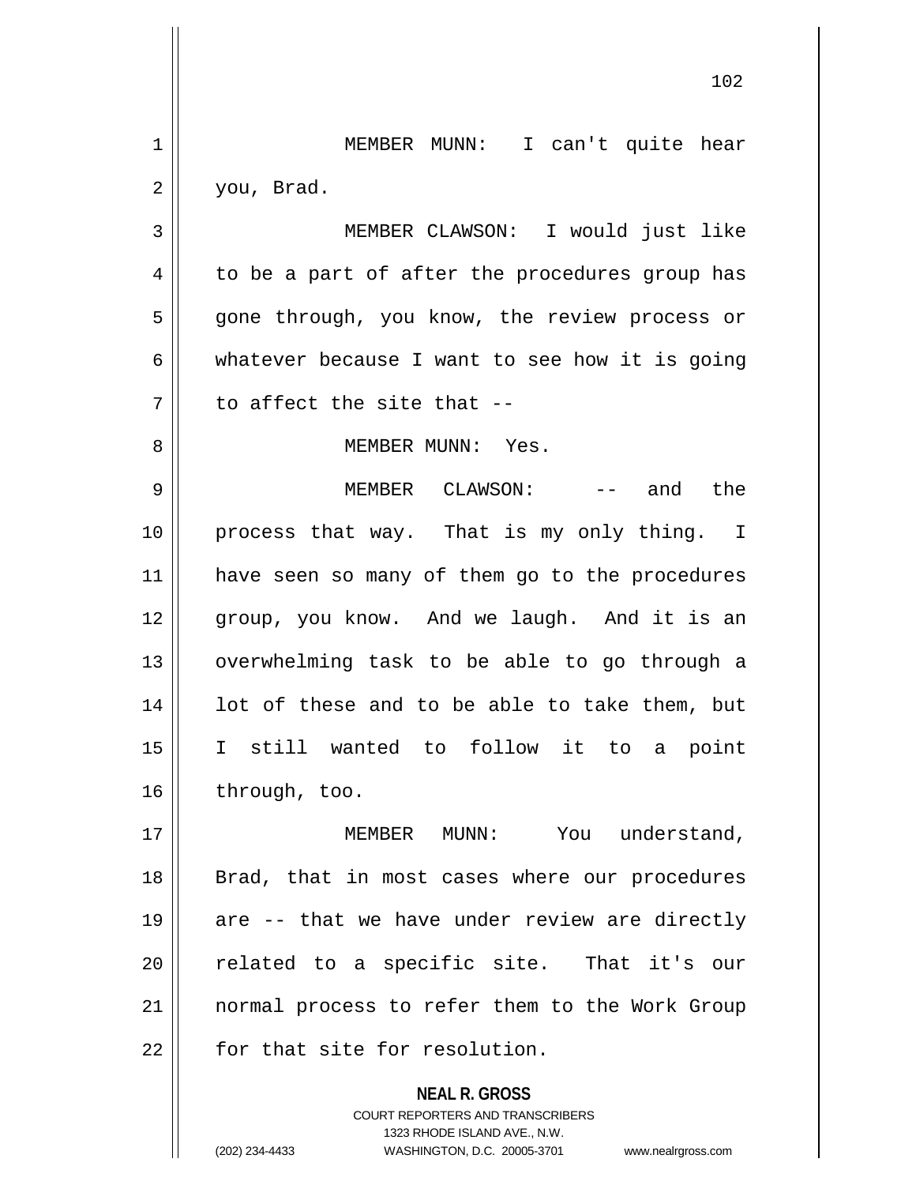MEMBER MUNN: I can't quite hear you, Brad.

MEMBER CLAWSON: I would just like to be a part of after the procedures group has gone through, you know, the review process or whatever because I want to see how it is going to affect the site that --

MEMBER MUNN: Yes.

MEMBER CLAWSON: -- and the process that way. That is my only thing. I have seen so many of them go to the procedures group, you know. And we laugh. And it is an overwhelming task to be able to go through a lot of these and to be able to take them, but I still wanted to follow it to a point through, too.

MEMBER MUNN: You understand, Brad, that in most cases where our procedures are -- that we have under review are directly related to a specific site. That it's our normal process to refer them to the Work Group for that site for resolution.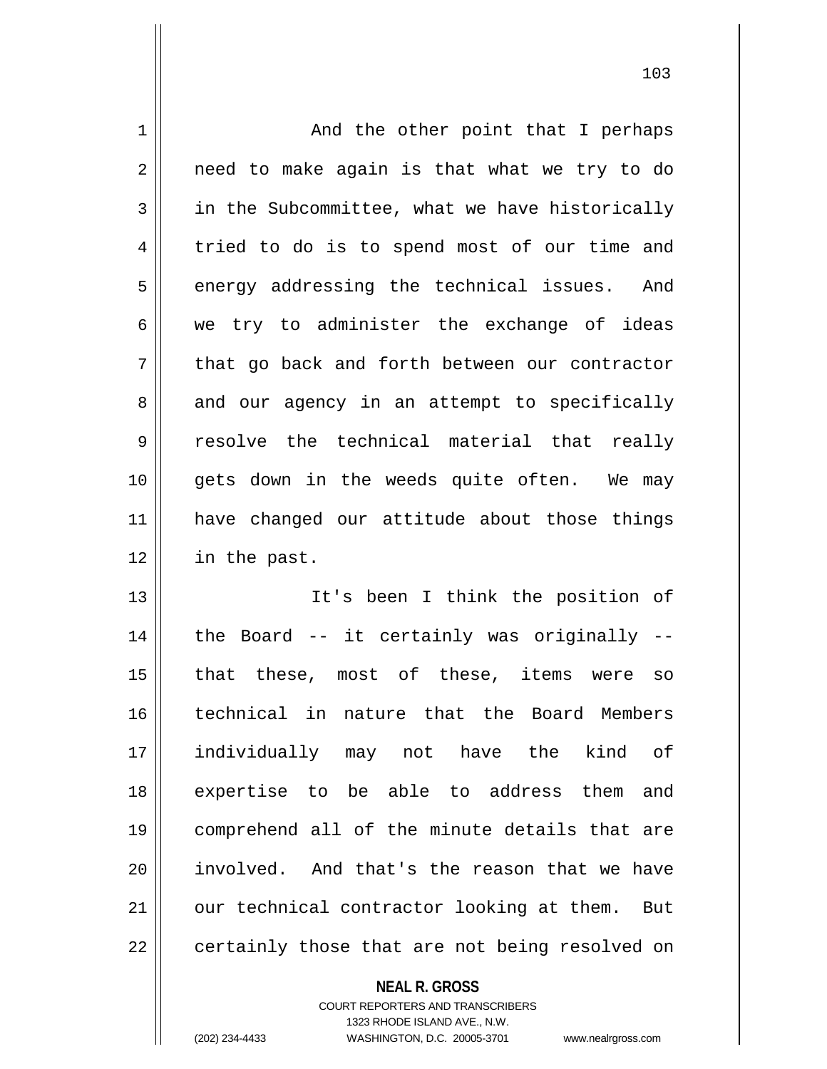And the other point that I perhaps need to make again is that what we try to do in the Subcommittee, what we have historically tried to do is to spend most of our time and energy addressing the technical issues. And we try to administer the exchange of ideas that go back and forth between our contractor and our agency in an attempt to specifically resolve the technical material that really gets down in the weeds quite often. We may have changed our attitude about those things in the past.

It's been I think the position of the Board -- it certainly was originally -- that these, most of these, items were so technical in nature that the Board Members individually may not have the kind of expertise to be able to address them and comprehend all of the minute details that are involved. And that's the reason that we have our technical contractor looking at them. But certainly those that are not being resolved on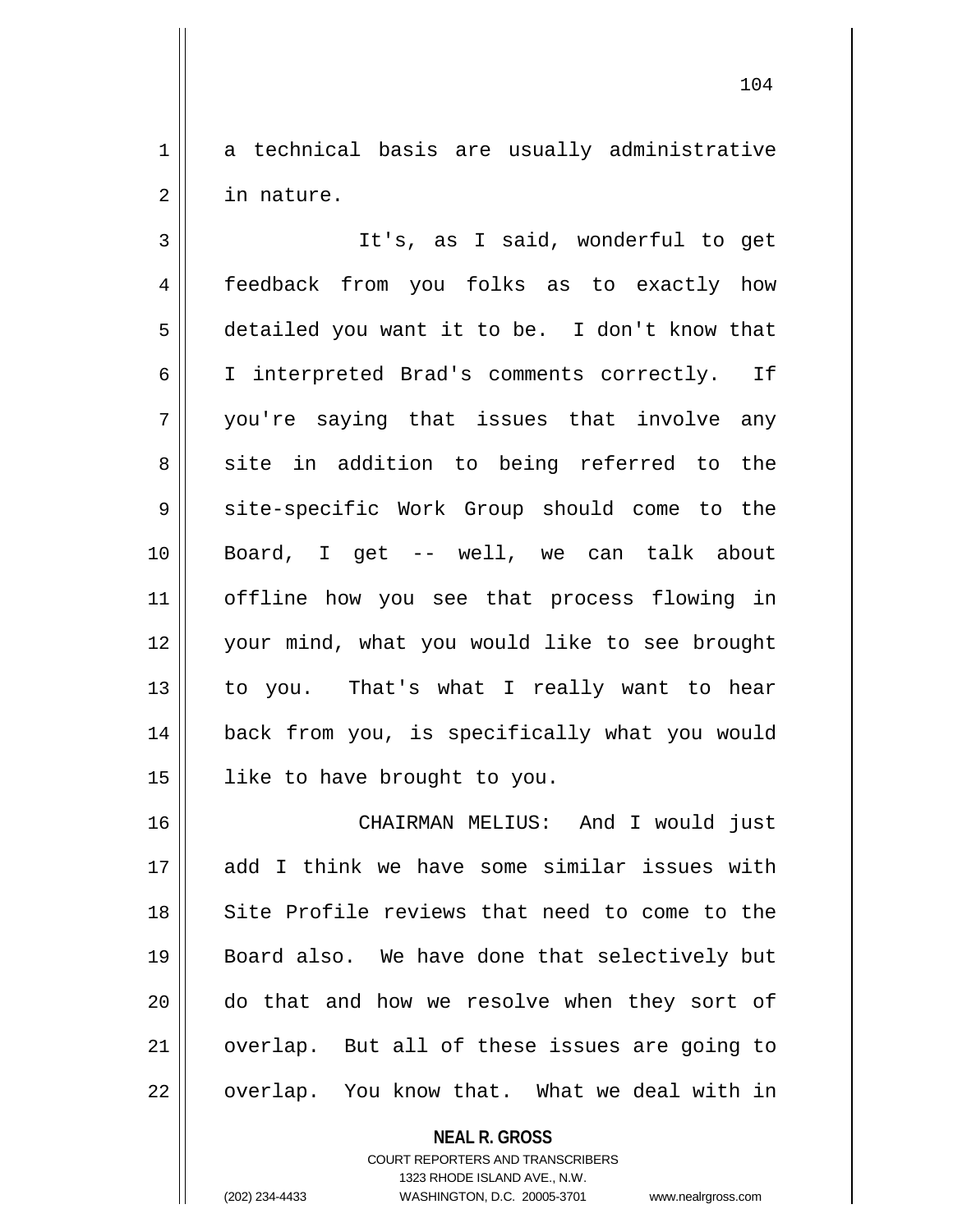a technical basis are usually administrative in nature.

It's, as I said, wonderful to get feedback from you folks as to exactly how detailed you want it to be. I don't know that I interpreted Brad's comments correctly. If you're saying that issues that involve any site in addition to being referred to the site-specific Work Group should come to the Board, I get -- well, we can talk about offline how you see that process flowing in your mind, what you would like to see brought to you. That's what I really want to hear back from you, is specifically what you would like to have brought to you.

CHAIRMAN MELIUS: And I would just add I think we have some similar issues with Site Profile reviews that need to come to the Board also. We have done that selectively but do that and how we resolve when they sort of overlap. But all of these issues are going to overlap. You know that. What we deal with in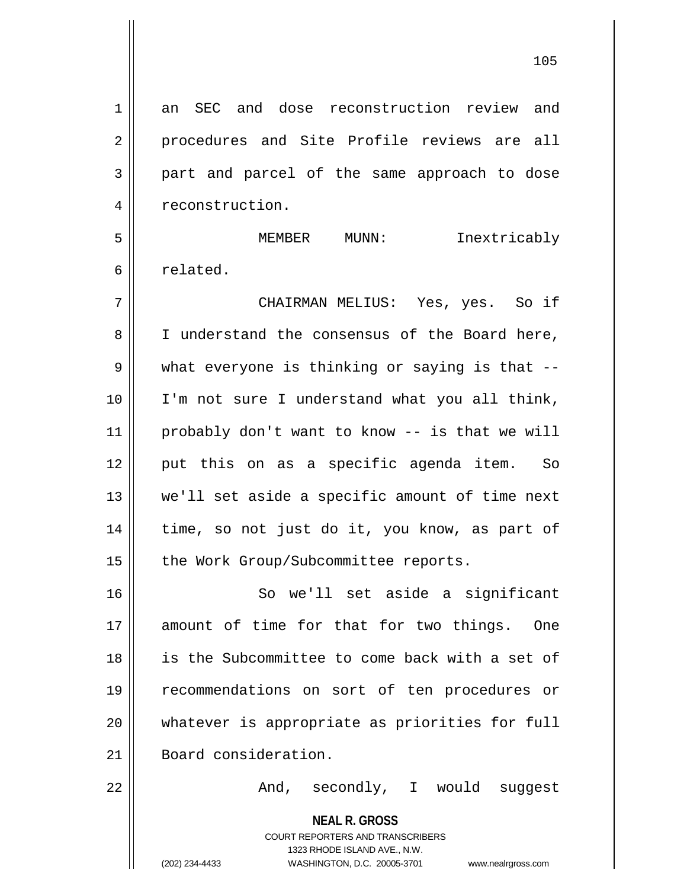an SEC and dose reconstruction review and procedures and Site Profile reviews are all part and parcel of the same approach to dose reconstruction.

MEMBER MUNN: Inextricably related.

CHAIRMAN MELIUS: Yes, yes. So if I understand the consensus of the Board here, what everyone is thinking or saying is that -- I'm not sure I understand what you all think, probably don't want to know -- is that we will put this on as a specific agenda item. So we'll set aside a specific amount of time next time, so not just do it, you know, as part of the Work Group/Subcommittee reports.

So we'll set aside a significant amount of time for that for two things. One is the Subcommittee to come back with a set of recommendations on sort of ten procedures or whatever is appropriate as priorities for full Board consideration.

And, secondly, I would suggest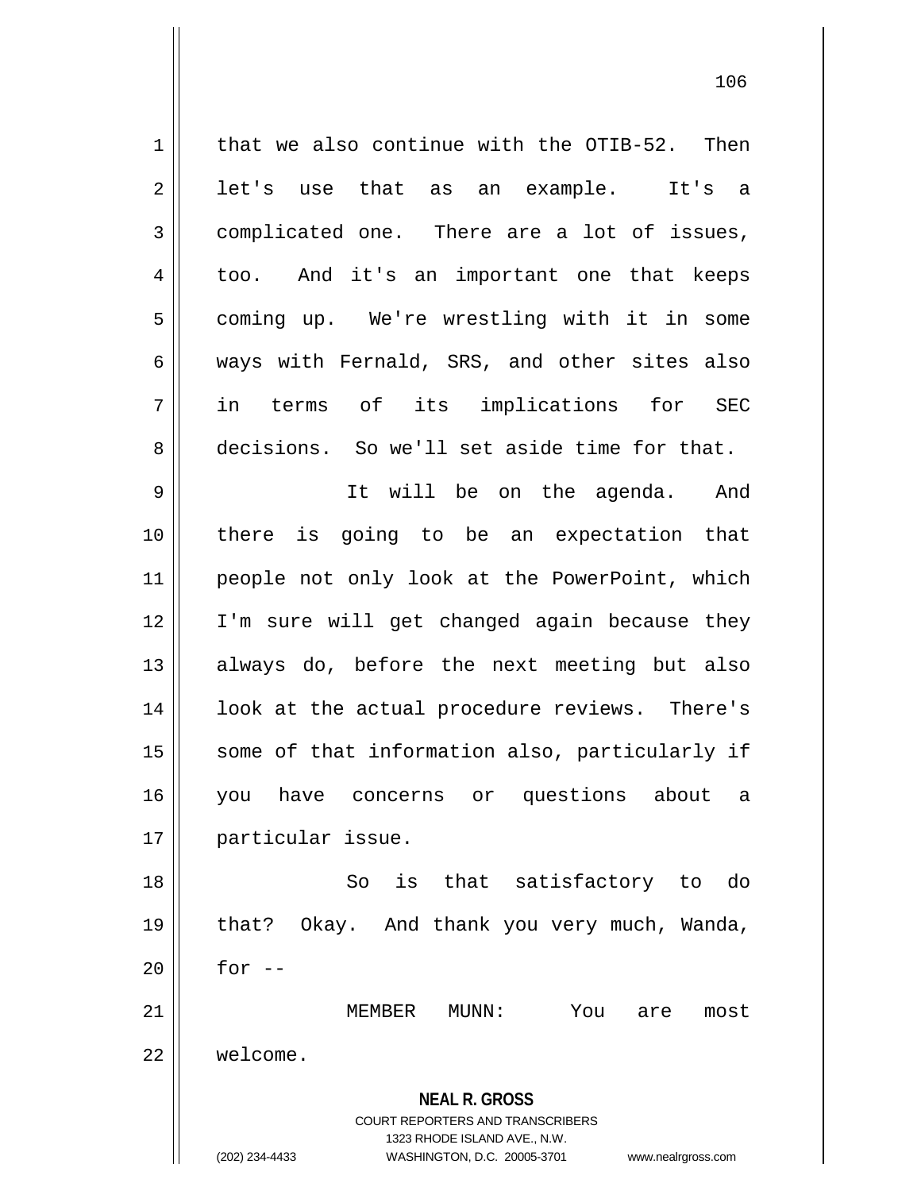that we also continue with the OTIB-52. Then let's use that as an example. It's a complicated one. There are a lot of issues, too. And it's an important one that keeps coming up. We're wrestling with it in some ways with Fernald, SRS, and other sites also in terms of its implications for SEC decisions. So we'll set aside time for that.

It will be on the agenda. And there is going to be an expectation that people not only look at the PowerPoint, which I'm sure will get changed again because they always do, before the next meeting but also look at the actual procedure reviews. There's some of that information also, particularly if you have concerns or questions about a particular issue.

So is that satisfactory to do that? Okay. And thank you very much, Wanda, for --

MEMBER MUNN: You are most welcome.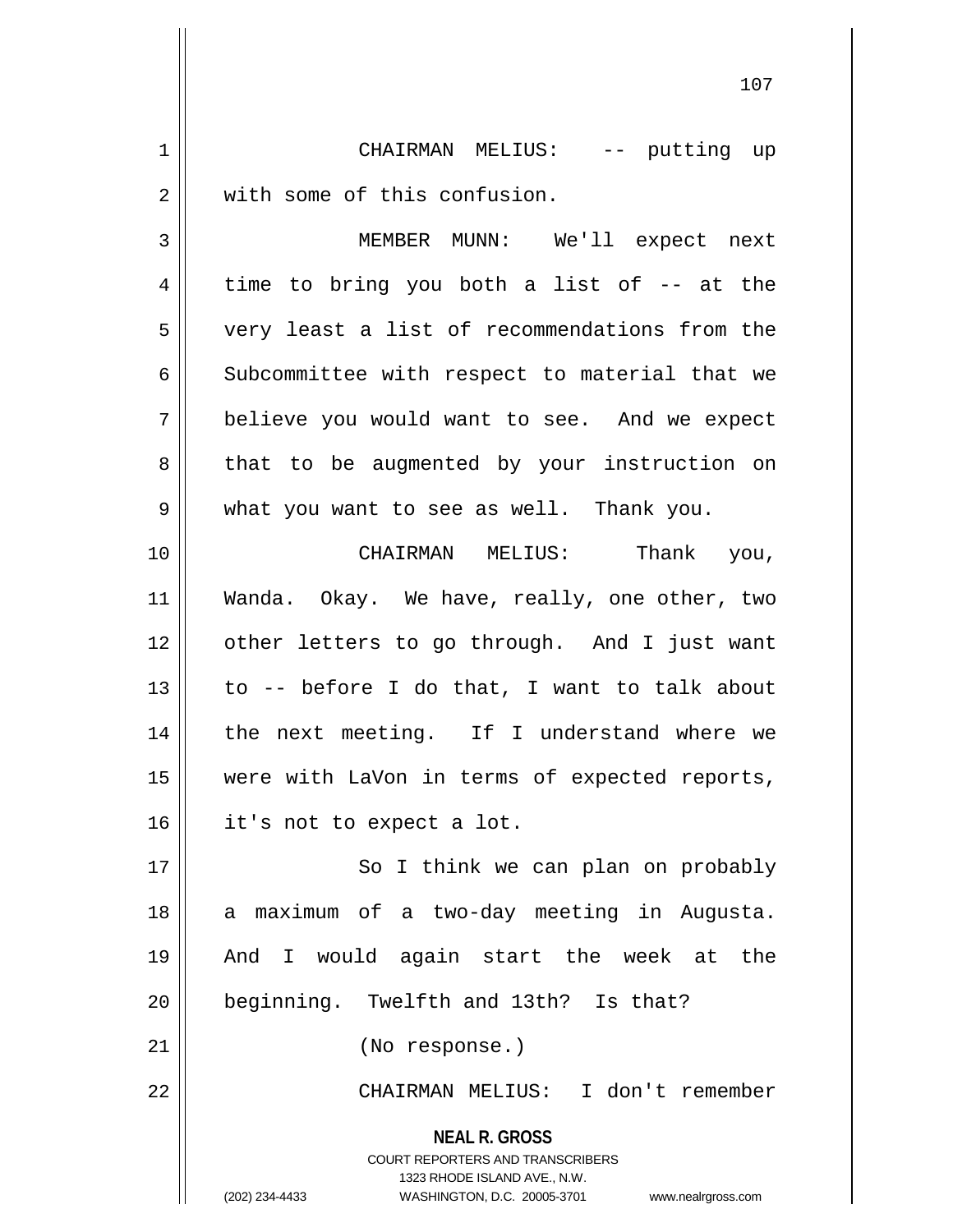CHAIRMAN MELIUS: -- putting up with some of this confusion.

MEMBER MUNN: We'll expect next time to bring you both a list of -- at the very least a list of recommendations from the Subcommittee with respect to material that we believe you would want to see. And we expect that to be augmented by your instruction on what you want to see as well. Thank you.

CHAIRMAN MELIUS: Thank you, Wanda. Okay. We have, really, one other, two other letters to go through. And I just want to -- before I do that, I want to talk about the next meeting. If I understand where we were with LaVon in terms of expected reports, it's not to expect a lot.

So I think we can plan on probably a maximum of a two-day meeting in Augusta. And I would again start the week at the beginning. Twelfth and 13th? Is that?

(No response.)

CHAIRMAN MELIUS: I don't remember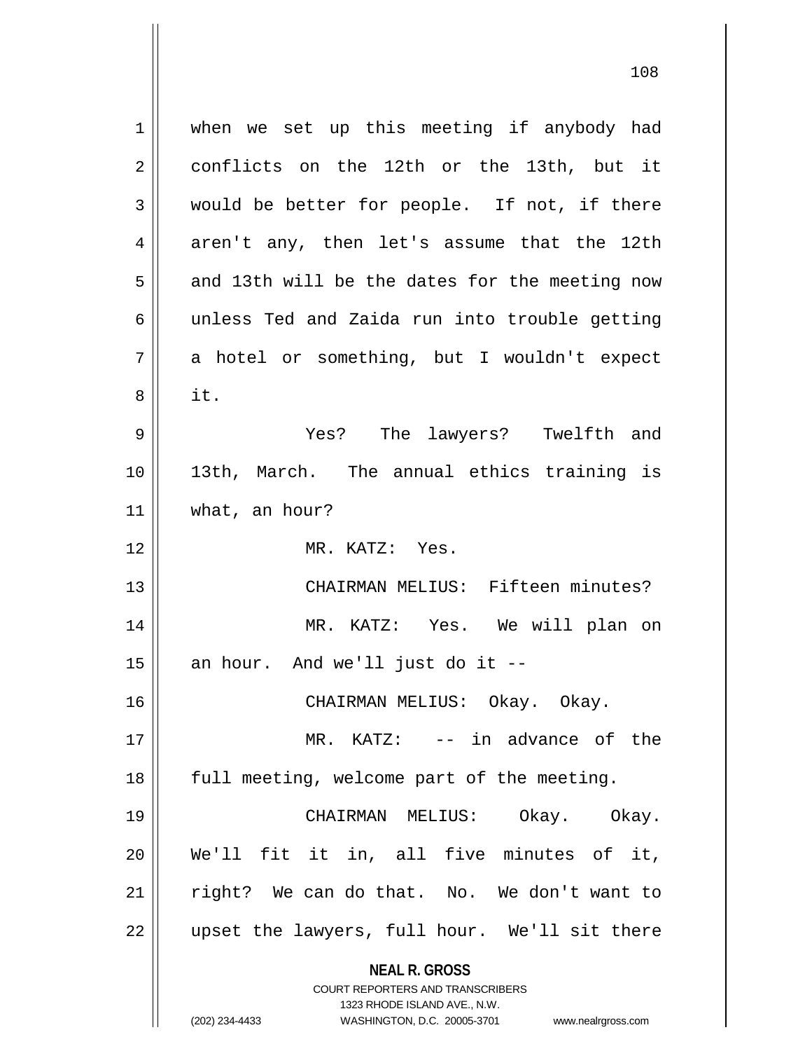when we set up this meeting if anybody had conflicts on the 12th or the 13th, but it would be better for people. If not, if there aren't any, then let's assume that the 12th and 13th will be the dates for the meeting now unless Ted and Zaida run into trouble getting a hotel or something, but I wouldn't expect it.

Yes? The lawyers? Twelfth and 13th, March. The annual ethics training is what, an hour?

MR. KATZ: Yes.

CHAIRMAN MELIUS: Fifteen minutes?

MR. KATZ: Yes. We will plan on an hour. And we'll just do it --

CHAIRMAN MELIUS: Okay. Okay.

MR. KATZ: -- in advance of the full meeting, welcome part of the meeting.

CHAIRMAN MELIUS: Okay. Okay. We'll fit it in, all five minutes of it, right? We can do that. No. We don't want to upset the lawyers, full hour. We'll sit there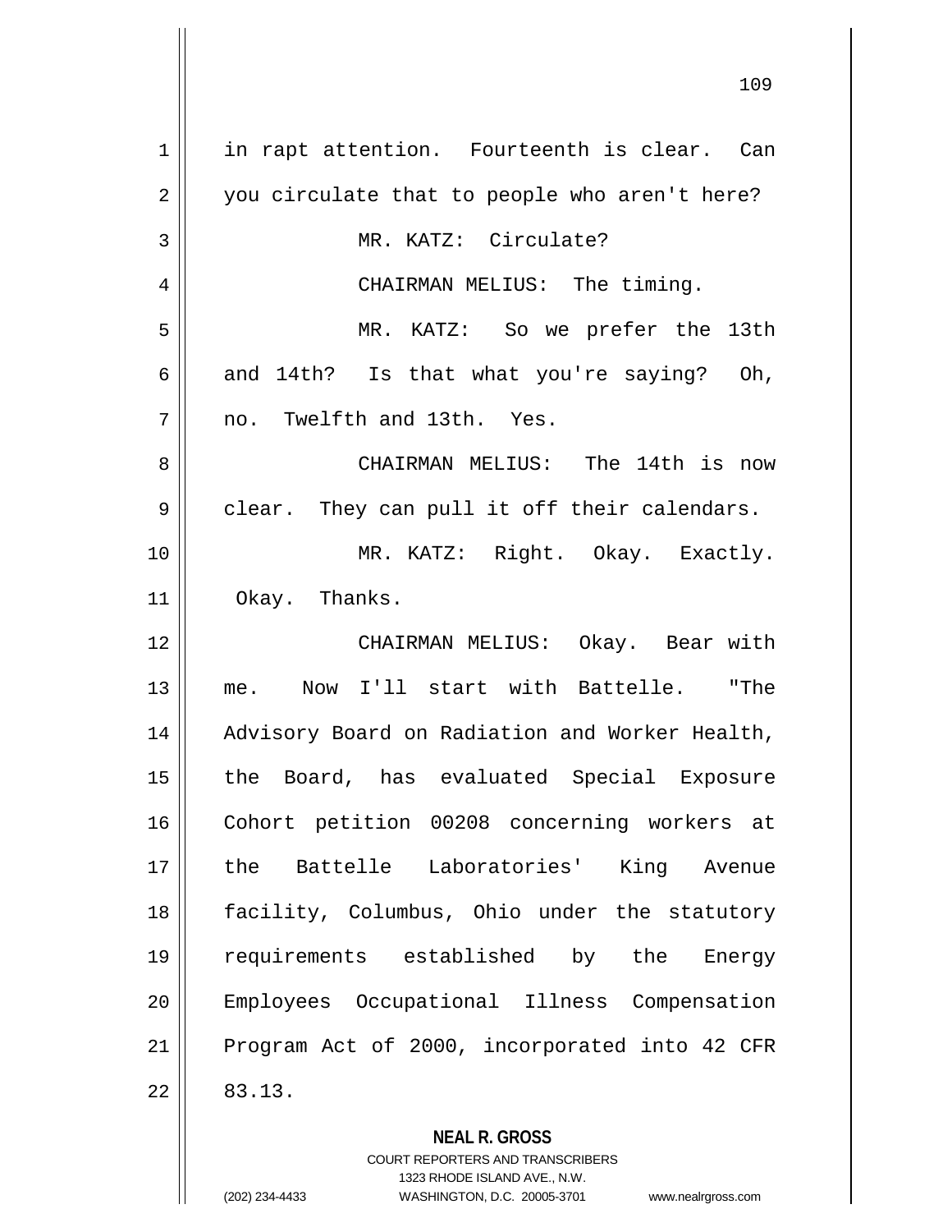in rapt attention. Fourteenth is clear. Can you circulate that to people who aren't here?

MR. KATZ: Circulate?

CHAIRMAN MELIUS: The timing.

MR. KATZ: So we prefer the 13th and 14th? Is that what you're saying? Oh, no. Twelfth and 13th. Yes.

CHAIRMAN MELIUS: The 14th is now clear. They can pull it off their calendars.

MR. KATZ: Right. Okay. Exactly. Okay. Thanks.

CHAIRMAN MELIUS: Okay. Bear with me. Now I'll start with Battelle. "The Advisory Board on Radiation and Worker Health, the Board, has evaluated Special Exposure Cohort petition 00208 concerning workers at the Battelle Laboratories' King Avenue facility, Columbus, Ohio under the statutory requirements established by the Energy Employees Occupational Illness Compensation Program Act of 2000, incorporated into 42 CFR 83.13.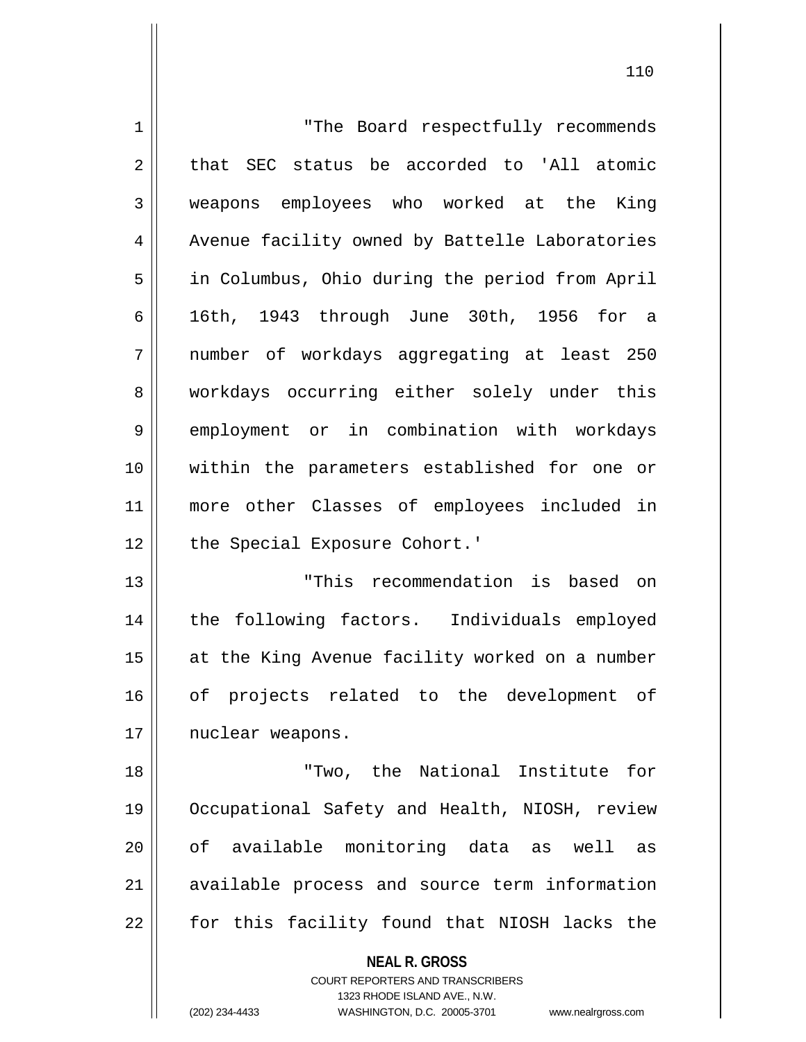"The Board respectfully recommends that SEC status be accorded to 'All atomic weapons employees who worked at the King Avenue facility owned by Battelle Laboratories in Columbus, Ohio during the period from April 16th, 1943 through June 30th, 1956 for a number of workdays aggregating at least 250 workdays occurring either solely under this employment or in combination with workdays within the parameters established for one or more other Classes of employees included in the Special Exposure Cohort.'

"This recommendation is based on the following factors. Individuals employed at the King Avenue facility worked on a number of projects related to the development of nuclear weapons.

"Two, the National Institute for Occupational Safety and Health, NIOSH, review of available monitoring data as well as available process and source term information for this facility found that NIOSH lacks the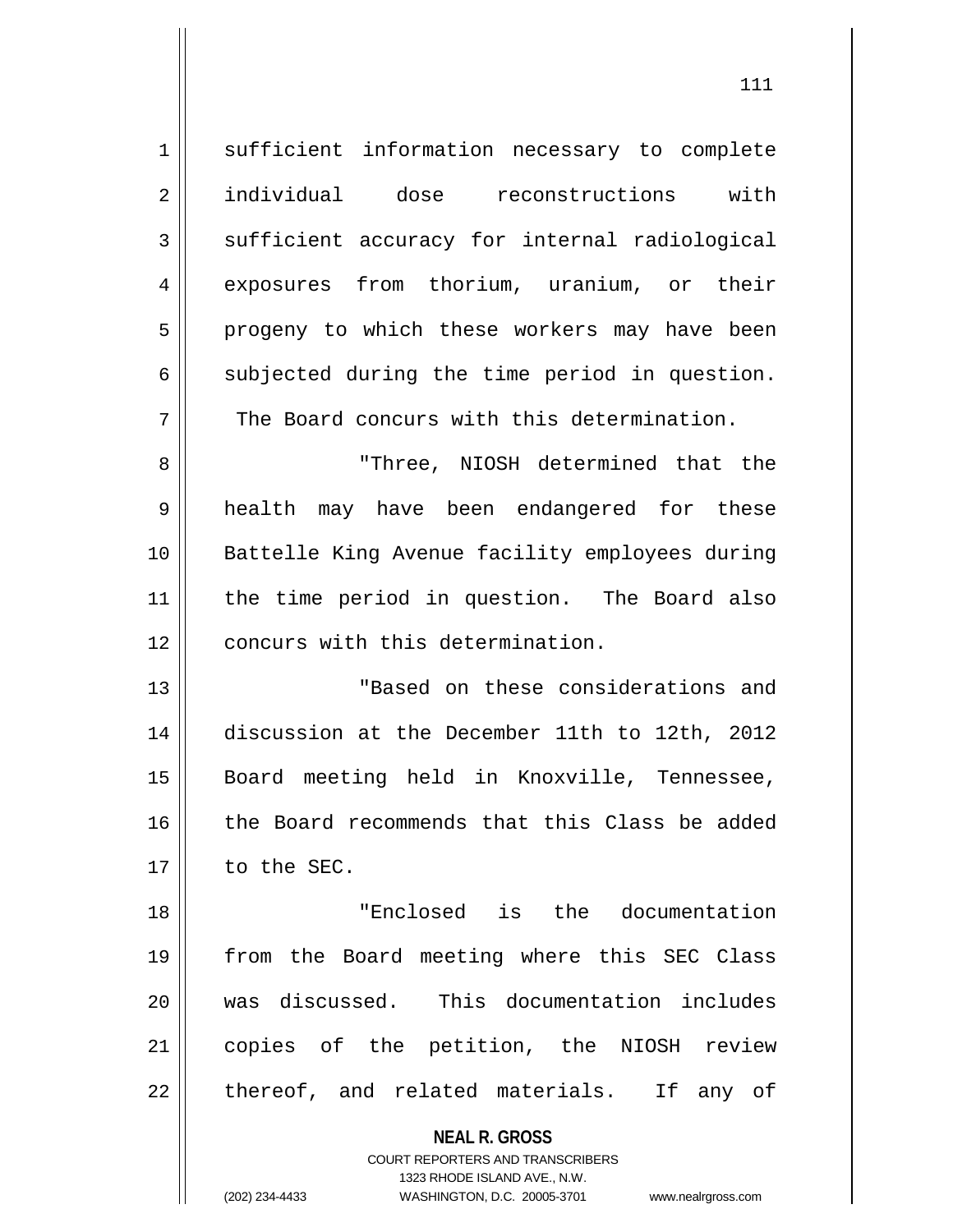sufficient information necessary to complete individual dose reconstructions with sufficient accuracy for internal radiological exposures from thorium, uranium, or their progeny to which these workers may have been subjected during the time period in question. The Board concurs with this determination.

"Three, NIOSH determined that the health may have been endangered for these Battelle King Avenue facility employees during the time period in question. The Board also concurs with this determination.

"Based on these considerations and discussion at the December 11th to 12th, 2012 Board meeting held in Knoxville, Tennessee, the Board recommends that this Class be added to the SEC.

"Enclosed is the documentation from the Board meeting where this SEC Class was discussed. This documentation includes copies of the petition, the NIOSH review thereof, and related materials. If any of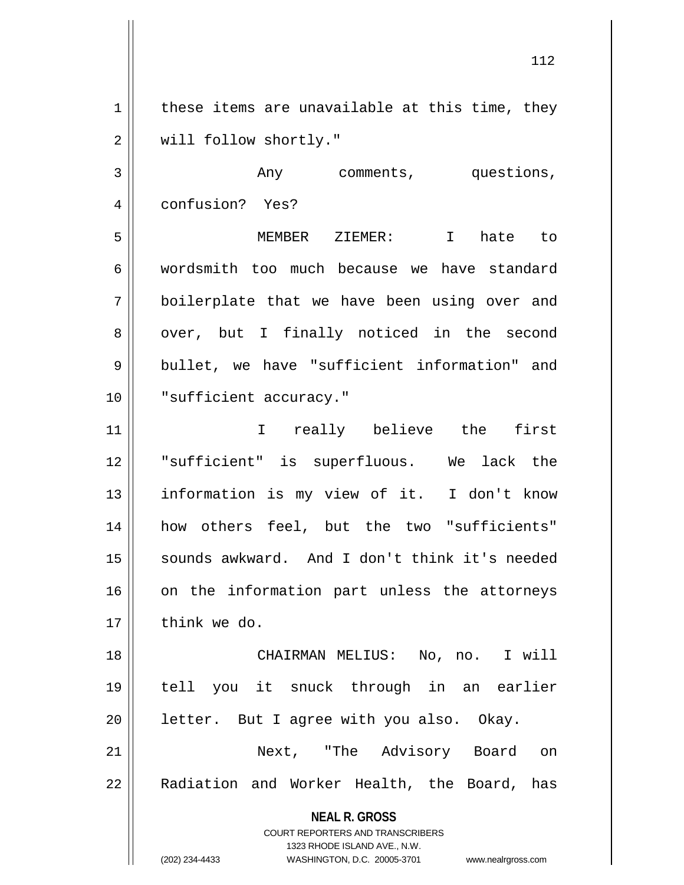these items are unavailable at this time, they will follow shortly."

Any comments, questions, confusion? Yes?

MEMBER ZIEMER: I hate to wordsmith too much because we have standard boilerplate that we have been using over and over, but I finally noticed in the second bullet, we have "sufficient information" and "sufficient accuracy."

I really believe the first "sufficient" is superfluous. We lack the information is my view of it. I don't know how others feel, but the two "sufficients" sounds awkward. And I don't think it's needed on the information part unless the attorneys think we do.

CHAIRMAN MELIUS: No, no. I will tell you it snuck through in an earlier letter. But I agree with you also. Okay.

Next, "The Advisory Board on Radiation and Worker Health, the Board, has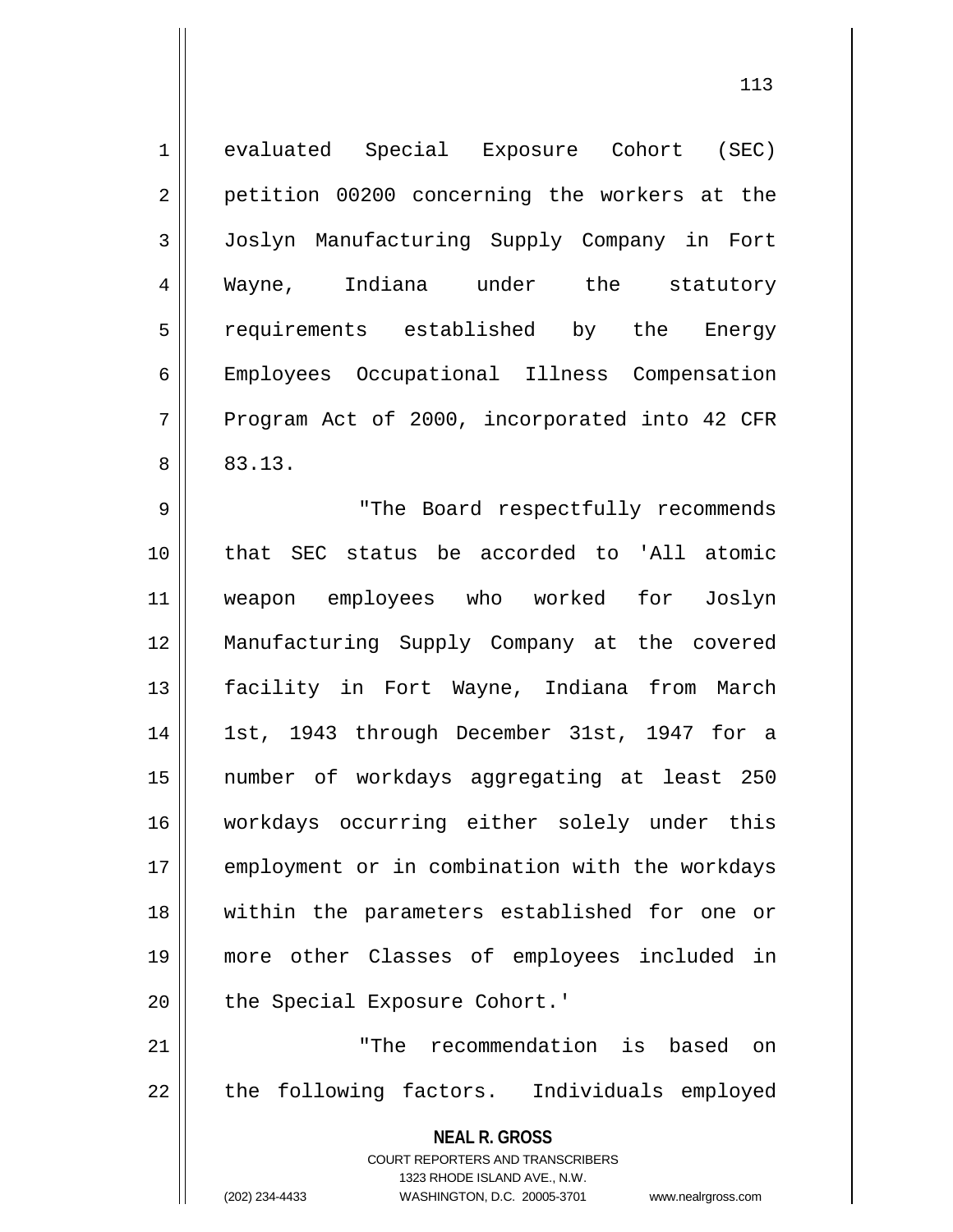evaluated Special Exposure Cohort (SEC) petition 00200 concerning the workers at the Joslyn Manufacturing Supply Company in Fort Wayne, Indiana under the statutory requirements established by the Energy Employees Occupational Illness Compensation Program Act of 2000, incorporated into 42 CFR 83.13.

"The Board respectfully recommends that SEC status be accorded to 'All atomic weapon employees who worked for Joslyn Manufacturing Supply Company at the covered facility in Fort Wayne, Indiana from March 1st, 1943 through December 31st, 1947 for a number of workdays aggregating at least 250 workdays occurring either solely under this employment or in combination with the workdays within the parameters established for one or more other Classes of employees included in the Special Exposure Cohort.'

"The recommendation is based on the following factors. Individuals employed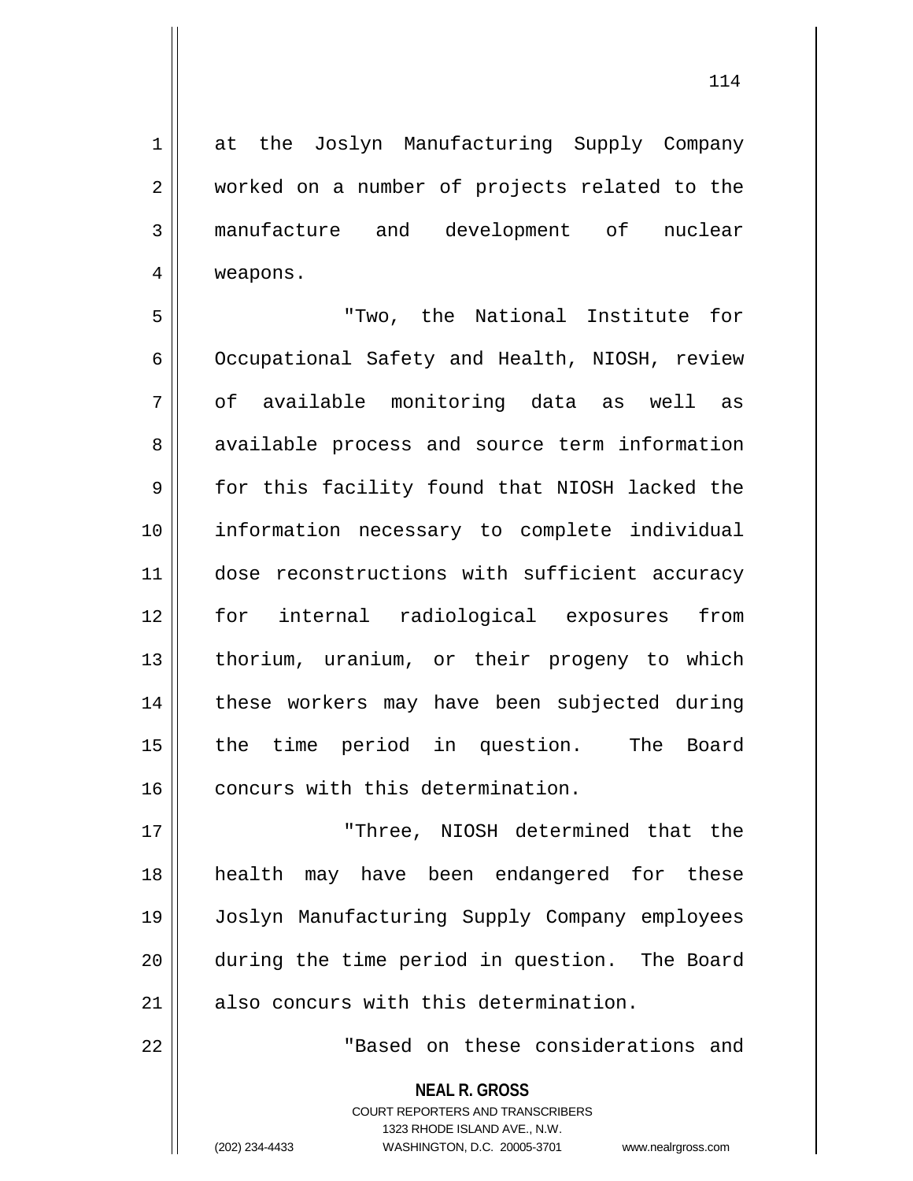at the Joslyn Manufacturing Supply Company worked on a number of projects related to the manufacture and development of nuclear weapons.

"Two, the National Institute for Occupational Safety and Health, NIOSH, review of available monitoring data as well as available process and source term information for this facility found that NIOSH lacked the information necessary to complete individual dose reconstructions with sufficient accuracy for internal radiological exposures from thorium, uranium, or their progeny to which these workers may have been subjected during the time period in question. The Board concurs with this determination.

"Three, NIOSH determined that the health may have been endangered for these Joslyn Manufacturing Supply Company employees during the time period in question. The Board also concurs with this determination.

"Based on these considerations and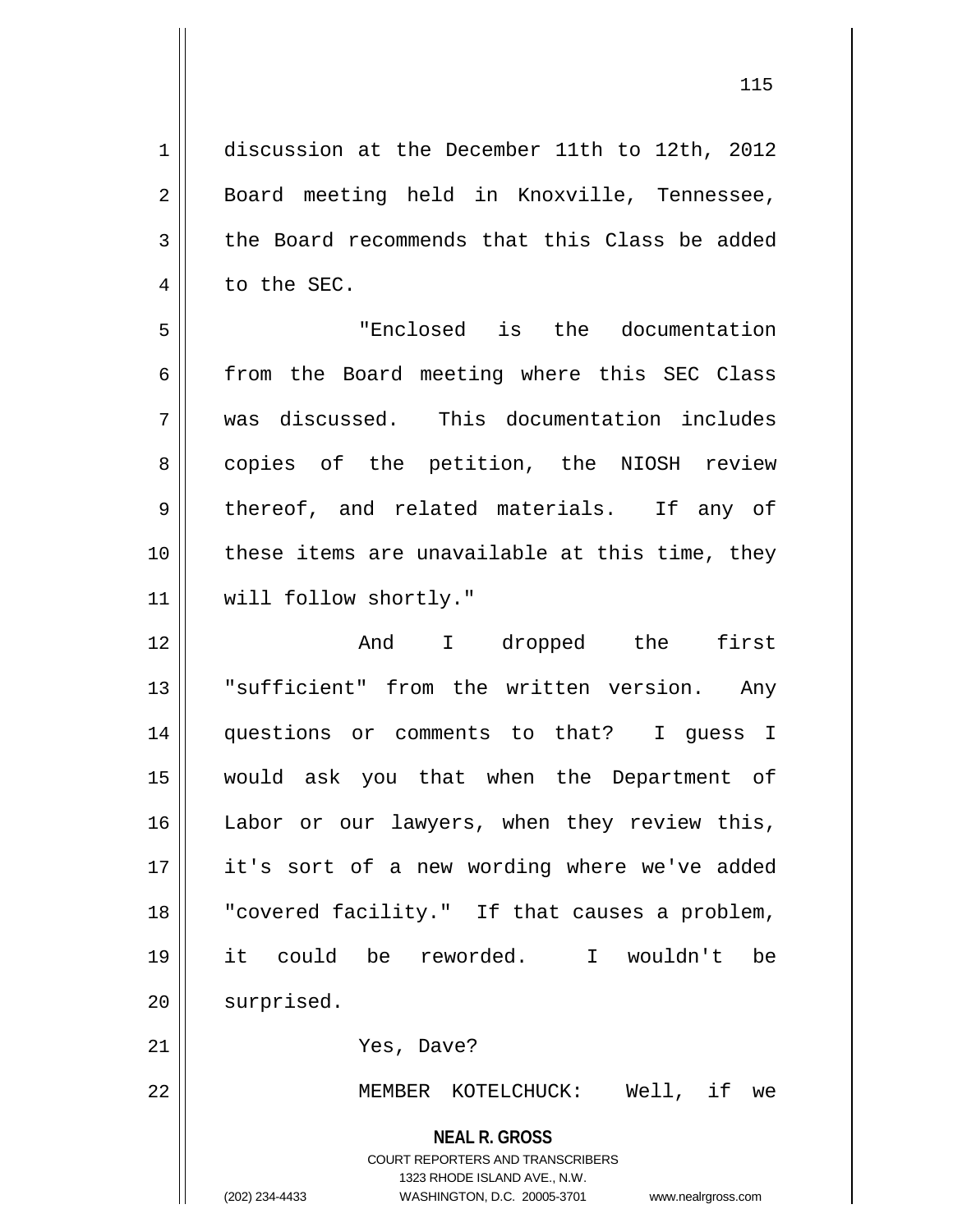discussion at the December 11th to 12th, 2012 Board meeting held in Knoxville, Tennessee, the Board recommends that this Class be added to the SEC.

"Enclosed is the documentation from the Board meeting where this SEC Class was discussed. This documentation includes copies of the petition, the NIOSH review thereof, and related materials. If any of these items are unavailable at this time, they will follow shortly."

And I dropped the first "sufficient" from the written version. Any questions or comments to that? I guess I would ask you that when the Department of Labor or our lawyers, when they review this, it's sort of a new wording where we've added "covered facility." If that causes a problem, it could be reworded. I wouldn't be surprised.

Yes, Dave?

MEMBER KOTELCHUCK: Well, if we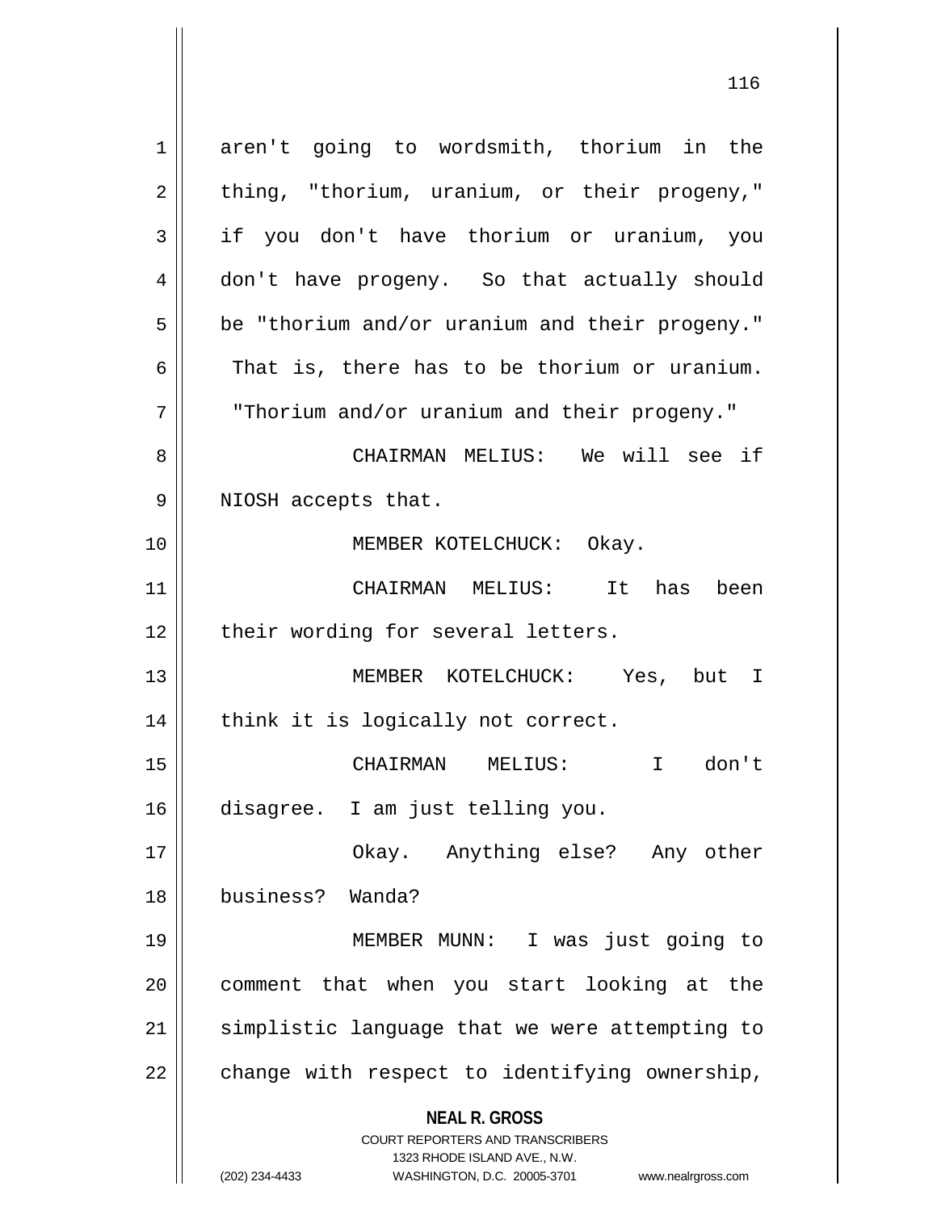aren't going to wordsmith, thorium in the thing, "thorium, uranium, or their progeny," if you don't have thorium or uranium, you don't have progeny. So that actually should be "thorium and/or uranium and their progeny." That is, there has to be thorium or uranium. "Thorium and/or uranium and their progeny."

CHAIRMAN MELIUS: We will see if NIOSH accepts that.

MEMBER KOTELCHUCK: Okay.

CHAIRMAN MELIUS: It has been their wording for several letters.

MEMBER KOTELCHUCK: Yes, but I think it is logically not correct.

CHAIRMAN MELIUS: I don't disagree. I am just telling you.

Okay. Anything else? Any other business? Wanda?

MEMBER MUNN: I was just going to comment that when you start looking at the simplistic language that we were attempting to change with respect to identifying ownership,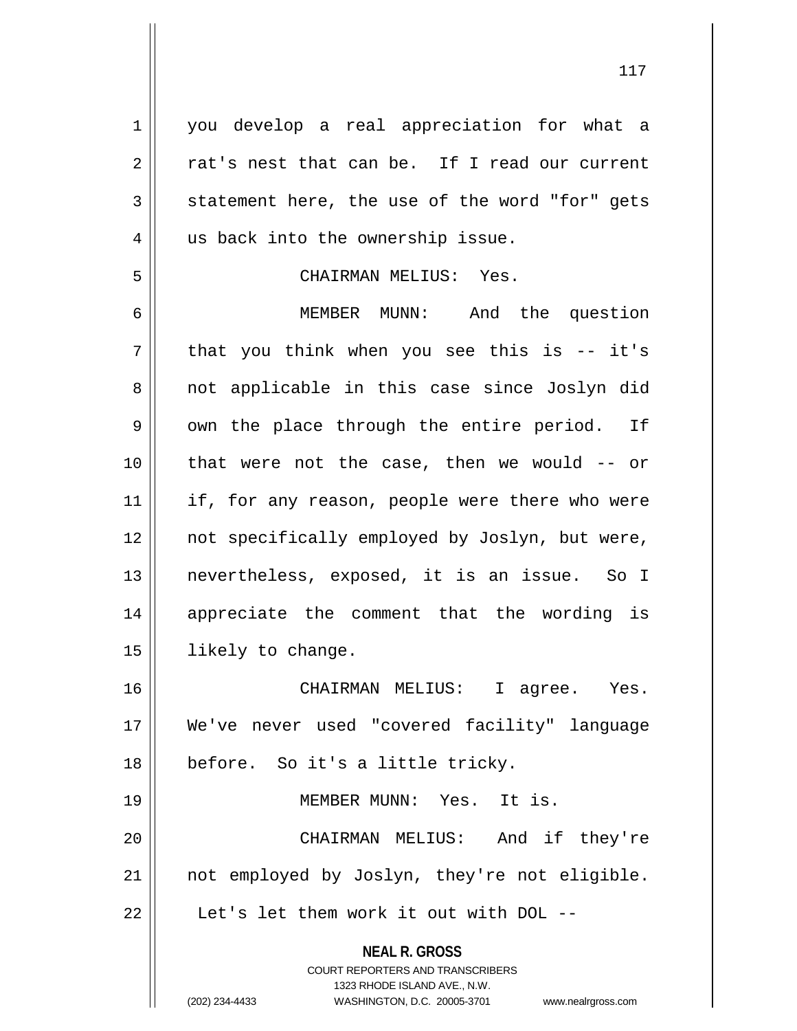you develop a real appreciation for what a rat's nest that can be. If I read our current statement here, the use of the word "for" gets us back into the ownership issue.

CHAIRMAN MELIUS: Yes.

MEMBER MUNN: And the question that you think when you see this is -- it's not applicable in this case since Joslyn did own the place through the entire period. If that were not the case, then we would -- or if, for any reason, people were there who were not specifically employed by Joslyn, but were, nevertheless, exposed, it is an issue. So I appreciate the comment that the wording is likely to change.

CHAIRMAN MELIUS: I agree. Yes. We've never used "covered facility" language before. So it's a little tricky.

MEMBER MUNN: Yes. It is.

CHAIRMAN MELIUS: And if they're not employed by Joslyn, they're not eligible. Let's let them work it out with DOL --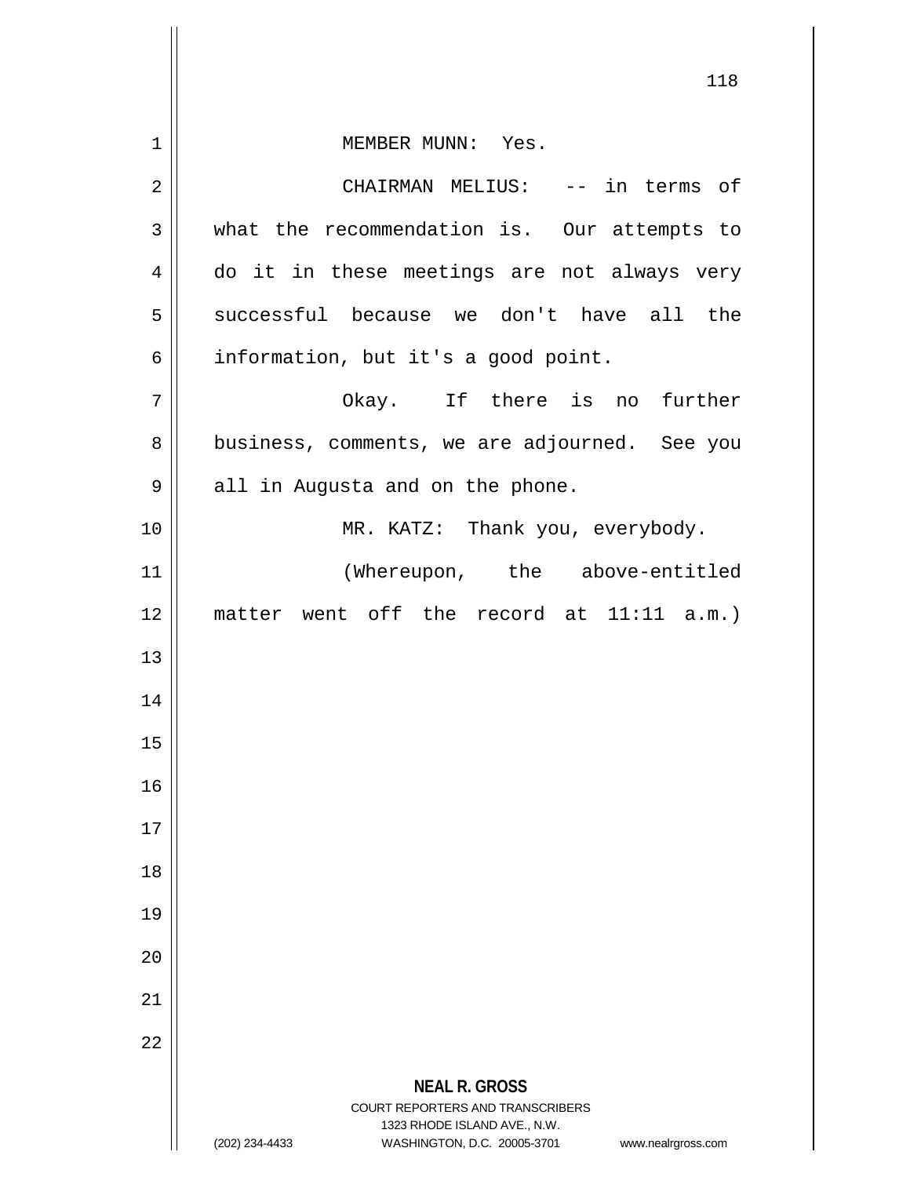MEMBER MUNN: Yes.

CHAIRMAN MELIUS: -- in terms of what the recommendation is. Our attempts to do it in these meetings are not always very successful because we don't have all the information, but it's a good point.

Okay. If there is no further business, comments, we are adjourned. See you all in Augusta and on the phone.

MR. KATZ: Thank you, everybody.

(Whereupon, the above-entitled matter went off the record at 11:11 a.m.)